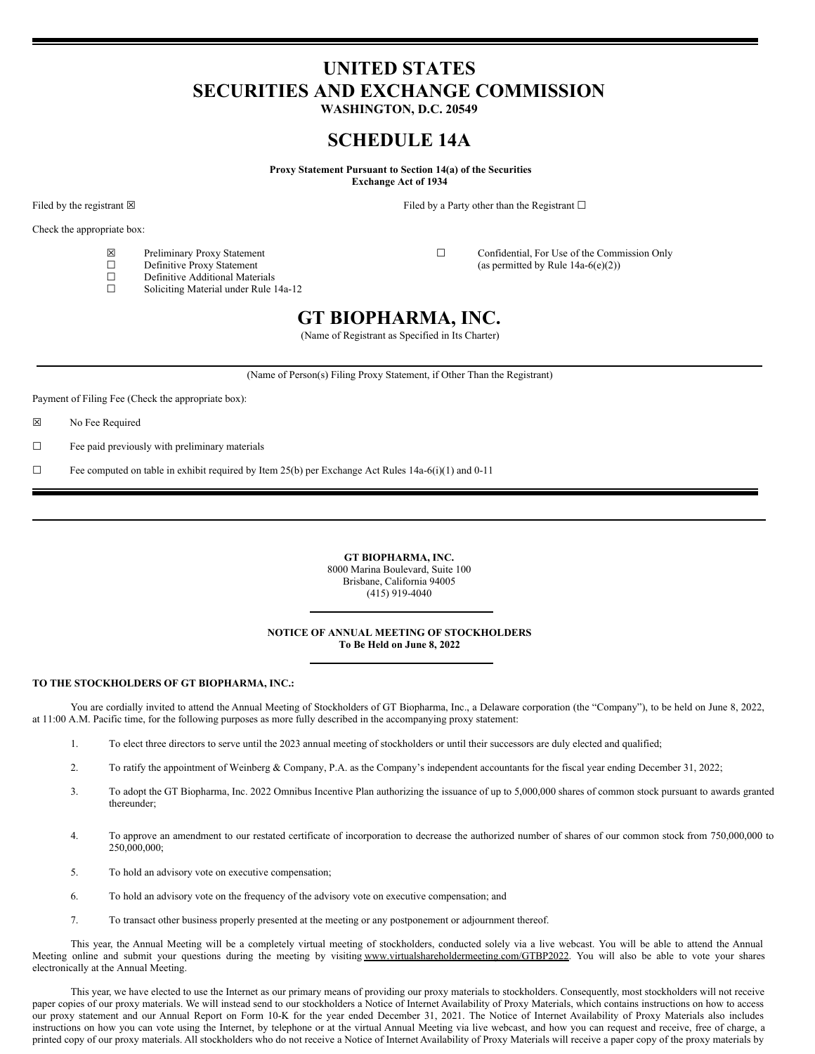# UNITED STATES
# SECURITIES AND EXCHANGE COMMISSION

**WASHINGTON, D.C. 20549**

## SCHEDULE 14A

**Proxy Statement Pursuant to Section 14(a) of the Securities Exchange Act of 1934**

Filed by the registrant ☒ Filed by a Party other than the Registrant ☐

Check the appropriate box:

☒ Preliminary Proxy Statement
☐ Definitive Proxy Statement
☐ Definitive Additional Materials
☐ Soliciting Material under Rule 14a-12
☐ Confidential, For Use of the Commission Only (as permitted by Rule 14a-6(e)(2))

## GT BIOPHARMA, INC.

(Name of Registrant as Specified in Its Charter)

(Name of Person(s) Filing Proxy Statement, if Other Than the Registrant)

Payment of Filing Fee (Check the appropriate box):

☒ No Fee Required

☐ Fee paid previously with preliminary materials

☐ Fee computed on table in exhibit required by Item 25(b) per Exchange Act Rules 14a-6(i)(1) and 0-11

---

**GT BIOPHARMA, INC.**
8000 Marina Boulevard, Suite 100
Brisbane, California 94005
(415) 919-4040

**NOTICE OF ANNUAL MEETING OF STOCKHOLDERS**
**To Be Held on June 8, 2022**

**TO THE STOCKHOLDERS OF GT BIOPHARMA, INC.:**

You are cordially invited to attend the Annual Meeting of Stockholders of GT Biopharma, Inc., a Delaware corporation (the "Company"), to be held on June 8, 2022, at 11:00 A.M. Pacific time, for the following purposes as more fully described in the accompanying proxy statement:

1. To elect three directors to serve until the 2023 annual meeting of stockholders or until their successors are duly elected and qualified;
2. To ratify the appointment of Weinberg & Company, P.A. as the Company's independent accountants for the fiscal year ending December 31, 2022;
3. To adopt the GT Biopharma, Inc. 2022 Omnibus Incentive Plan authorizing the issuance of up to 5,000,000 shares of common stock pursuant to awards granted thereunder;
4. To approve an amendment to our restated certificate of incorporation to decrease the authorized number of shares of our common stock from 750,000,000 to 250,000,000;
5. To hold an advisory vote on executive compensation;
6. To hold an advisory vote on the frequency of the advisory vote on executive compensation; and
7. To transact other business properly presented at the meeting or any postponement or adjournment thereof.

This year, the Annual Meeting will be a completely virtual meeting of stockholders, conducted solely via a live webcast. You will be able to attend the Annual Meeting online and submit your questions during the meeting by visiting www.virtualshareholdermeeting.com/GTBP2022. You will also be able to vote your shares electronically at the Annual Meeting.

This year, we have elected to use the Internet as our primary means of providing our proxy materials to stockholders. Consequently, most stockholders will not receive paper copies of our proxy materials. We will instead send to our stockholders a Notice of Internet Availability of Proxy Materials, which contains instructions on how to access our proxy statement and our Annual Report on Form 10-K for the year ended December 31, 2021. The Notice of Internet Availability of Proxy Materials also includes instructions on how you can vote using the Internet, by telephone or at the virtual Annual Meeting via live webcast, and how you can request and receive, free of charge, a printed copy of our proxy materials. All stockholders who do not receive a Notice of Internet Availability of Proxy Materials will receive a paper copy of the proxy materials by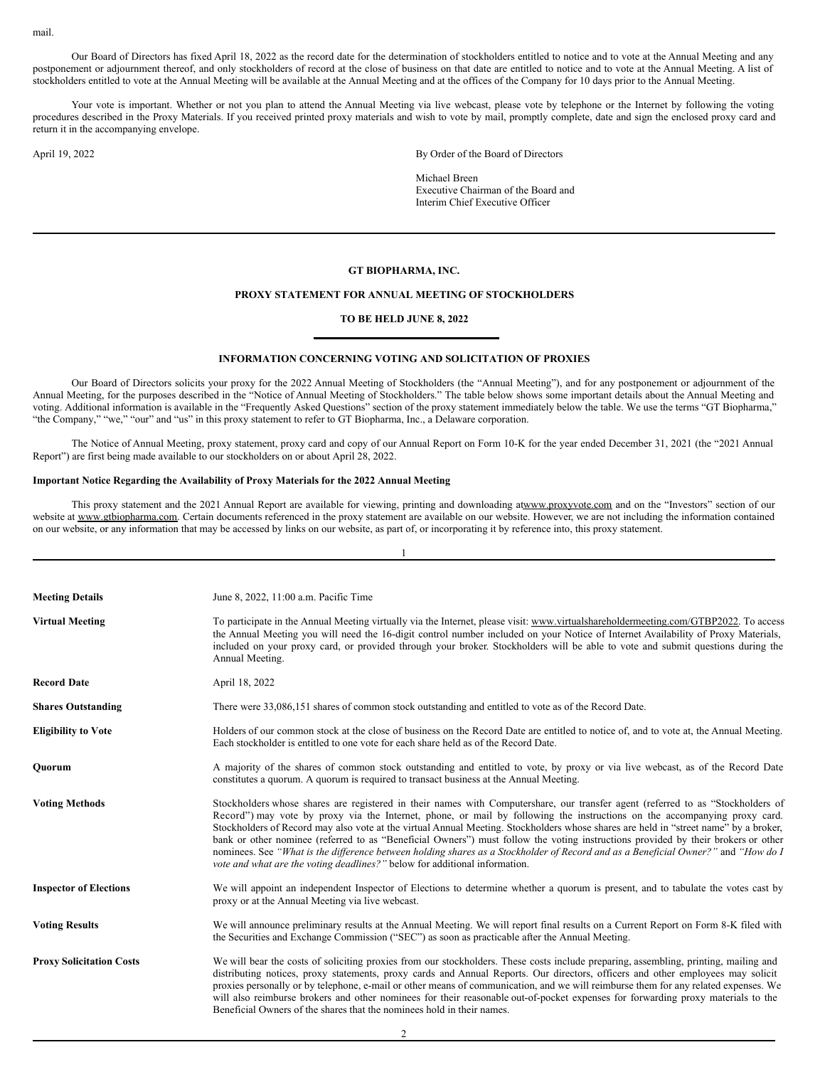mail.

Our Board of Directors has fixed April 18, 2022 as the record date for the determination of stockholders entitled to notice and to vote at the Annual Meeting and any postponement or adjournment thereof, and only stockholders of record at the close of business on that date are entitled to notice and to vote at the Annual Meeting. A list of stockholders entitled to vote at the Annual Meeting will be available at the Annual Meeting and at the offices of the Company for 10 days prior to the Annual Meeting.

Your vote is important. Whether or not you plan to attend the Annual Meeting via live webcast, please vote by telephone or the Internet by following the voting procedures described in the Proxy Materials. If you received printed proxy materials and wish to vote by mail, promptly complete, date and sign the enclosed proxy card and return it in the accompanying envelope.

April 19, 2022

By Order of the Board of Directors

Michael Breen
Executive Chairman of the Board and
Interim Chief Executive Officer

---

**GT BIOPHARMA, INC.**

**PROXY STATEMENT FOR ANNUAL MEETING OF STOCKHOLDERS**

**TO BE HELD JUNE 8, 2022**

**INFORMATION CONCERNING VOTING AND SOLICITATION OF PROXIES**

Our Board of Directors solicits your proxy for the 2022 Annual Meeting of Stockholders (the "Annual Meeting"), and for any postponement or adjournment of the Annual Meeting, for the purposes described in the "Notice of Annual Meeting of Stockholders." The table below shows some important details about the Annual Meeting and voting. Additional information is available in the "Frequently Asked Questions" section of the proxy statement immediately below the table. We use the terms "GT Biopharma," "the Company," "we," "our" and "us" in this proxy statement to refer to GT Biopharma, Inc., a Delaware corporation.

The Notice of Annual Meeting, proxy statement, proxy card and copy of our Annual Report on Form 10-K for the year ended December 31, 2021 (the "2021 Annual Report") are first being made available to our stockholders on or about April 28, 2022.

**Important Notice Regarding the Availability of Proxy Materials for the 2022 Annual Meeting**

This proxy statement and the 2021 Annual Report are available for viewing, printing and downloading atwww.proxyvote.com and on the "Investors" section of our website at www.gtbiopharma.com. Certain documents referenced in the proxy statement are available on our website. However, we are not including the information contained on our website, or any information that may be accessed by links on our website, as part of, or incorporating it by reference into, this proxy statement.

| | |
|---|---|
| **Meeting Details** | June 8, 2022, 11:00 a.m. Pacific Time |
| **Virtual Meeting** | To participate in the Annual Meeting virtually via the Internet, please visit: www.virtualshareholdermeeting.com/GTBP2022. To access the Annual Meeting you will need the 16-digit control number included on your Notice of Internet Availability of Proxy Materials, included on your proxy card, or provided through your broker. Stockholders will be able to vote and submit questions during the Annual Meeting. |
| **Record Date** | April 18, 2022 |
| **Shares Outstanding** | There were 33,086,151 shares of common stock outstanding and entitled to vote as of the Record Date. |
| **Eligibility to Vote** | Holders of our common stock at the close of business on the Record Date are entitled to notice of, and to vote at, the Annual Meeting. Each stockholder is entitled to one vote for each share held as of the Record Date. |
| **Quorum** | A majority of the shares of common stock outstanding and entitled to vote, by proxy or via live webcast, as of the Record Date constitutes a quorum. A quorum is required to transact business at the Annual Meeting. |
| **Voting Methods** | Stockholders whose shares are registered in their names with Computershare, our transfer agent (referred to as "Stockholders of Record") may vote by proxy via the Internet, phone, or mail by following the instructions on the accompanying proxy card. Stockholders of Record may also vote at the virtual Annual Meeting. Stockholders whose shares are held in "street name" by a broker, bank or other nominee (referred to as "Beneficial Owners") must follow the voting instructions provided by their brokers or other nominees. See *"What is the difference between holding shares as a Stockholder of Record and as a Beneficial Owner?"* and *"How do I vote and what are the voting deadlines?"* below for additional information. |
| **Inspector of Elections** | We will appoint an independent Inspector of Elections to determine whether a quorum is present, and to tabulate the votes cast by proxy or at the Annual Meeting via live webcast. |
| **Voting Results** | We will announce preliminary results at the Annual Meeting. We will report final results on a Current Report on Form 8-K filed with the Securities and Exchange Commission ("SEC") as soon as practicable after the Annual Meeting. |
| **Proxy Solicitation Costs** | We will bear the costs of soliciting proxies from our stockholders. These costs include preparing, assembling, printing, mailing and distributing notices, proxy statements, proxy cards and Annual Reports. Our directors, officers and other employees may solicit proxies personally or by telephone, e-mail or other means of communication, and we will reimburse them for any related expenses. We will also reimburse brokers and other nominees for their reasonable out-of-pocket expenses for forwarding proxy materials to the Beneficial Owners of the shares that the nominees hold in their names. |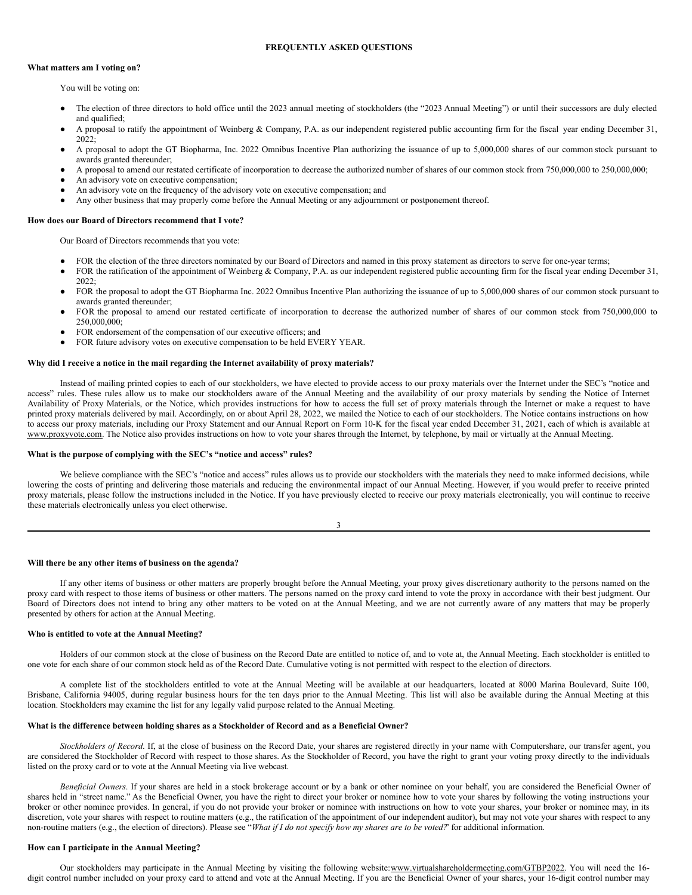**FREQUENTLY ASKED QUESTIONS**

**What matters am I voting on?**

You will be voting on:

- The election of three directors to hold office until the 2023 annual meeting of stockholders (the "2023 Annual Meeting") or until their successors are duly elected and qualified;
- A proposal to ratify the appointment of Weinberg & Company, P.A. as our independent registered public accounting firm for the fiscal year ending December 31, 2022;
- A proposal to adopt the GT Biopharma, Inc. 2022 Omnibus Incentive Plan authorizing the issuance of up to 5,000,000 shares of our common stock pursuant to awards granted thereunder;
- A proposal to amend our restated certificate of incorporation to decrease the authorized number of shares of our common stock from 750,000,000 to 250,000,000;
- An advisory vote on executive compensation;
- An advisory vote on the frequency of the advisory vote on executive compensation; and
- Any other business that may properly come before the Annual Meeting or any adjournment or postponement thereof.

**How does our Board of Directors recommend that I vote?**

Our Board of Directors recommends that you vote:

- FOR the election of the three directors nominated by our Board of Directors and named in this proxy statement as directors to serve for one-year terms;
- FOR the ratification of the appointment of Weinberg & Company, P.A. as our independent registered public accounting firm for the fiscal year ending December 31, 2022;
- FOR the proposal to adopt the GT Biopharma Inc. 2022 Omnibus Incentive Plan authorizing the issuance of up to 5,000,000 shares of our common stock pursuant to awards granted thereunder;
- FOR the proposal to amend our restated certificate of incorporation to decrease the authorized number of shares of our common stock from 750,000,000 to 250,000,000;
- FOR endorsement of the compensation of our executive officers; and
- FOR future advisory votes on executive compensation to be held EVERY YEAR.

**Why did I receive a notice in the mail regarding the Internet availability of proxy materials?**

Instead of mailing printed copies to each of our stockholders, we have elected to provide access to our proxy materials over the Internet under the SEC's "notice and access" rules. These rules allow us to make our stockholders aware of the Annual Meeting and the availability of our proxy materials by sending the Notice of Internet Availability of Proxy Materials, or the Notice, which provides instructions for how to access the full set of proxy materials through the Internet or make a request to have printed proxy materials delivered by mail. Accordingly, on or about April 28, 2022, we mailed the Notice to each of our stockholders. The Notice contains instructions on how to access our proxy materials, including our Proxy Statement and our Annual Report on Form 10-K for the fiscal year ended December 31, 2021, each of which is available at www.proxyvote.com. The Notice also provides instructions on how to vote your shares through the Internet, by telephone, by mail or virtually at the Annual Meeting.

**What is the purpose of complying with the SEC's "notice and access" rules?**

We believe compliance with the SEC's "notice and access" rules allows us to provide our stockholders with the materials they need to make informed decisions, while lowering the costs of printing and delivering those materials and reducing the environmental impact of our Annual Meeting. However, if you would prefer to receive printed proxy materials, please follow the instructions included in the Notice. If you have previously elected to receive our proxy materials electronically, you will continue to receive these materials electronically unless you elect otherwise.

**Will there be any other items of business on the agenda?**

If any other items of business or other matters are properly brought before the Annual Meeting, your proxy gives discretionary authority to the persons named on the proxy card with respect to those items of business or other matters. The persons named on the proxy card intend to vote the proxy in accordance with their best judgment. Our Board of Directors does not intend to bring any other matters to be voted on at the Annual Meeting, and we are not currently aware of any matters that may be properly presented by others for action at the Annual Meeting.

**Who is entitled to vote at the Annual Meeting?**

Holders of our common stock at the close of business on the Record Date are entitled to notice of, and to vote at, the Annual Meeting. Each stockholder is entitled to one vote for each share of our common stock held as of the Record Date. Cumulative voting is not permitted with respect to the election of directors.

A complete list of the stockholders entitled to vote at the Annual Meeting will be available at our headquarters, located at 8000 Marina Boulevard, Suite 100, Brisbane, California 94005, during regular business hours for the ten days prior to the Annual Meeting. This list will also be available during the Annual Meeting at this location. Stockholders may examine the list for any legally valid purpose related to the Annual Meeting.

**What is the difference between holding shares as a Stockholder of Record and as a Beneficial Owner?**

*Stockholders of Record*. If, at the close of business on the Record Date, your shares are registered directly in your name with Computershare, our transfer agent, you are considered the Stockholder of Record with respect to those shares. As the Stockholder of Record, you have the right to grant your voting proxy directly to the individuals listed on the proxy card or to vote at the Annual Meeting via live webcast.

*Beneficial Owners*. If your shares are held in a stock brokerage account or by a bank or other nominee on your behalf, you are considered the Beneficial Owner of shares held in "street name." As the Beneficial Owner, you have the right to direct your broker or nominee how to vote your shares by following the voting instructions your broker or other nominee provides. In general, if you do not provide your broker or nominee with instructions on how to vote your shares, your broker or nominee may, in its discretion, vote your shares with respect to routine matters (e.g., the ratification of the appointment of our independent auditor), but may not vote your shares with respect to any non-routine matters (e.g., the election of directors). Please see "*What if I do not specify how my shares are to be voted?*" for additional information.

**How can I participate in the Annual Meeting?**

Our stockholders may participate in the Annual Meeting by visiting the following website: www.virtualshareholdermeeting.com/GTBP2022. You will need the 16-digit control number included on your proxy card to attend and vote at the Annual Meeting. If you are the Beneficial Owner of your shares, your 16-digit control number may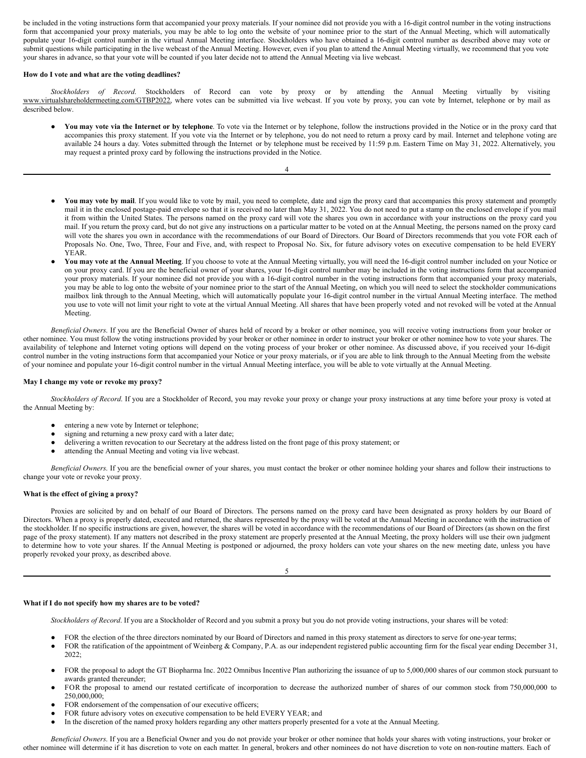be included in the voting instructions form that accompanied your proxy materials. If your nominee did not provide you with a 16-digit control number in the voting instructions form that accompanied your proxy materials, you may be able to log onto the website of your nominee prior to the start of the Annual Meeting, which will automatically populate your 16-digit control number in the virtual Annual Meeting interface. Stockholders who have obtained a 16-digit control number as described above may vote or submit questions while participating in the live webcast of the Annual Meeting. However, even if you plan to attend the Annual Meeting virtually, we recommend that you vote your shares in advance, so that your vote will be counted if you later decide not to attend the Annual Meeting via live webcast.

**How do I vote and what are the voting deadlines?**

*Stockholders of Record.* Stockholders of Record can vote by proxy or by attending the Annual Meeting virtually by visiting www.virtualshareholdermeeting.com/GTBP2022, where votes can be submitted via live webcast. If you vote by proxy, you can vote by Internet, telephone or by mail as described below.

- **You may vote via the Internet or by telephone**. To vote via the Internet or by telephone, follow the instructions provided in the Notice or in the proxy card that accompanies this proxy statement. If you vote via the Internet or by telephone, you do not need to return a proxy card by mail. Internet and telephone voting are available 24 hours a day. Votes submitted through the Internet or by telephone must be received by 11:59 p.m. Eastern Time on May 31, 2022. Alternatively, you may request a printed proxy card by following the instructions provided in the Notice.

- **You may vote by mail**. If you would like to vote by mail, you need to complete, date and sign the proxy card that accompanies this proxy statement and promptly mail it in the enclosed postage-paid envelope so that it is received no later than May 31, 2022. You do not need to put a stamp on the enclosed envelope if you mail it from within the United States. The persons named on the proxy card will vote the shares you own in accordance with your instructions on the proxy card you mail. If you return the proxy card, but do not give any instructions on a particular matter to be voted on at the Annual Meeting, the persons named on the proxy card will vote the shares you own in accordance with the recommendations of our Board of Directors. Our Board of Directors recommends that you vote FOR each of Proposals No. One, Two, Three, Four and Five, and, with respect to Proposal No. Six, for future advisory votes on executive compensation to be held EVERY YEAR.
- **You may vote at the Annual Meeting**. If you choose to vote at the Annual Meeting virtually, you will need the 16-digit control number included on your Notice or on your proxy card. If you are the beneficial owner of your shares, your 16-digit control number may be included in the voting instructions form that accompanied your proxy materials. If your nominee did not provide you with a 16-digit control number in the voting instructions form that accompanied your proxy materials, you may be able to log onto the website of your nominee prior to the start of the Annual Meeting, on which you will need to select the stockholder communications mailbox link through to the Annual Meeting, which will automatically populate your 16-digit control number in the virtual Annual Meeting interface. The method you use to vote will not limit your right to vote at the virtual Annual Meeting. All shares that have been properly voted and not revoked will be voted at the Annual Meeting.

*Beneficial Owners*. If you are the Beneficial Owner of shares held of record by a broker or other nominee, you will receive voting instructions from your broker or other nominee. You must follow the voting instructions provided by your broker or other nominee in order to instruct your broker or other nominee how to vote your shares. The availability of telephone and Internet voting options will depend on the voting process of your broker or other nominee. As discussed above, if you received your 16-digit control number in the voting instructions form that accompanied your Notice or your proxy materials, or if you are able to link through to the Annual Meeting from the website of your nominee and populate your 16-digit control number in the virtual Annual Meeting interface, you will be able to vote virtually at the Annual Meeting.

**May I change my vote or revoke my proxy?**

*Stockholders of Record.* If you are a Stockholder of Record, you may revoke your proxy or change your proxy instructions at any time before your proxy is voted at the Annual Meeting by:

- entering a new vote by Internet or telephone;
- signing and returning a new proxy card with a later date;
- delivering a written revocation to our Secretary at the address listed on the front page of this proxy statement; or
- attending the Annual Meeting and voting via live webcast.

*Beneficial Owners*. If you are the beneficial owner of your shares, you must contact the broker or other nominee holding your shares and follow their instructions to change your vote or revoke your proxy.

**What is the effect of giving a proxy?**

Proxies are solicited by and on behalf of our Board of Directors. The persons named on the proxy card have been designated as proxy holders by our Board of Directors. When a proxy is properly dated, executed and returned, the shares represented by the proxy will be voted at the Annual Meeting in accordance with the instruction of the stockholder. If no specific instructions are given, however, the shares will be voted in accordance with the recommendations of our Board of Directors (as shown on the first page of the proxy statement). If any matters not described in the proxy statement are properly presented at the Annual Meeting, the proxy holders will use their own judgment to determine how to vote your shares. If the Annual Meeting is postponed or adjourned, the proxy holders can vote your shares on the new meeting date, unless you have properly revoked your proxy, as described above.

**What if I do not specify how my shares are to be voted?**

*Stockholders of Record*. If you are a Stockholder of Record and you submit a proxy but you do not provide voting instructions, your shares will be voted:

- FOR the election of the three directors nominated by our Board of Directors and named in this proxy statement as directors to serve for one-year terms;
- FOR the ratification of the appointment of Weinberg & Company, P.A. as our independent registered public accounting firm for the fiscal year ending December 31, 2022;
- FOR the proposal to adopt the GT Biopharma Inc. 2022 Omnibus Incentive Plan authorizing the issuance of up to 5,000,000 shares of our common stock pursuant to awards granted thereunder;
- FOR the proposal to amend our restated certificate of incorporation to decrease the authorized number of shares of our common stock from 750,000,000 to 250,000,000;
- FOR endorsement of the compensation of our executive officers;
- FOR future advisory votes on executive compensation to be held EVERY YEAR; and
- In the discretion of the named proxy holders regarding any other matters properly presented for a vote at the Annual Meeting.

*Beneficial Owners*. If you are a Beneficial Owner and you do not provide your broker or other nominee that holds your shares with voting instructions, your broker or other nominee will determine if it has discretion to vote on each matter. In general, brokers and other nominees do not have discretion to vote on non-routine matters. Each of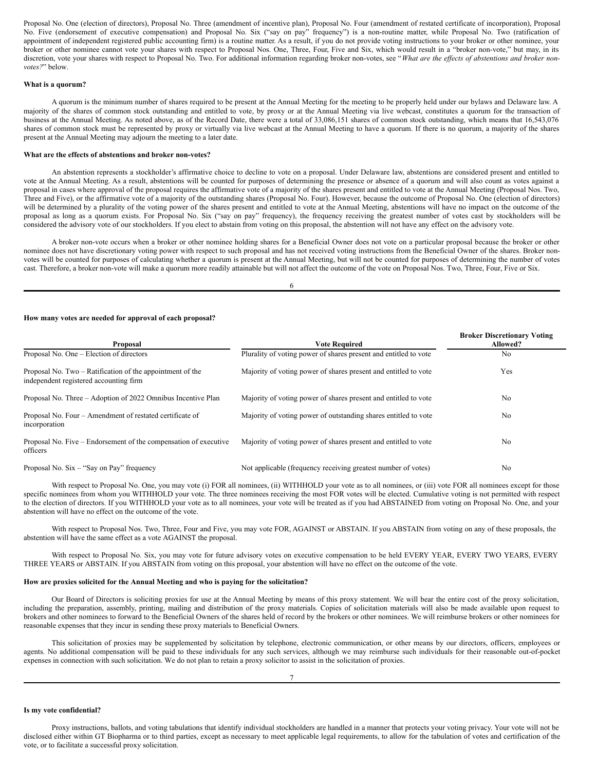Proposal No. One (election of directors), Proposal No. Three (amendment of incentive plan), Proposal No. Four (amendment of restated certificate of incorporation), Proposal No. Five (endorsement of executive compensation) and Proposal No. Six ("say on pay" frequency") is a non-routine matter, while Proposal No. Two (ratification of appointment of independent registered public accounting firm) is a routine matter. As a result, if you do not provide voting instructions to your broker or other nominee, your broker or other nominee cannot vote your shares with respect to Proposal Nos. One, Three, Four, Five and Six, which would result in a "broker non-vote," but may, in its discretion, vote your shares with respect to Proposal No. Two. For additional information regarding broker non-votes, see "*What are the effects of abstentions and broker non-votes?*" below.

**What is a quorum?**

A quorum is the minimum number of shares required to be present at the Annual Meeting for the meeting to be properly held under our bylaws and Delaware law. A majority of the shares of common stock outstanding and entitled to vote, by proxy or at the Annual Meeting via live webcast, constitutes a quorum for the transaction of business at the Annual Meeting. As noted above, as of the Record Date, there were a total of 33,086,151 shares of common stock outstanding, which means that 16,543,076 shares of common stock must be represented by proxy or virtually via live webcast at the Annual Meeting to have a quorum. If there is no quorum, a majority of the shares present at the Annual Meeting may adjourn the meeting to a later date.

**What are the effects of abstentions and broker non-votes?**

An abstention represents a stockholder's affirmative choice to decline to vote on a proposal. Under Delaware law, abstentions are considered present and entitled to vote at the Annual Meeting. As a result, abstentions will be counted for purposes of determining the presence or absence of a quorum and will also count as votes against a proposal in cases where approval of the proposal requires the affirmative vote of a majority of the shares present and entitled to vote at the Annual Meeting (Proposal Nos. Two, Three and Five), or the affirmative vote of a majority of the outstanding shares (Proposal No. Four). However, because the outcome of Proposal No. One (election of directors) will be determined by a plurality of the voting power of the shares present and entitled to vote at the Annual Meeting, abstentions will have no impact on the outcome of the proposal as long as a quorum exists. For Proposal No. Six ("say on pay" frequency), the frequency receiving the greatest number of votes cast by stockholders will be considered the advisory vote of our stockholders. If you elect to abstain from voting on this proposal, the abstention will not have any effect on the advisory vote.

A broker non-vote occurs when a broker or other nominee holding shares for a Beneficial Owner does not vote on a particular proposal because the broker or other nominee does not have discretionary voting power with respect to such proposal and has not received voting instructions from the Beneficial Owner of the shares. Broker non-votes will be counted for purposes of calculating whether a quorum is present at the Annual Meeting, but will not be counted for purposes of determining the number of votes cast. Therefore, a broker non-vote will make a quorum more readily attainable but will not affect the outcome of the vote on Proposal Nos. Two, Three, Four, Five or Six.

**How many votes are needed for approval of each proposal?**

| Proposal | Vote Required | Broker Discretionary Voting Allowed? |
|---|---|---|
| Proposal No. One – Election of directors | Plurality of voting power of shares present and entitled to vote | No |
| Proposal No. Two – Ratification of the appointment of the independent registered accounting firm | Majority of voting power of shares present and entitled to vote | Yes |
| Proposal No. Three – Adoption of 2022 Omnibus Incentive Plan | Majority of voting power of shares present and entitled to vote | No |
| Proposal No. Four – Amendment of restated certificate of incorporation | Majority of voting power of outstanding shares entitled to vote | No |
| Proposal No. Five – Endorsement of the compensation of executive officers | Majority of voting power of shares present and entitled to vote | No |
| Proposal No. Six – "Say on Pay" frequency | Not applicable (frequency receiving greatest number of votes) | No |

With respect to Proposal No. One, you may vote (i) FOR all nominees, (ii) WITHHOLD your vote as to all nominees, or (iii) vote FOR all nominees except for those specific nominees from whom you WITHHOLD your vote. The three nominees receiving the most FOR votes will be elected. Cumulative voting is not permitted with respect to the election of directors. If you WITHHOLD your vote as to all nominees, your vote will be treated as if you had ABSTAINED from voting on Proposal No. One, and your abstention will have no effect on the outcome of the vote.

With respect to Proposal Nos. Two, Three, Four and Five, you may vote FOR, AGAINST or ABSTAIN. If you ABSTAIN from voting on any of these proposals, the abstention will have the same effect as a vote AGAINST the proposal.

With respect to Proposal No. Six, you may vote for future advisory votes on executive compensation to be held EVERY YEAR, EVERY TWO YEARS, EVERY THREE YEARS or ABSTAIN. If you ABSTAIN from voting on this proposal, your abstention will have no effect on the outcome of the vote.

**How are proxies solicited for the Annual Meeting and who is paying for the solicitation?**

Our Board of Directors is soliciting proxies for use at the Annual Meeting by means of this proxy statement. We will bear the entire cost of the proxy solicitation, including the preparation, assembly, printing, mailing and distribution of the proxy materials. Copies of solicitation materials will also be made available upon request to brokers and other nominees to forward to the Beneficial Owners of the shares held of record by the brokers or other nominees. We will reimburse brokers or other nominees for reasonable expenses that they incur in sending these proxy materials to Beneficial Owners.

This solicitation of proxies may be supplemented by solicitation by telephone, electronic communication, or other means by our directors, officers, employees or agents. No additional compensation will be paid to these individuals for any such services, although we may reimburse such individuals for their reasonable out-of-pocket expenses in connection with such solicitation. We do not plan to retain a proxy solicitor to assist in the solicitation of proxies.

**Is my vote confidential?**

Proxy instructions, ballots, and voting tabulations that identify individual stockholders are handled in a manner that protects your voting privacy. Your vote will not be disclosed either within GT Biopharma or to third parties, except as necessary to meet applicable legal requirements, to allow for the tabulation of votes and certification of the vote, or to facilitate a successful proxy solicitation.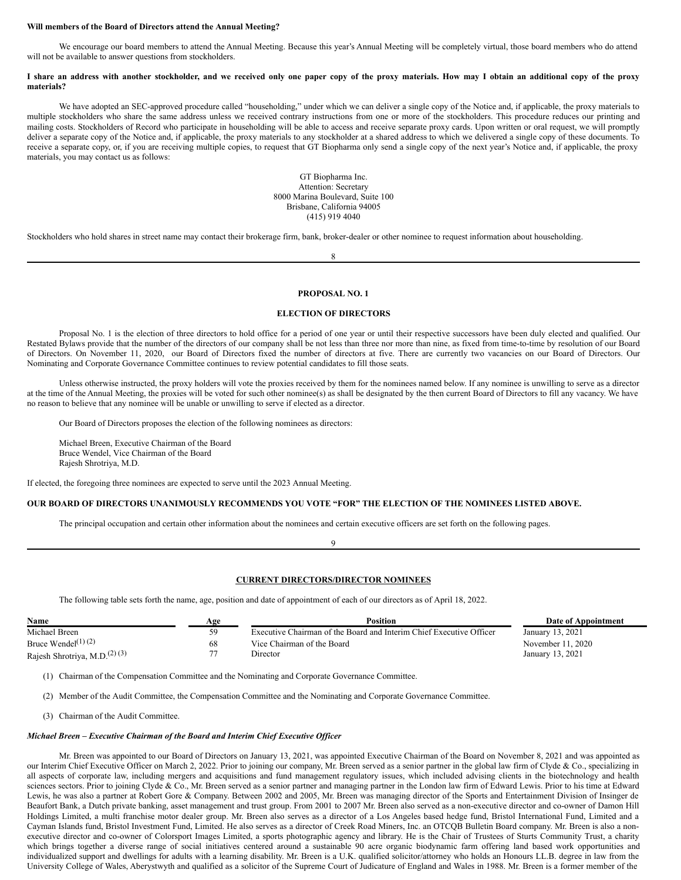**Will members of the Board of Directors attend the Annual Meeting?**

We encourage our board members to attend the Annual Meeting. Because this year's Annual Meeting will be completely virtual, those board members who do attend will not be available to answer questions from stockholders.

**I share an address with another stockholder, and we received only one paper copy of the proxy materials. How may I obtain an additional copy of the proxy materials?**

We have adopted an SEC-approved procedure called "householding," under which we can deliver a single copy of the Notice and, if applicable, the proxy materials to multiple stockholders who share the same address unless we received contrary instructions from one or more of the stockholders. This procedure reduces our printing and mailing costs. Stockholders of Record who participate in householding will be able to access and receive separate proxy cards. Upon written or oral request, we will promptly deliver a separate copy of the Notice and, if applicable, the proxy materials to any stockholder at a shared address to which we delivered a single copy of these documents. To receive a separate copy, or, if you are receiving multiple copies, to request that GT Biopharma only send a single copy of the next year's Notice and, if applicable, the proxy materials, you may contact us as follows:

GT Biopharma Inc.
Attention: Secretary
8000 Marina Boulevard, Suite 100
Brisbane, California 94005
(415) 919 4040

Stockholders who hold shares in street name may contact their brokerage firm, bank, broker-dealer or other nominee to request information about householding.

## PROPOSAL NO. 1

## ELECTION OF DIRECTORS

Proposal No. 1 is the election of three directors to hold office for a period of one year or until their respective successors have been duly elected and qualified. Our Restated Bylaws provide that the number of the directors of our company shall be not less than three nor more than nine, as fixed from time-to-time by resolution of our Board of Directors. On November 11, 2020, our Board of Directors fixed the number of directors at five. There are currently two vacancies on our Board of Directors. Our Nominating and Corporate Governance Committee continues to review potential candidates to fill those seats.

Unless otherwise instructed, the proxy holders will vote the proxies received by them for the nominees named below. If any nominee is unwilling to serve as a director at the time of the Annual Meeting, the proxies will be voted for such other nominee(s) as shall be designated by the then current Board of Directors to fill any vacancy. We have no reason to believe that any nominee will be unable or unwilling to serve if elected as a director.

Our Board of Directors proposes the election of the following nominees as directors:

Michael Breen, Executive Chairman of the Board
Bruce Wendel, Vice Chairman of the Board
Rajesh Shrotriya, M.D.

If elected, the foregoing three nominees are expected to serve until the 2023 Annual Meeting.

**OUR BOARD OF DIRECTORS UNANIMOUSLY RECOMMENDS YOU VOTE "FOR" THE ELECTION OF THE NOMINEES LISTED ABOVE.**

The principal occupation and certain other information about the nominees and certain executive officers are set forth on the following pages.

## CURRENT DIRECTORS/DIRECTOR NOMINEES

The following table sets forth the name, age, position and date of appointment of each of our directors as of April 18, 2022.

| Name | Age | Position | Date of Appointment |
|---|---|---|---|
| Michael Breen | 59 | Executive Chairman of the Board and Interim Chief Executive Officer | January 13, 2021 |
| Bruce Wendel(1) (2) | 68 | Vice Chairman of the Board | November 11, 2020 |
| Rajesh Shrotriya, M.D.(2) (3) | 77 | Director | January 13, 2021 |

(1) Chairman of the Compensation Committee and the Nominating and Corporate Governance Committee.

(2) Member of the Audit Committee, the Compensation Committee and the Nominating and Corporate Governance Committee.

(3) Chairman of the Audit Committee.

***Michael Breen – Executive Chairman of the Board and Interim Chief Executive Officer***

Mr. Breen was appointed to our Board of Directors on January 13, 2021, was appointed Executive Chairman of the Board on November 8, 2021 and was appointed as our Interim Chief Executive Officer on March 2, 2022. Prior to joining our company, Mr. Breen served as a senior partner in the global law firm of Clyde & Co., specializing in all aspects of corporate law, including mergers and acquisitions and fund management regulatory issues, which included advising clients in the biotechnology and health sciences sectors. Prior to joining Clyde & Co., Mr. Breen served as a senior partner and managing partner in the London law firm of Edward Lewis. Prior to his time at Edward Lewis, he was also a partner at Robert Gore & Company. Between 2002 and 2005, Mr. Breen was managing director of the Sports and Entertainment Division of Insinger de Beaufort Bank, a Dutch private banking, asset management and trust group. From 2001 to 2007 Mr. Breen also served as a non-executive director and co-owner of Damon Hill Holdings Limited, a multi franchise motor dealer group. Mr. Breen also serves as a director of a Los Angeles based hedge fund, Bristol International Fund, Limited and a Cayman Islands fund, Bristol Investment Fund, Limited. He also serves as a director of Creek Road Miners, Inc. an OTCQB Bulletin Board company. Mr. Breen is also a non-executive director and co-owner of Colorsport Images Limited, a sports photographic agency and library. He is the Chair of Trustees of Sturts Community Trust, a charity which brings together a diverse range of social initiatives centered around a sustainable 90 acre organic biodynamic farm offering land based work opportunities and individualized support and dwellings for adults with a learning disability. Mr. Breen is a U.K. qualified solicitor/attorney who holds an Honours LL.B. degree in law from the University College of Wales, Aberystwyth and qualified as a solicitor of the Supreme Court of Judicature of England and Wales in 1988. Mr. Breen is a former member of the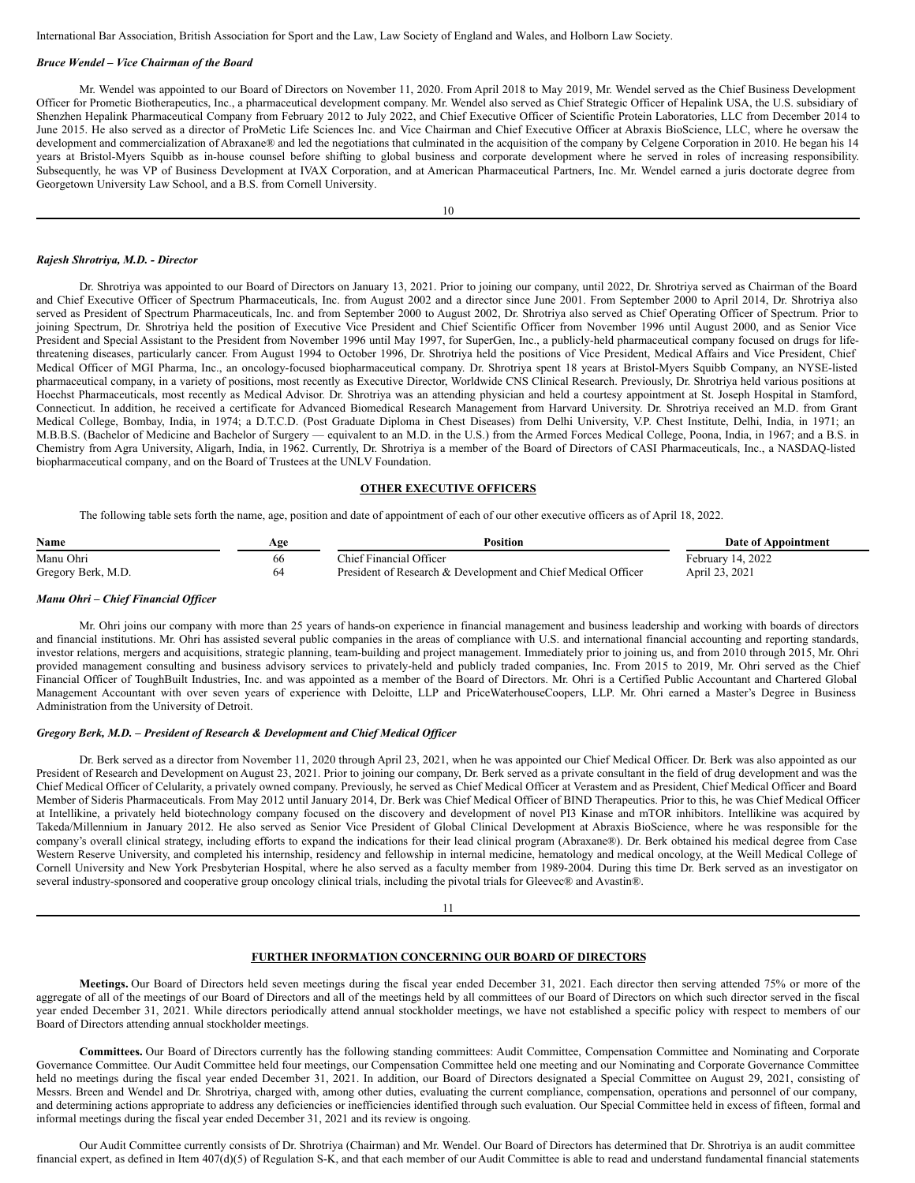International Bar Association, British Association for Sport and the Law, Law Society of England and Wales, and Holborn Law Society.

***Bruce Wendel – Vice Chairman of the Board***

Mr. Wendel was appointed to our Board of Directors on November 11, 2020. From April 2018 to May 2019, Mr. Wendel served as the Chief Business Development Officer for Prometic Biotherapeutics, Inc., a pharmaceutical development company. Mr. Wendel also served as Chief Strategic Officer of Hepalink USA, the U.S. subsidiary of Shenzhen Hepalink Pharmaceutical Company from February 2012 to July 2022, and Chief Executive Officer of Scientific Protein Laboratories, LLC from December 2014 to June 2015. He also served as a director of ProMetic Life Sciences Inc. and Vice Chairman and Chief Executive Officer at Abraxis BioScience, LLC, where he oversaw the development and commercialization of Abraxane® and led the negotiations that culminated in the acquisition of the company by Celgene Corporation in 2010. He began his 14 years at Bristol-Myers Squibb as in-house counsel before shifting to global business and corporate development where he served in roles of increasing responsibility. Subsequently, he was VP of Business Development at IVAX Corporation, and at American Pharmaceutical Partners, Inc. Mr. Wendel earned a juris doctorate degree from Georgetown University Law School, and a B.S. from Cornell University.

***Rajesh Shrotriya, M.D. - Director***

Dr. Shrotriya was appointed to our Board of Directors on January 13, 2021. Prior to joining our company, until 2022, Dr. Shrotriya served as Chairman of the Board and Chief Executive Officer of Spectrum Pharmaceuticals, Inc. from August 2002 and a director since June 2001. From September 2000 to April 2014, Dr. Shrotriya also served as President of Spectrum Pharmaceuticals, Inc. and from September 2000 to August 2002, Dr. Shrotriya also served as Chief Operating Officer of Spectrum. Prior to joining Spectrum, Dr. Shrotriya held the position of Executive Vice President and Chief Scientific Officer from November 1996 until August 2000, and as Senior Vice President and Special Assistant to the President from November 1996 until May 1997, for SuperGen, Inc., a publicly-held pharmaceutical company focused on drugs for life-threatening diseases, particularly cancer. From August 1994 to October 1996, Dr. Shrotriya held the positions of Vice President, Medical Affairs and Vice President, Chief Medical Officer of MGI Pharma, Inc., an oncology-focused biopharmaceutical company. Dr. Shrotriya spent 18 years at Bristol-Myers Squibb Company, an NYSE-listed pharmaceutical company, in a variety of positions, most recently as Executive Director, Worldwide CNS Clinical Research. Previously, Dr. Shrotriya held various positions at Hoechst Pharmaceuticals, most recently as Medical Advisor. Dr. Shrotriya was an attending physician and held a courtesy appointment at St. Joseph Hospital in Stamford, Connecticut. In addition, he received a certificate for Advanced Biomedical Research Management from Harvard University. Dr. Shrotriya received an M.D. from Grant Medical College, Bombay, India, in 1974; a D.T.C.D. (Post Graduate Diploma in Chest Diseases) from Delhi University, V.P. Chest Institute, Delhi, India, in 1971; an M.B.B.S. (Bachelor of Medicine and Bachelor of Surgery — equivalent to an M.D. in the U.S.) from the Armed Forces Medical College, Poona, India, in 1967; and a B.S. in Chemistry from Agra University, Aligarh, India, in 1962. Currently, Dr. Shrotriya is a member of the Board of Directors of CASI Pharmaceuticals, Inc., a NASDAQ-listed biopharmaceutical company, and on the Board of Trustees at the UNLV Foundation.

## OTHER EXECUTIVE OFFICERS

The following table sets forth the name, age, position and date of appointment of each of our other executive officers as of April 18, 2022.

| Name | Age | Position | Date of Appointment |
|---|---|---|---|
| Manu Ohri | 66 | Chief Financial Officer | February 14, 2022 |
| Gregory Berk, M.D. | 64 | President of Research & Development and Chief Medical Officer | April 23, 2021 |

***Manu Ohri – Chief Financial Officer***

Mr. Ohri joins our company with more than 25 years of hands-on experience in financial management and business leadership and working with boards of directors and financial institutions. Mr. Ohri has assisted several public companies in the areas of compliance with U.S. and international financial accounting and reporting standards, investor relations, mergers and acquisitions, strategic planning, team-building and project management. Immediately prior to joining us, and from 2010 through 2015, Mr. Ohri provided management consulting and business advisory services to privately-held and publicly traded companies, Inc. From 2015 to 2019, Mr. Ohri served as the Chief Financial Officer of ToughBuilt Industries, Inc. and was appointed as a member of the Board of Directors. Mr. Ohri is a Certified Public Accountant and Chartered Global Management Accountant with over seven years of experience with Deloitte, LLP and PriceWaterhouseCoopers, LLP. Mr. Ohri earned a Master's Degree in Business Administration from the University of Detroit.

***Gregory Berk, M.D. – President of Research & Development and Chief Medical Officer***

Dr. Berk served as a director from November 11, 2020 through April 23, 2021, when he was appointed our Chief Medical Officer. Dr. Berk was also appointed as our President of Research and Development on August 23, 2021. Prior to joining our company, Dr. Berk served as a private consultant in the field of drug development and was the Chief Medical Officer of Celularity, a privately owned company. Previously, he served as Chief Medical Officer at Verastem and as President, Chief Medical Officer and Board Member of Sideris Pharmaceuticals. From May 2012 until January 2014, Dr. Berk was Chief Medical Officer of BIND Therapeutics. Prior to this, he was Chief Medical Officer at Intellikine, a privately held biotechnology company focused on the discovery and development of novel PI3 Kinase and mTOR inhibitors. Intellikine was acquired by Takeda/Millennium in January 2012. He also served as Senior Vice President of Global Clinical Development at Abraxis BioScience, where he was responsible for the company's overall clinical strategy, including efforts to expand the indications for their lead clinical program (Abraxane®). Dr. Berk obtained his medical degree from Case Western Reserve University, and completed his internship, residency and fellowship in internal medicine, hematology and medical oncology, at the Weill Medical College of Cornell University and New York Presbyterian Hospital, where he also served as a faculty member from 1989-2004. During this time Dr. Berk served as an investigator on several industry-sponsored and cooperative group oncology clinical trials, including the pivotal trials for Gleevec® and Avastin®.

## FURTHER INFORMATION CONCERNING OUR BOARD OF DIRECTORS

**Meetings.** Our Board of Directors held seven meetings during the fiscal year ended December 31, 2021. Each director then serving attended 75% or more of the aggregate of all of the meetings of our Board of Directors and all of the meetings held by all committees of our Board of Directors on which such director served in the fiscal year ended December 31, 2021. While directors periodically attend annual stockholder meetings, we have not established a specific policy with respect to members of our Board of Directors attending annual stockholder meetings.

**Committees.** Our Board of Directors currently has the following standing committees: Audit Committee, Compensation Committee and Nominating and Corporate Governance Committee. Our Audit Committee held four meetings, our Compensation Committee held one meeting and our Nominating and Corporate Governance Committee held no meetings during the fiscal year ended December 31, 2021. In addition, our Board of Directors designated a Special Committee on August 29, 2021, consisting of Messrs. Breen and Wendel and Dr. Shrotriya, charged with, among other duties, evaluating the current compliance, compensation, operations and personnel of our company, and determining actions appropriate to address any deficiencies or inefficiencies identified through such evaluation. Our Special Committee held in excess of fifteen, formal and informal meetings during the fiscal year ended December 31, 2021 and its review is ongoing.

Our Audit Committee currently consists of Dr. Shrotriya (Chairman) and Mr. Wendel. Our Board of Directors has determined that Dr. Shrotriya is an audit committee financial expert, as defined in Item 407(d)(5) of Regulation S-K, and that each member of our Audit Committee is able to read and understand fundamental financial statements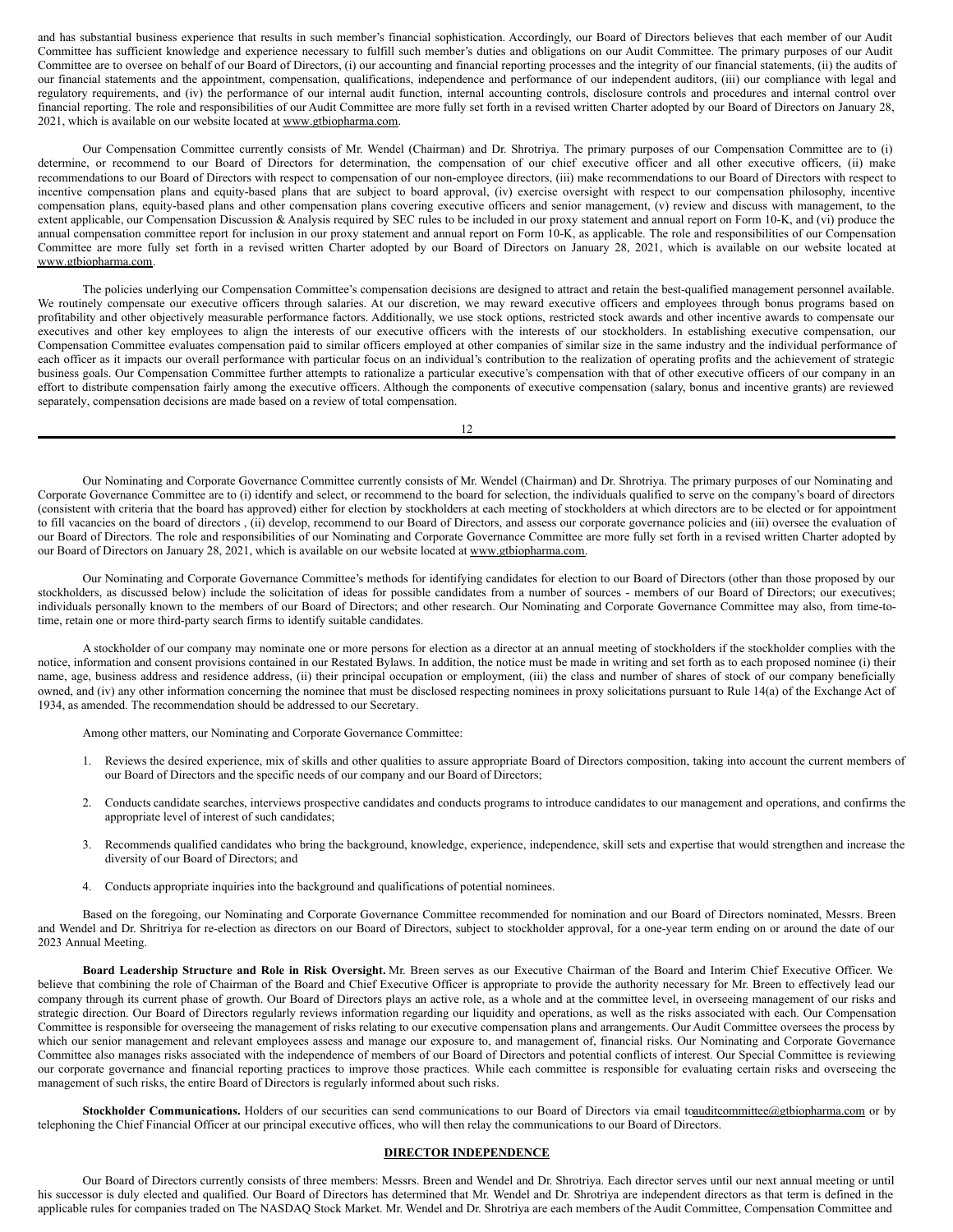and has substantial business experience that results in such member's financial sophistication. Accordingly, our Board of Directors believes that each member of our Audit Committee has sufficient knowledge and experience necessary to fulfill such member's duties and obligations on our Audit Committee. The primary purposes of our Audit Committee are to oversee on behalf of our Board of Directors, (i) our accounting and financial reporting processes and the integrity of our financial statements, (ii) the audits of our financial statements and the appointment, compensation, qualifications, independence and performance of our independent auditors, (iii) our compliance with legal and regulatory requirements, and (iv) the performance of our internal audit function, internal accounting controls, disclosure controls and procedures and internal control over financial reporting. The role and responsibilities of our Audit Committee are more fully set forth in a revised written Charter adopted by our Board of Directors on January 28, 2021, which is available on our website located at www.gtbiopharma.com.

Our Compensation Committee currently consists of Mr. Wendel (Chairman) and Dr. Shrotriya. The primary purposes of our Compensation Committee are to (i) determine, or recommend to our Board of Directors for determination, the compensation of our chief executive officer and all other executive officers, (ii) make recommendations to our Board of Directors with respect to compensation of our non-employee directors, (iii) make recommendations to our Board of Directors with respect to incentive compensation plans and equity-based plans that are subject to board approval, (iv) exercise oversight with respect to our compensation philosophy, incentive compensation plans, equity-based plans and other compensation plans covering executive officers and senior management, (v) review and discuss with management, to the extent applicable, our Compensation Discussion & Analysis required by SEC rules to be included in our proxy statement and annual report on Form 10-K, and (vi) produce the annual compensation committee report for inclusion in our proxy statement and annual report on Form 10-K, as applicable. The role and responsibilities of our Compensation Committee are more fully set forth in a revised written Charter adopted by our Board of Directors on January 28, 2021, which is available on our website located at www.gtbiopharma.com.

The policies underlying our Compensation Committee's compensation decisions are designed to attract and retain the best-qualified management personnel available. We routinely compensate our executive officers through salaries. At our discretion, we may reward executive officers and employees through bonus programs based on profitability and other objectively measurable performance factors. Additionally, we use stock options, restricted stock awards and other incentive awards to compensate our executives and other key employees to align the interests of our executive officers with the interests of our stockholders. In establishing executive compensation, our Compensation Committee evaluates compensation paid to similar officers employed at other companies of similar size in the same industry and the individual performance of each officer as it impacts our overall performance with particular focus on an individual's contribution to the realization of operating profits and the achievement of strategic business goals. Our Compensation Committee further attempts to rationalize a particular executive's compensation with that of other executive officers of our company in an effort to distribute compensation fairly among the executive officers. Although the components of executive compensation (salary, bonus and incentive grants) are reviewed separately, compensation decisions are made based on a review of total compensation.

Our Nominating and Corporate Governance Committee currently consists of Mr. Wendel (Chairman) and Dr. Shrotriya. The primary purposes of our Nominating and Corporate Governance Committee are to (i) identify and select, or recommend to the board for selection, the individuals qualified to serve on the company's board of directors (consistent with criteria that the board has approved) either for election by stockholders at each meeting of stockholders at which directors are to be elected or for appointment to fill vacancies on the board of directors , (ii) develop, recommend to our Board of Directors, and assess our corporate governance policies and (iii) oversee the evaluation of our Board of Directors. The role and responsibilities of our Nominating and Corporate Governance Committee are more fully set forth in a revised written Charter adopted by our Board of Directors on January 28, 2021, which is available on our website located at www.gtbiopharma.com.

Our Nominating and Corporate Governance Committee's methods for identifying candidates for election to our Board of Directors (other than those proposed by our stockholders, as discussed below) include the solicitation of ideas for possible candidates from a number of sources - members of our Board of Directors; our executives; individuals personally known to the members of our Board of Directors; and other research. Our Nominating and Corporate Governance Committee may also, from time-to-time, retain one or more third-party search firms to identify suitable candidates.

A stockholder of our company may nominate one or more persons for election as a director at an annual meeting of stockholders if the stockholder complies with the notice, information and consent provisions contained in our Restated Bylaws. In addition, the notice must be made in writing and set forth as to each proposed nominee (i) their name, age, business address and residence address, (ii) their principal occupation or employment, (iii) the class and number of shares of stock of our company beneficially owned, and (iv) any other information concerning the nominee that must be disclosed respecting nominees in proxy solicitations pursuant to Rule 14(a) of the Exchange Act of 1934, as amended. The recommendation should be addressed to our Secretary.

Among other matters, our Nominating and Corporate Governance Committee:

1. Reviews the desired experience, mix of skills and other qualities to assure appropriate Board of Directors composition, taking into account the current members of our Board of Directors and the specific needs of our company and our Board of Directors;
2. Conducts candidate searches, interviews prospective candidates and conducts programs to introduce candidates to our management and operations, and confirms the appropriate level of interest of such candidates;
3. Recommends qualified candidates who bring the background, knowledge, experience, independence, skill sets and expertise that would strengthen and increase the diversity of our Board of Directors; and
4. Conducts appropriate inquiries into the background and qualifications of potential nominees.

Based on the foregoing, our Nominating and Corporate Governance Committee recommended for nomination and our Board of Directors nominated, Messrs. Breen and Wendel and Dr. Shritriya for re-election as directors on our Board of Directors, subject to stockholder approval, for a one-year term ending on or around the date of our 2023 Annual Meeting.

**Board Leadership Structure and Role in Risk Oversight.** Mr. Breen serves as our Executive Chairman of the Board and Interim Chief Executive Officer. We believe that combining the role of Chairman of the Board and Chief Executive Officer is appropriate to provide the authority necessary for Mr. Breen to effectively lead our company through its current phase of growth. Our Board of Directors plays an active role, as a whole and at the committee level, in overseeing management of our risks and strategic direction. Our Board of Directors regularly reviews information regarding our liquidity and operations, as well as the risks associated with each. Our Compensation Committee is responsible for overseeing the management of risks relating to our executive compensation plans and arrangements. Our Audit Committee oversees the process by which our senior management and relevant employees assess and manage our exposure to, and management of, financial risks. Our Nominating and Corporate Governance Committee also manages risks associated with the independence of members of our Board of Directors and potential conflicts of interest. Our Special Committee is reviewing our corporate governance and financial reporting practices to improve those practices. While each committee is responsible for evaluating certain risks and overseeing the management of such risks, the entire Board of Directors is regularly informed about such risks.

**Stockholder Communications.** Holders of our securities can send communications to our Board of Directors via email to auditcommittee@gtbiopharma.com or by telephoning the Chief Financial Officer at our principal executive offices, who will then relay the communications to our Board of Directors.

## DIRECTOR INDEPENDENCE

Our Board of Directors currently consists of three members: Messrs. Breen and Wendel and Dr. Shrotriya. Each director serves until our next annual meeting or until his successor is duly elected and qualified. Our Board of Directors has determined that Mr. Wendel and Dr. Shrotriya are independent directors as that term is defined in the applicable rules for companies traded on The NASDAQ Stock Market. Mr. Wendel and Dr. Shrotriya are each members of the Audit Committee, Compensation Committee and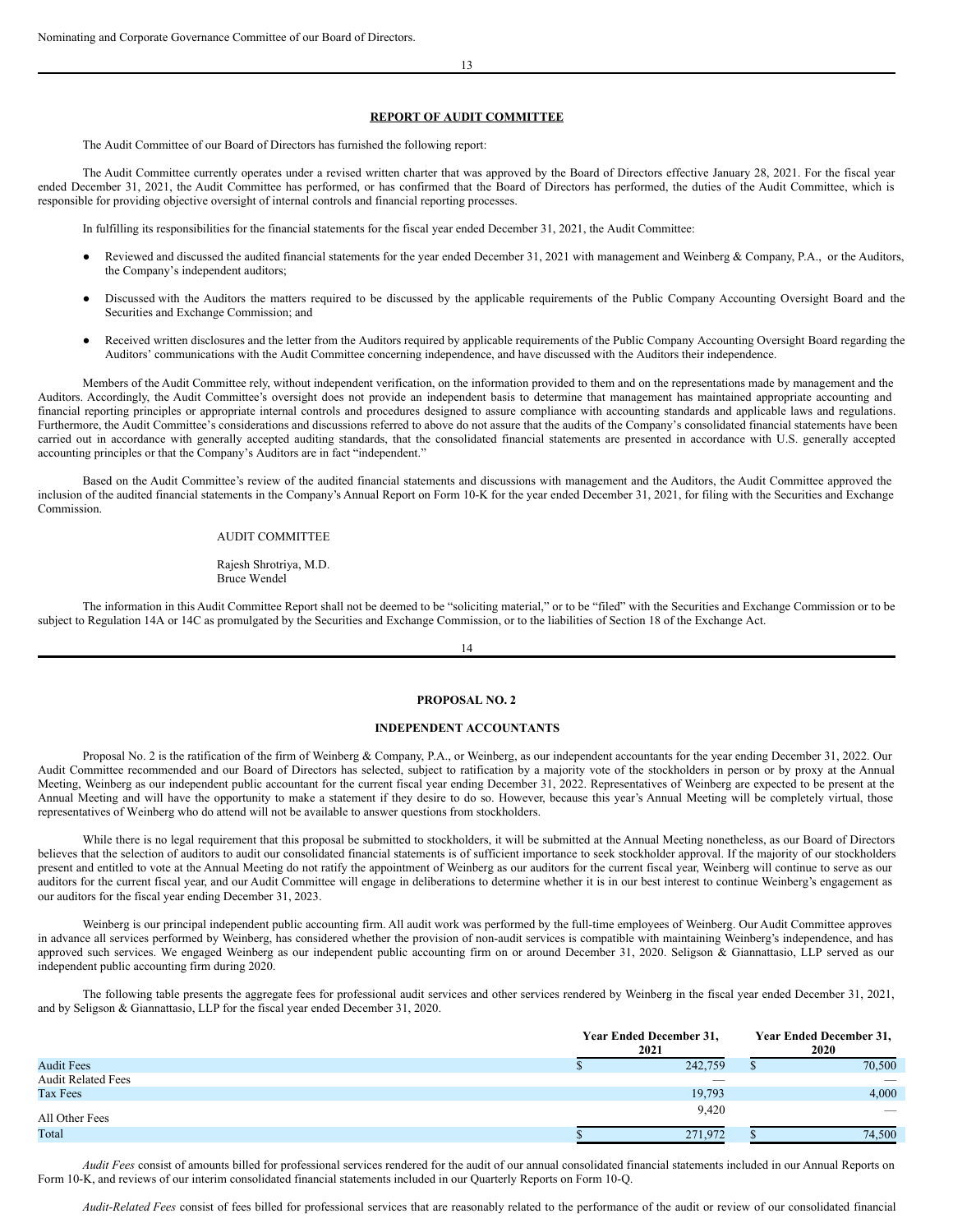Nominating and Corporate Governance Committee of our Board of Directors.

## REPORT OF AUDIT COMMITTEE

The Audit Committee of our Board of Directors has furnished the following report:

The Audit Committee currently operates under a revised written charter that was approved by the Board of Directors effective January 28, 2021. For the fiscal year ended December 31, 2021, the Audit Committee has performed, or has confirmed that the Board of Directors has performed, the duties of the Audit Committee, which is responsible for providing objective oversight of internal controls and financial reporting processes.

In fulfilling its responsibilities for the financial statements for the fiscal year ended December 31, 2021, the Audit Committee:

- Reviewed and discussed the audited financial statements for the year ended December 31, 2021 with management and Weinberg & Company, P.A., or the Auditors, the Company's independent auditors;
- Discussed with the Auditors the matters required to be discussed by the applicable requirements of the Public Company Accounting Oversight Board and the Securities and Exchange Commission; and
- Received written disclosures and the letter from the Auditors required by applicable requirements of the Public Company Accounting Oversight Board regarding the Auditors' communications with the Audit Committee concerning independence, and have discussed with the Auditors their independence.

Members of the Audit Committee rely, without independent verification, on the information provided to them and on the representations made by management and the Auditors. Accordingly, the Audit Committee's oversight does not provide an independent basis to determine that management has maintained appropriate accounting and financial reporting principles or appropriate internal controls and procedures designed to assure compliance with accounting standards and applicable laws and regulations. Furthermore, the Audit Committee's considerations and discussions referred to above do not assure that the audits of the Company's consolidated financial statements have been carried out in accordance with generally accepted auditing standards, that the consolidated financial statements are presented in accordance with U.S. generally accepted accounting principles or that the Company's Auditors are in fact "independent."

Based on the Audit Committee's review of the audited financial statements and discussions with management and the Auditors, the Audit Committee approved the inclusion of the audited financial statements in the Company's Annual Report on Form 10-K for the year ended December 31, 2021, for filing with the Securities and Exchange Commission.

AUDIT COMMITTEE

Rajesh Shrotriya, M.D.
Bruce Wendel

The information in this Audit Committee Report shall not be deemed to be "soliciting material," or to be "filed" with the Securities and Exchange Commission or to be subject to Regulation 14A or 14C as promulgated by the Securities and Exchange Commission, or to the liabilities of Section 18 of the Exchange Act.

## PROPOSAL NO. 2

## INDEPENDENT ACCOUNTANTS

Proposal No. 2 is the ratification of the firm of Weinberg & Company, P.A., or Weinberg, as our independent accountants for the year ending December 31, 2022. Our Audit Committee recommended and our Board of Directors has selected, subject to ratification by a majority vote of the stockholders in person or by proxy at the Annual Meeting, Weinberg as our independent public accountant for the current fiscal year ending December 31, 2022. Representatives of Weinberg are expected to be present at the Annual Meeting and will have the opportunity to make a statement if they desire to do so. However, because this year's Annual Meeting will be completely virtual, those representatives of Weinberg who do attend will not be available to answer questions from stockholders.

While there is no legal requirement that this proposal be submitted to stockholders, it will be submitted at the Annual Meeting nonetheless, as our Board of Directors believes that the selection of auditors to audit our consolidated financial statements is of sufficient importance to seek stockholder approval. If the majority of our stockholders present and entitled to vote at the Annual Meeting do not ratify the appointment of Weinberg as our auditors for the current fiscal year, Weinberg will continue to serve as our auditors for the current fiscal year, and our Audit Committee will engage in deliberations to determine whether it is in our best interest to continue Weinberg's engagement as our auditors for the fiscal year ending December 31, 2023.

Weinberg is our principal independent public accounting firm. All audit work was performed by the full-time employees of Weinberg. Our Audit Committee approves in advance all services performed by Weinberg, has considered whether the provision of non-audit services is compatible with maintaining Weinberg's independence, and has approved such services. We engaged Weinberg as our independent public accounting firm on or around December 31, 2020. Seligson & Giannattasio, LLP served as our independent public accounting firm during 2020.

The following table presents the aggregate fees for professional audit services and other services rendered by Weinberg in the fiscal year ended December 31, 2021, and by Seligson & Giannattasio, LLP for the fiscal year ended December 31, 2020.

| | Year Ended December 31, 2021 | Year Ended December 31, 2020 |
|---|---|---|
| Audit Fees | $ 242,759 | $ 70,500 |
| Audit Related Fees | — | — |
| Tax Fees | 19,793 | 4,000 |
| All Other Fees | 9,420 | — |
| Total | $ 271,972 | $ 74,500 |

*Audit Fees* consist of amounts billed for professional services rendered for the audit of our annual consolidated financial statements included in our Annual Reports on Form 10-K, and reviews of our interim consolidated financial statements included in our Quarterly Reports on Form 10-Q.

*Audit-Related Fees* consist of fees billed for professional services that are reasonably related to the performance of the audit or review of our consolidated financial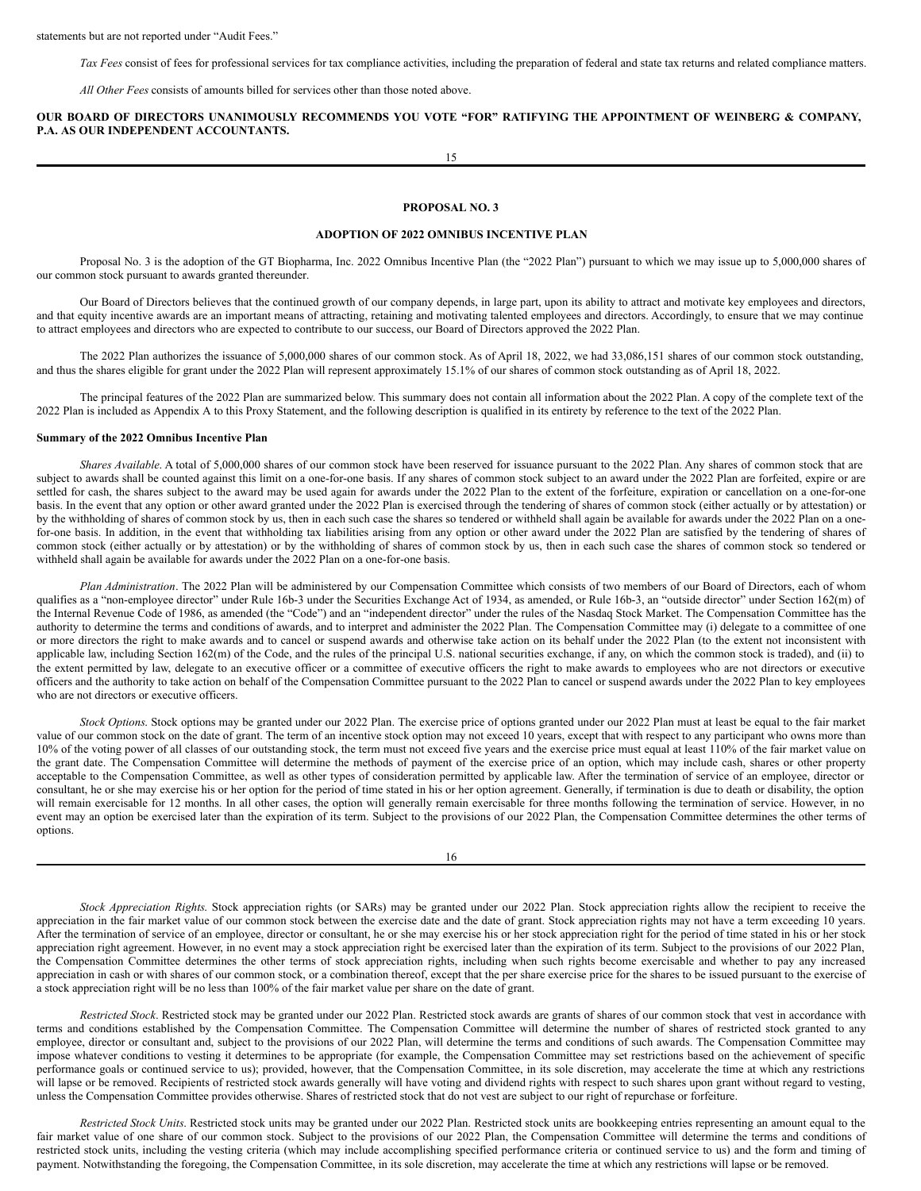statements but are not reported under "Audit Fees."

*Tax Fees* consist of fees for professional services for tax compliance activities, including the preparation of federal and state tax returns and related compliance matters.

*All Other Fees* consists of amounts billed for services other than those noted above.

**OUR BOARD OF DIRECTORS UNANIMOUSLY RECOMMENDS YOU VOTE "FOR" RATIFYING THE APPOINTMENT OF WEINBERG & COMPANY, P.A. AS OUR INDEPENDENT ACCOUNTANTS.**

## PROPOSAL NO. 3

## ADOPTION OF 2022 OMNIBUS INCENTIVE PLAN

Proposal No. 3 is the adoption of the GT Biopharma, Inc. 2022 Omnibus Incentive Plan (the "2022 Plan") pursuant to which we may issue up to 5,000,000 shares of our common stock pursuant to awards granted thereunder.

Our Board of Directors believes that the continued growth of our company depends, in large part, upon its ability to attract and motivate key employees and directors, and that equity incentive awards are an important means of attracting, retaining and motivating talented employees and directors. Accordingly, to ensure that we may continue to attract employees and directors who are expected to contribute to our success, our Board of Directors approved the 2022 Plan.

The 2022 Plan authorizes the issuance of 5,000,000 shares of our common stock. As of April 18, 2022, we had 33,086,151 shares of our common stock outstanding, and thus the shares eligible for grant under the 2022 Plan will represent approximately 15.1% of our shares of common stock outstanding as of April 18, 2022.

The principal features of the 2022 Plan are summarized below. This summary does not contain all information about the 2022 Plan. A copy of the complete text of the 2022 Plan is included as Appendix A to this Proxy Statement, and the following description is qualified in its entirety by reference to the text of the 2022 Plan.

### Summary of the 2022 Omnibus Incentive Plan

*Shares Available*. A total of 5,000,000 shares of our common stock have been reserved for issuance pursuant to the 2022 Plan. Any shares of common stock that are subject to awards shall be counted against this limit on a one-for-one basis. If any shares of common stock subject to an award under the 2022 Plan are forfeited, expire or are settled for cash, the shares subject to the award may be used again for awards under the 2022 Plan to the extent of the forfeiture, expiration or cancellation on a one-for-one basis. In the event that any option or other award granted under the 2022 Plan is exercised through the tendering of shares of common stock (either actually or by attestation) or by the withholding of shares of common stock by us, then in each such case the shares so tendered or withheld shall again be available for awards under the 2022 Plan on a one-for-one basis. In addition, in the event that withholding tax liabilities arising from any option or other award under the 2022 Plan are satisfied by the tendering of shares of common stock (either actually or by attestation) or by the withholding of shares of common stock by us, then in each such case the shares of common stock so tendered or withheld shall again be available for awards under the 2022 Plan on a one-for-one basis.

*Plan Administration*. The 2022 Plan will be administered by our Compensation Committee which consists of two members of our Board of Directors, each of whom qualifies as a "non-employee director" under Rule 16b-3 under the Securities Exchange Act of 1934, as amended, or Rule 16b-3, an "outside director" under Section 162(m) of the Internal Revenue Code of 1986, as amended (the "Code") and an "independent director" under the rules of the Nasdaq Stock Market. The Compensation Committee has the authority to determine the terms and conditions of awards, and to interpret and administer the 2022 Plan. The Compensation Committee may (i) delegate to a committee of one or more directors the right to make awards and to cancel or suspend awards and otherwise take action on its behalf under the 2022 Plan (to the extent not inconsistent with applicable law, including Section 162(m) of the Code, and the rules of the principal U.S. national securities exchange, if any, on which the common stock is traded), and (ii) to the extent permitted by law, delegate to an executive officer or a committee of executive officers the right to make awards to employees who are not directors or executive officers and the authority to take action on behalf of the Compensation Committee pursuant to the 2022 Plan to cancel or suspend awards under the 2022 Plan to key employees who are not directors or executive officers.

*Stock Options*. Stock options may be granted under our 2022 Plan. The exercise price of options granted under our 2022 Plan must at least be equal to the fair market value of our common stock on the date of grant. The term of an incentive stock option may not exceed 10 years, except that with respect to any participant who owns more than 10% of the voting power of all classes of our outstanding stock, the term must not exceed five years and the exercise price must equal at least 110% of the fair market value on the grant date. The Compensation Committee will determine the methods of payment of the exercise price of an option, which may include cash, shares or other property acceptable to the Compensation Committee, as well as other types of consideration permitted by applicable law. After the termination of service of an employee, director or consultant, he or she may exercise his or her option for the period of time stated in his or her option agreement. Generally, if termination is due to death or disability, the option will remain exercisable for 12 months. In all other cases, the option will generally remain exercisable for three months following the termination of service. However, in no event may an option be exercised later than the expiration of its term. Subject to the provisions of our 2022 Plan, the Compensation Committee determines the other terms of options.

*Stock Appreciation Rights*. Stock appreciation rights (or SARs) may be granted under our 2022 Plan. Stock appreciation rights allow the recipient to receive the appreciation in the fair market value of our common stock between the exercise date and the date of grant. Stock appreciation rights may not have a term exceeding 10 years. After the termination of service of an employee, director or consultant, he or she may exercise his or her stock appreciation right for the period of time stated in his or her stock appreciation right agreement. However, in no event may a stock appreciation right be exercised later than the expiration of its term. Subject to the provisions of our 2022 Plan, the Compensation Committee determines the other terms of stock appreciation rights, including when such rights become exercisable and whether to pay any increased appreciation in cash or with shares of our common stock, or a combination thereof, except that the per share exercise price for the shares to be issued pursuant to the exercise of a stock appreciation right will be no less than 100% of the fair market value per share on the date of grant.

*Restricted Stock*. Restricted stock may be granted under our 2022 Plan. Restricted stock awards are grants of shares of our common stock that vest in accordance with terms and conditions established by the Compensation Committee. The Compensation Committee will determine the number of shares of restricted stock granted to any employee, director or consultant and, subject to the provisions of our 2022 Plan, will determine the terms and conditions of such awards. The Compensation Committee may impose whatever conditions to vesting it determines to be appropriate (for example, the Compensation Committee may set restrictions based on the achievement of specific performance goals or continued service to us); provided, however, that the Compensation Committee, in its sole discretion, may accelerate the time at which any restrictions will lapse or be removed. Recipients of restricted stock awards generally will have voting and dividend rights with respect to such shares upon grant without regard to vesting, unless the Compensation Committee provides otherwise. Shares of restricted stock that do not vest are subject to our right of repurchase or forfeiture.

*Restricted Stock Units*. Restricted stock units may be granted under our 2022 Plan. Restricted stock units are bookkeeping entries representing an amount equal to the fair market value of one share of our common stock. Subject to the provisions of our 2022 Plan, the Compensation Committee will determine the terms and conditions of restricted stock units, including the vesting criteria (which may include accomplishing specified performance criteria or continued service to us) and the form and timing of payment. Notwithstanding the foregoing, the Compensation Committee, in its sole discretion, may accelerate the time at which any restrictions will lapse or be removed.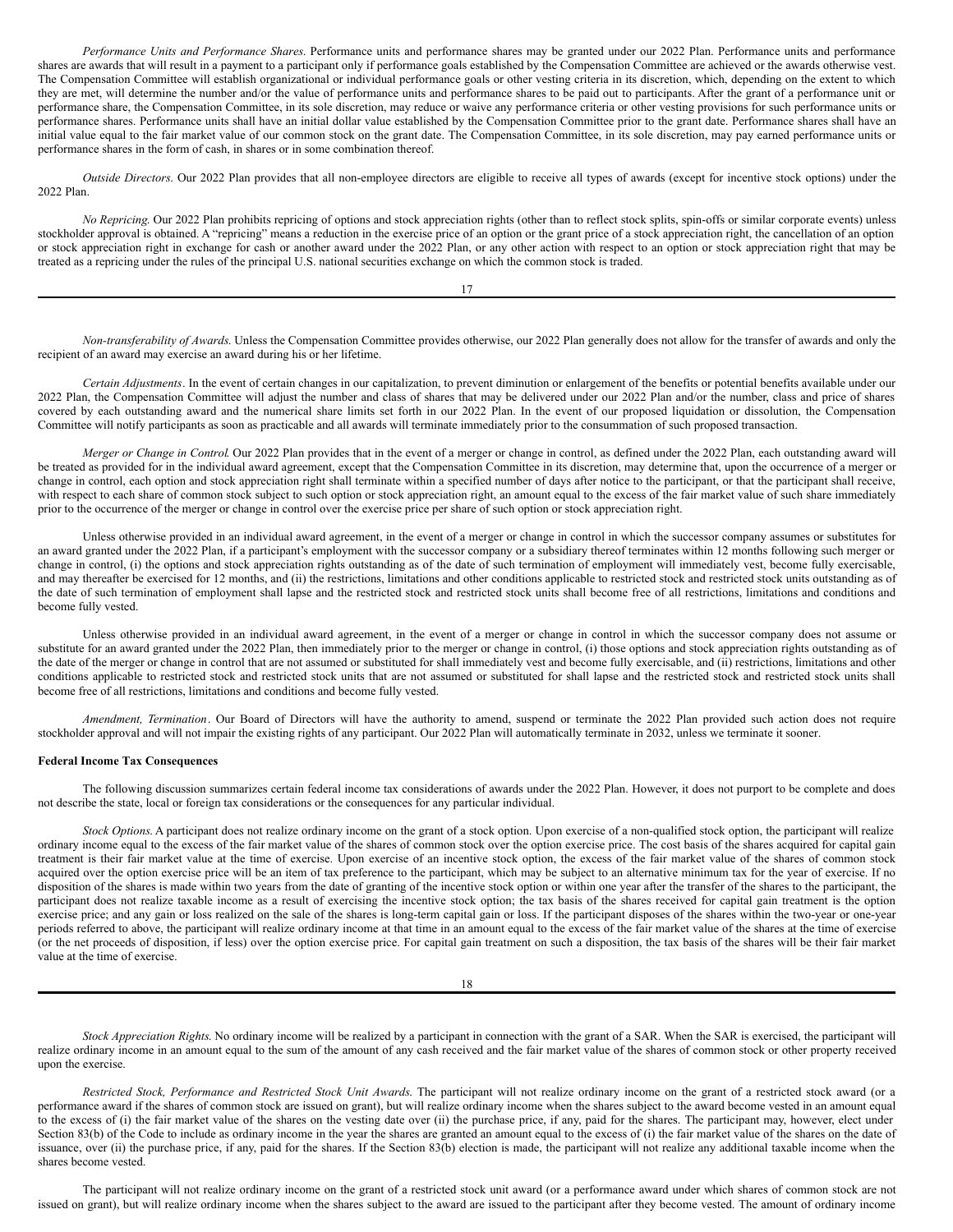*Performance Units and Performance Shares*. Performance units and performance shares may be granted under our 2022 Plan. Performance units and performance shares are awards that will result in a payment to a participant only if performance goals established by the Compensation Committee are achieved or the awards otherwise vest. The Compensation Committee will establish organizational or individual performance goals or other vesting criteria in its discretion, which, depending on the extent to which they are met, will determine the number and/or the value of performance units and performance shares to be paid out to participants. After the grant of a performance unit or performance share, the Compensation Committee, in its sole discretion, may reduce or waive any performance criteria or other vesting provisions for such performance units or performance shares. Performance units shall have an initial dollar value established by the Compensation Committee prior to the grant date. Performance shares shall have an initial value equal to the fair market value of our common stock on the grant date. The Compensation Committee, in its sole discretion, may pay earned performance units or performance shares in the form of cash, in shares or in some combination thereof.

*Outside Directors*. Our 2022 Plan provides that all non-employee directors are eligible to receive all types of awards (except for incentive stock options) under the 2022 Plan.

*No Repricing*. Our 2022 Plan prohibits repricing of options and stock appreciation rights (other than to reflect stock splits, spin-offs or similar corporate events) unless stockholder approval is obtained. A "repricing" means a reduction in the exercise price of an option or the grant price of a stock appreciation right, the cancellation of an option or stock appreciation right in exchange for cash or another award under the 2022 Plan, or any other action with respect to an option or stock appreciation right that may be treated as a repricing under the rules of the principal U.S. national securities exchange on which the common stock is traded.

*Non-transferability of Awards*. Unless the Compensation Committee provides otherwise, our 2022 Plan generally does not allow for the transfer of awards and only the recipient of an award may exercise an award during his or her lifetime.

*Certain Adjustments*. In the event of certain changes in our capitalization, to prevent diminution or enlargement of the benefits or potential benefits available under our 2022 Plan, the Compensation Committee will adjust the number and class of shares that may be delivered under our 2022 Plan and/or the number, class and price of shares covered by each outstanding award and the numerical share limits set forth in our 2022 Plan. In the event of our proposed liquidation or dissolution, the Compensation Committee will notify participants as soon as practicable and all awards will terminate immediately prior to the consummation of such proposed transaction.

*Merger or Change in Control*. Our 2022 Plan provides that in the event of a merger or change in control, as defined under the 2022 Plan, each outstanding award will be treated as provided for in the individual award agreement, except that the Compensation Committee in its discretion, may determine that, upon the occurrence of a merger or change in control, each option and stock appreciation right shall terminate within a specified number of days after notice to the participant, or that the participant shall receive, with respect to each share of common stock subject to such option or stock appreciation right, an amount equal to the excess of the fair market value of such share immediately prior to the occurrence of the merger or change in control over the exercise price per share of such option or stock appreciation right.

Unless otherwise provided in an individual award agreement, in the event of a merger or change in control in which the successor company assumes or substitutes for an award granted under the 2022 Plan, if a participant's employment with the successor company or a subsidiary thereof terminates within 12 months following such merger or change in control, (i) the options and stock appreciation rights outstanding as of the date of such termination of employment will immediately vest, become fully exercisable, and may thereafter be exercised for 12 months, and (ii) the restrictions, limitations and other conditions applicable to restricted stock and restricted stock units outstanding as of the date of such termination of employment shall lapse and the restricted stock and restricted stock units shall become free of all restrictions, limitations and conditions and become fully vested.

Unless otherwise provided in an individual award agreement, in the event of a merger or change in control in which the successor company does not assume or substitute for an award granted under the 2022 Plan, then immediately prior to the merger or change in control, (i) those options and stock appreciation rights outstanding as of the date of the merger or change in control that are not assumed or substituted for shall immediately vest and become fully exercisable, and (ii) restrictions, limitations and other conditions applicable to restricted stock and restricted stock units that are not assumed or substituted for shall lapse and the restricted stock and restricted stock units shall become free of all restrictions, limitations and conditions and become fully vested.

*Amendment, Termination*. Our Board of Directors will have the authority to amend, suspend or terminate the 2022 Plan provided such action does not require stockholder approval and will not impair the existing rights of any participant. Our 2022 Plan will automatically terminate in 2032, unless we terminate it sooner.

**Federal Income Tax Consequences**

The following discussion summarizes certain federal income tax considerations of awards under the 2022 Plan. However, it does not purport to be complete and does not describe the state, local or foreign tax considerations or the consequences for any particular individual.

*Stock Options*. A participant does not realize ordinary income on the grant of a stock option. Upon exercise of a non-qualified stock option, the participant will realize ordinary income equal to the excess of the fair market value of the shares of common stock over the option exercise price. The cost basis of the shares acquired for capital gain treatment is their fair market value at the time of exercise. Upon exercise of an incentive stock option, the excess of the fair market value of the shares of common stock acquired over the option exercise price will be an item of tax preference to the participant, which may be subject to an alternative minimum tax for the year of exercise. If no disposition of the shares is made within two years from the date of granting of the incentive stock option or within one year after the transfer of the shares to the participant, the participant does not realize taxable income as a result of exercising the incentive stock option; the tax basis of the shares received for capital gain treatment is the option exercise price; and any gain or loss realized on the sale of the shares is long-term capital gain or loss. If the participant disposes of the shares within the two-year or one-year periods referred to above, the participant will realize ordinary income at that time in an amount equal to the excess of the fair market value of the shares at the time of exercise (or the net proceeds of disposition, if less) over the option exercise price. For capital gain treatment on such a disposition, the tax basis of the shares will be their fair market value at the time of exercise.

*Stock Appreciation Rights*. No ordinary income will be realized by a participant in connection with the grant of a SAR. When the SAR is exercised, the participant will realize ordinary income in an amount equal to the sum of the amount of any cash received and the fair market value of the shares of common stock or other property received upon the exercise.

*Restricted Stock, Performance and Restricted Stock Unit Awards*. The participant will not realize ordinary income on the grant of a restricted stock award (or a performance award if the shares of common stock are issued on grant), but will realize ordinary income when the shares subject to the award become vested in an amount equal to the excess of (i) the fair market value of the shares on the vesting date over (ii) the purchase price, if any, paid for the shares. The participant may, however, elect under Section 83(b) of the Code to include as ordinary income in the year the shares are granted an amount equal to the excess of (i) the fair market value of the shares on the date of issuance, over (ii) the purchase price, if any, paid for the shares. If the Section 83(b) election is made, the participant will not realize any additional taxable income when the shares become vested.

The participant will not realize ordinary income on the grant of a restricted stock unit award (or a performance award under which shares of common stock are not issued on grant), but will realize ordinary income when the shares subject to the award are issued to the participant after they become vested. The amount of ordinary income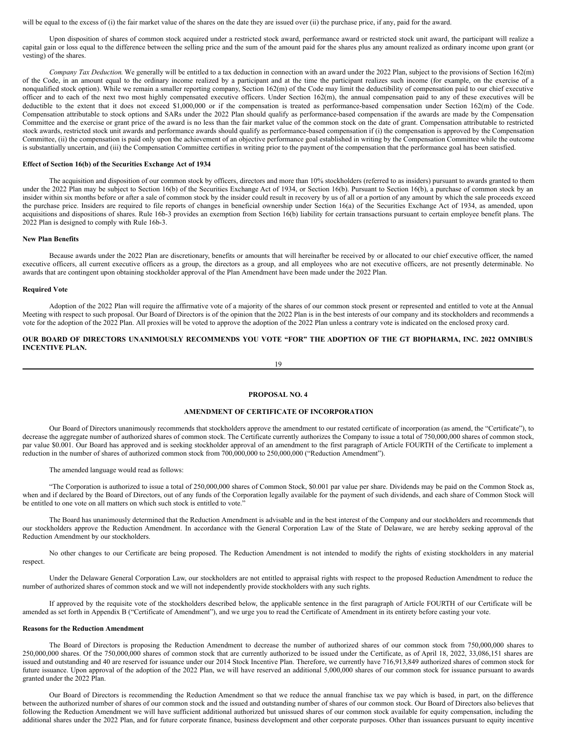will be equal to the excess of (i) the fair market value of the shares on the date they are issued over (ii) the purchase price, if any, paid for the award.

Upon disposition of shares of common stock acquired under a restricted stock award, performance award or restricted stock unit award, the participant will realize a capital gain or loss equal to the difference between the selling price and the sum of the amount paid for the shares plus any amount realized as ordinary income upon grant (or vesting) of the shares.

*Company Tax Deduction.* We generally will be entitled to a tax deduction in connection with an award under the 2022 Plan, subject to the provisions of Section 162(m) of the Code, in an amount equal to the ordinary income realized by a participant and at the time the participant realizes such income (for example, on the exercise of a nonqualified stock option). While we remain a smaller reporting company, Section 162(m) of the Code may limit the deductibility of compensation paid to our chief executive officer and to each of the next two most highly compensated executive officers. Under Section 162(m), the annual compensation paid to any of these executives will be deductible to the extent that it does not exceed $1,000,000 or if the compensation is treated as performance-based compensation under Section 162(m) of the Code. Compensation attributable to stock options and SARs under the 2022 Plan should qualify as performance-based compensation if the awards are made by the Compensation Committee and the exercise or grant price of the award is no less than the fair market value of the common stock on the date of grant. Compensation attributable to restricted stock awards, restricted stock unit awards and performance awards should qualify as performance-based compensation if (i) the compensation is approved by the Compensation Committee, (ii) the compensation is paid only upon the achievement of an objective performance goal established in writing by the Compensation Committee while the outcome is substantially uncertain, and (iii) the Compensation Committee certifies in writing prior to the payment of the compensation that the performance goal has been satisfied.

**Effect of Section 16(b) of the Securities Exchange Act of 1934**

The acquisition and disposition of our common stock by officers, directors and more than 10% stockholders (referred to as insiders) pursuant to awards granted to them under the 2022 Plan may be subject to Section 16(b) of the Securities Exchange Act of 1934, or Section 16(b). Pursuant to Section 16(b), a purchase of common stock by an insider within six months before or after a sale of common stock by the insider could result in recovery by us of all or a portion of any amount by which the sale proceeds exceed the purchase price. Insiders are required to file reports of changes in beneficial ownership under Section 16(a) of the Securities Exchange Act of 1934, as amended, upon acquisitions and dispositions of shares. Rule 16b-3 provides an exemption from Section 16(b) liability for certain transactions pursuant to certain employee benefit plans. The 2022 Plan is designed to comply with Rule 16b-3.

**New Plan Benefits**

Because awards under the 2022 Plan are discretionary, benefits or amounts that will hereinafter be received by or allocated to our chief executive officer, the named executive officers, all current executive officers as a group, the directors as a group, and all employees who are not executive officers, are not presently determinable. No awards that are contingent upon obtaining stockholder approval of the Plan Amendment have been made under the 2022 Plan.

**Required Vote**

Adoption of the 2022 Plan will require the affirmative vote of a majority of the shares of our common stock present or represented and entitled to vote at the Annual Meeting with respect to such proposal. Our Board of Directors is of the opinion that the 2022 Plan is in the best interests of our company and its stockholders and recommends a vote for the adoption of the 2022 Plan. All proxies will be voted to approve the adoption of the 2022 Plan unless a contrary vote is indicated on the enclosed proxy card.

**OUR BOARD OF DIRECTORS UNANIMOUSLY RECOMMENDS YOU VOTE "FOR" THE ADOPTION OF THE GT BIOPHARMA, INC. 2022 OMNIBUS INCENTIVE PLAN.**

## PROPOSAL NO. 4

## AMENDMENT OF CERTIFICATE OF INCORPORATION

Our Board of Directors unanimously recommends that stockholders approve the amendment to our restated certificate of incorporation (as amend, the "Certificate"), to decrease the aggregate number of authorized shares of common stock. The Certificate currently authorizes the Company to issue a total of 750,000,000 shares of common stock, par value $0.001. Our Board has approved and is seeking stockholder approval of an amendment to the first paragraph of Article FOURTH of the Certificate to implement a reduction in the number of shares of authorized common stock from 700,000,000 to 250,000,000 ("Reduction Amendment").

The amended language would read as follows:

"The Corporation is authorized to issue a total of 250,000,000 shares of Common Stock, $0.001 par value per share. Dividends may be paid on the Common Stock as, when and if declared by the Board of Directors, out of any funds of the Corporation legally available for the payment of such dividends, and each share of Common Stock will be entitled to one vote on all matters on which such stock is entitled to vote."

The Board has unanimously determined that the Reduction Amendment is advisable and in the best interest of the Company and our stockholders and recommends that our stockholders approve the Reduction Amendment. In accordance with the General Corporation Law of the State of Delaware, we are hereby seeking approval of the Reduction Amendment by our stockholders.

No other changes to our Certificate are being proposed. The Reduction Amendment is not intended to modify the rights of existing stockholders in any material respect.

Under the Delaware General Corporation Law, our stockholders are not entitled to appraisal rights with respect to the proposed Reduction Amendment to reduce the number of authorized shares of common stock and we will not independently provide stockholders with any such rights.

If approved by the requisite vote of the stockholders described below, the applicable sentence in the first paragraph of Article FOURTH of our Certificate will be amended as set forth in Appendix B ("Certificate of Amendment"), and we urge you to read the Certificate of Amendment in its entirety before casting your vote.

**Reasons for the Reduction Amendment**

The Board of Directors is proposing the Reduction Amendment to decrease the number of authorized shares of our common stock from 750,000,000 shares to 250,000,000 shares. Of the 750,000,000 shares of common stock that are currently authorized to be issued under the Certificate, as of April 18, 2022, 33,086,151 shares are issued and outstanding and 40 are reserved for issuance under our 2014 Stock Incentive Plan. Therefore, we currently have 716,913,849 authorized shares of common stock for future issuance. Upon approval of the adoption of the 2022 Plan, we will have reserved an additional 5,000,000 shares of our common stock for issuance pursuant to awards granted under the 2022 Plan.

Our Board of Directors is recommending the Reduction Amendment so that we reduce the annual franchise tax we pay which is based, in part, on the difference between the authorized number of shares of our common stock and the issued and outstanding number of shares of our common stock. Our Board of Directors also believes that following the Reduction Amendment we will have sufficient additional authorized but unissued shares of our common stock available for equity compensation, including the additional shares under the 2022 Plan, and for future corporate finance, business development and other corporate purposes. Other than issuances pursuant to equity incentive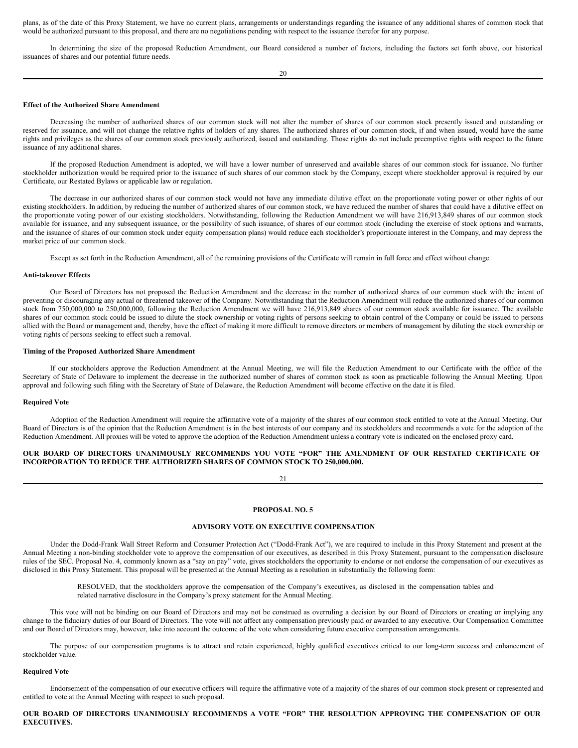plans, as of the date of this Proxy Statement, we have no current plans, arrangements or understandings regarding the issuance of any additional shares of common stock that would be authorized pursuant to this proposal, and there are no negotiations pending with respect to the issuance therefor for any purpose.

In determining the size of the proposed Reduction Amendment, our Board considered a number of factors, including the factors set forth above, our historical issuances of shares and our potential future needs.

**Effect of the Authorized Share Amendment**

Decreasing the number of authorized shares of our common stock will not alter the number of shares of our common stock presently issued and outstanding or reserved for issuance, and will not change the relative rights of holders of any shares. The authorized shares of our common stock, if and when issued, would have the same rights and privileges as the shares of our common stock previously authorized, issued and outstanding. Those rights do not include preemptive rights with respect to the future issuance of any additional shares.

If the proposed Reduction Amendment is adopted, we will have a lower number of unreserved and available shares of our common stock for issuance. No further stockholder authorization would be required prior to the issuance of such shares of our common stock by the Company, except where stockholder approval is required by our Certificate, our Restated Bylaws or applicable law or regulation.

The decrease in our authorized shares of our common stock would not have any immediate dilutive effect on the proportionate voting power or other rights of our existing stockholders. In addition, by reducing the number of authorized shares of our common stock, we have reduced the number of shares that could have a dilutive effect on the proportionate voting power of our existing stockholders. Notwithstanding, following the Reduction Amendment we will have 216,913,849 shares of our common stock available for issuance, and any subsequent issuance, or the possibility of such issuance, of shares of our common stock (including the exercise of stock options and warrants, and the issuance of shares of our common stock under equity compensation plans) would reduce each stockholder's proportionate interest in the Company, and may depress the market price of our common stock.

Except as set forth in the Reduction Amendment, all of the remaining provisions of the Certificate will remain in full force and effect without change.

**Anti-takeover Effects**

Our Board of Directors has not proposed the Reduction Amendment and the decrease in the number of authorized shares of our common stock with the intent of preventing or discouraging any actual or threatened takeover of the Company. Notwithstanding that the Reduction Amendment will reduce the authorized shares of our common stock from 750,000,000 to 250,000,000, following the Reduction Amendment we will have 216,913,849 shares of our common stock available for issuance. The available shares of our common stock could be issued to dilute the stock ownership or voting rights of persons seeking to obtain control of the Company or could be issued to persons allied with the Board or management and, thereby, have the effect of making it more difficult to remove directors or members of management by diluting the stock ownership or voting rights of persons seeking to effect such a removal.

**Timing of the Proposed Authorized Share Amendment**

If our stockholders approve the Reduction Amendment at the Annual Meeting, we will file the Reduction Amendment to our Certificate with the office of the Secretary of State of Delaware to implement the decrease in the authorized number of shares of common stock as soon as practicable following the Annual Meeting. Upon approval and following such filing with the Secretary of State of Delaware, the Reduction Amendment will become effective on the date it is filed.

**Required Vote**

Adoption of the Reduction Amendment will require the affirmative vote of a majority of the shares of our common stock entitled to vote at the Annual Meeting. Our Board of Directors is of the opinion that the Reduction Amendment is in the best interests of our company and its stockholders and recommends a vote for the adoption of the Reduction Amendment. All proxies will be voted to approve the adoption of the Reduction Amendment unless a contrary vote is indicated on the enclosed proxy card.

**OUR BOARD OF DIRECTORS UNANIMOUSLY RECOMMENDS YOU VOTE "FOR" THE AMENDMENT OF OUR RESTATED CERTIFICATE OF INCORPORATION TO REDUCE THE AUTHORIZED SHARES OF COMMON STOCK TO 250,000,000.**

## PROPOSAL NO. 5

## ADVISORY VOTE ON EXECUTIVE COMPENSATION

Under the Dodd-Frank Wall Street Reform and Consumer Protection Act ("Dodd-Frank Act"), we are required to include in this Proxy Statement and present at the Annual Meeting a non-binding stockholder vote to approve the compensation of our executives, as described in this Proxy Statement, pursuant to the compensation disclosure rules of the SEC. Proposal No. 4, commonly known as a "say on pay" vote, gives stockholders the opportunity to endorse or not endorse the compensation of our executives as disclosed in this Proxy Statement. This proposal will be presented at the Annual Meeting as a resolution in substantially the following form:

> RESOLVED, that the stockholders approve the compensation of the Company's executives, as disclosed in the compensation tables and related narrative disclosure in the Company's proxy statement for the Annual Meeting.

This vote will not be binding on our Board of Directors and may not be construed as overruling a decision by our Board of Directors or creating or implying any change to the fiduciary duties of our Board of Directors. The vote will not affect any compensation previously paid or awarded to any executive. Our Compensation Committee and our Board of Directors may, however, take into account the outcome of the vote when considering future executive compensation arrangements.

The purpose of our compensation programs is to attract and retain experienced, highly qualified executives critical to our long-term success and enhancement of stockholder value.

**Required Vote**

Endorsement of the compensation of our executive officers will require the affirmative vote of a majority of the shares of our common stock present or represented and entitled to vote at the Annual Meeting with respect to such proposal.

**OUR BOARD OF DIRECTORS UNANIMOUSLY RECOMMENDS A VOTE "FOR" THE RESOLUTION APPROVING THE COMPENSATION OF OUR EXECUTIVES.**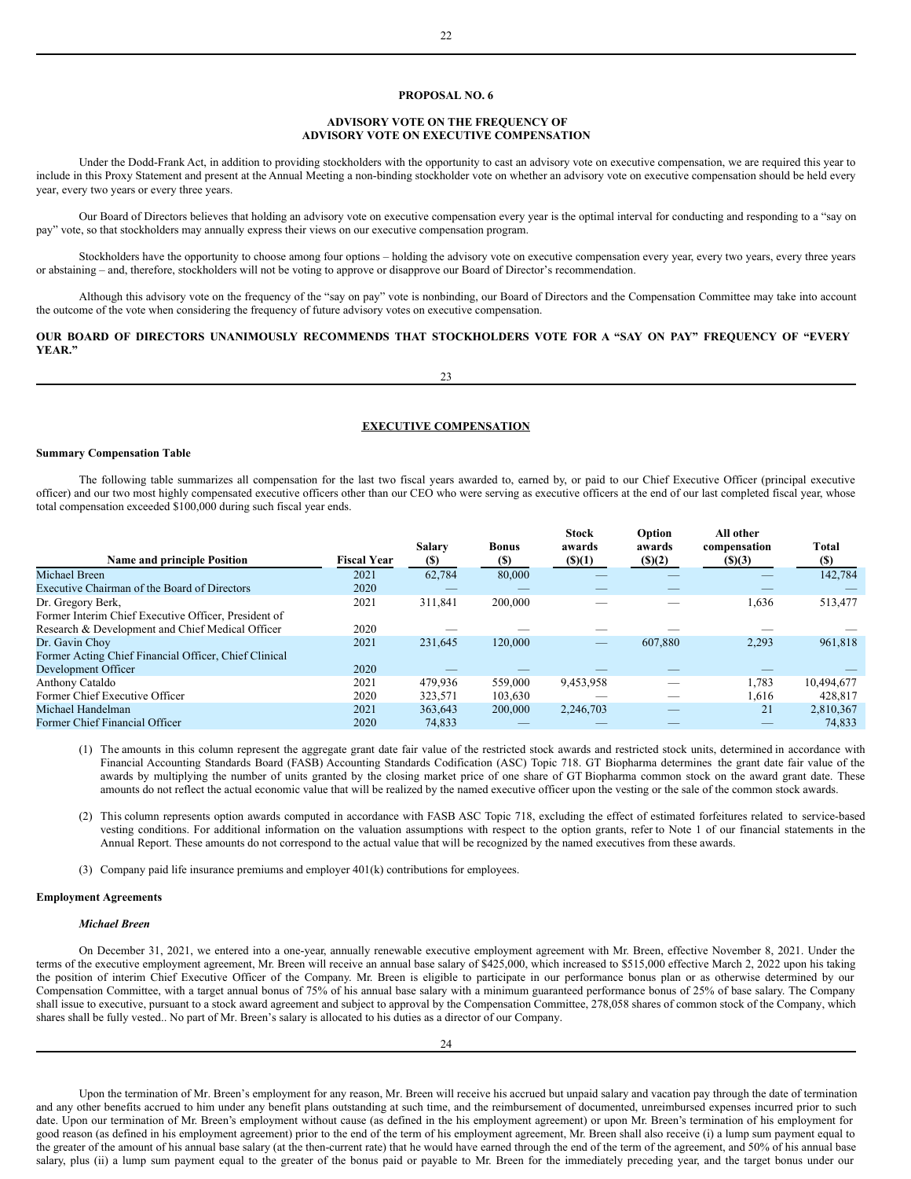**PROPOSAL NO. 6**

**ADVISORY VOTE ON THE FREQUENCY OF ADVISORY VOTE ON EXECUTIVE COMPENSATION**

Under the Dodd-Frank Act, in addition to providing stockholders with the opportunity to cast an advisory vote on executive compensation, we are required this year to include in this Proxy Statement and present at the Annual Meeting a non-binding stockholder vote on whether an advisory vote on executive compensation should be held every year, every two years or every three years.

Our Board of Directors believes that holding an advisory vote on executive compensation every year is the optimal interval for conducting and responding to a "say on pay" vote, so that stockholders may annually express their views on our executive compensation program.

Stockholders have the opportunity to choose among four options – holding the advisory vote on executive compensation every year, every two years, every three years or abstaining – and, therefore, stockholders will not be voting to approve or disapprove our Board of Director's recommendation.

Although this advisory vote on the frequency of the "say on pay" vote is nonbinding, our Board of Directors and the Compensation Committee may take into account the outcome of the vote when considering the frequency of future advisory votes on executive compensation.

**OUR BOARD OF DIRECTORS UNANIMOUSLY RECOMMENDS THAT STOCKHOLDERS VOTE FOR A "SAY ON PAY" FREQUENCY OF "EVERY YEAR."**

**EXECUTIVE COMPENSATION**

**Summary Compensation Table**

The following table summarizes all compensation for the last two fiscal years awarded to, earned by, or paid to our Chief Executive Officer (principal executive officer) and our two most highly compensated executive officers other than our CEO who were serving as executive officers at the end of our last completed fiscal year, whose total compensation exceeded $100,000 during such fiscal year ends.

| Name and principle Position | Fiscal Year | Salary ($) | Bonus ($) | Stock awards ($)(1) | Option awards ($)(2) | All other compensation ($)(3) | Total ($) |
|---|---|---|---|---|---|---|---|
| Michael Breen | 2021 | 62,784 | 80,000 | — | — | — | 142,784 |
| Executive Chairman of the Board of Directors | 2020 | — | — | — | — | — | — |
| Dr. Gregory Berk, Former Interim Chief Executive Officer, President of | 2021 | 311,841 | 200,000 | — | — | 1,636 | 513,477 |
| Research & Development and Chief Medical Officer | 2020 | — | — | — | — | — | — |
| Dr. Gavin Choy Former Acting Chief Financial Officer, Chief Clinical | 2021 | 231,645 | 120,000 | — | 607,880 | 2,293 | 961,818 |
| Development Officer | 2020 | — | — | — | — | — | — |
| Anthony Cataldo | 2021 | 479,936 | 559,000 | 9,453,958 | — | 1,783 | 10,494,677 |
| Former Chief Executive Officer | 2020 | 323,571 | 103,630 | — | — | 1,616 | 428,817 |
| Michael Handelman | 2021 | 363,643 | 200,000 | 2,246,703 | — | 21 | 2,810,367 |
| Former Chief Financial Officer | 2020 | 74,833 | — | — | — | — | 74,833 |

(1) The amounts in this column represent the aggregate grant date fair value of the restricted stock awards and restricted stock units, determined in accordance with Financial Accounting Standards Board (FASB) Accounting Standards Codification (ASC) Topic 718. GT Biopharma determines the grant date fair value of the awards by multiplying the number of units granted by the closing market price of one share of GT Biopharma common stock on the award grant date. These amounts do not reflect the actual economic value that will be realized by the named executive officer upon the vesting or the sale of the common stock awards.

(2) This column represents option awards computed in accordance with FASB ASC Topic 718, excluding the effect of estimated forfeitures related to service-based vesting conditions. For additional information on the valuation assumptions with respect to the option grants, refer to Note 1 of our financial statements in the Annual Report. These amounts do not correspond to the actual value that will be recognized by the named executives from these awards.

(3) Company paid life insurance premiums and employer 401(k) contributions for employees.

**Employment Agreements**

***Michael Breen***

On December 31, 2021, we entered into a one-year, annually renewable executive employment agreement with Mr. Breen, effective November 8, 2021. Under the terms of the executive employment agreement, Mr. Breen will receive an annual base salary of $425,000, which increased to $515,000 effective March 2, 2022 upon his taking the position of interim Chief Executive Officer of the Company. Mr. Breen is eligible to participate in our performance bonus plan or as otherwise determined by our Compensation Committee, with a target annual bonus of 75% of his annual base salary with a minimum guaranteed performance bonus of 25% of base salary. The Company shall issue to executive, pursuant to a stock award agreement and subject to approval by the Compensation Committee, 278,058 shares of common stock of the Company, which shares shall be fully vested.. No part of Mr. Breen's salary is allocated to his duties as a director of our Company.

Upon the termination of Mr. Breen's employment for any reason, Mr. Breen will receive his accrued but unpaid salary and vacation pay through the date of termination and any other benefits accrued to him under any benefit plans outstanding at such time, and the reimbursement of documented, unreimbursed expenses incurred prior to such date. Upon our termination of Mr. Breen's employment without cause (as defined in the his employment agreement) or upon Mr. Breen's termination of his employment for good reason (as defined in his employment agreement) prior to the end of the term of his employment agreement, Mr. Breen shall also receive (i) a lump sum payment equal to the greater of the amount of his annual base salary (at the then-current rate) that he would have earned through the end of the term of the agreement, and 50% of his annual base salary, plus (ii) a lump sum payment equal to the greater of the bonus paid or payable to Mr. Breen for the immediately preceding year, and the target bonus under our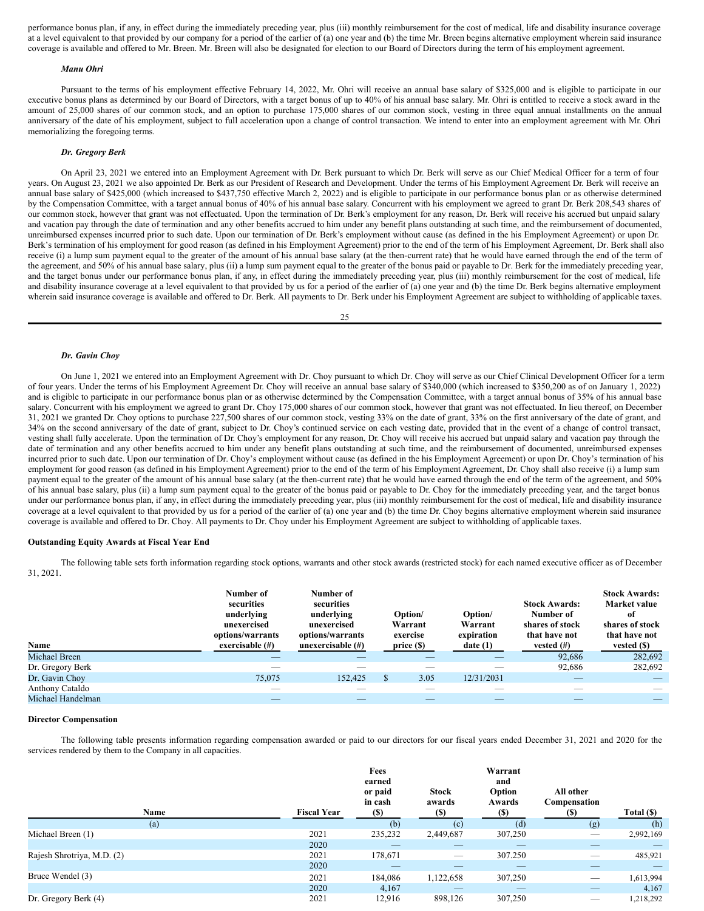performance bonus plan, if any, in effect during the immediately preceding year, plus (iii) monthly reimbursement for the cost of medical, life and disability insurance coverage at a level equivalent to that provided by our company for a period of the earlier of (a) one year and (b) the time Mr. Breen begins alternative employment wherein said insurance coverage is available and offered to Mr. Breen. Mr. Breen will also be designated for election to our Board of Directors during the term of his employment agreement.

***Manu Ohri***

Pursuant to the terms of his employment effective February 14, 2022, Mr. Ohri will receive an annual base salary of $325,000 and is eligible to participate in our executive bonus plans as determined by our Board of Directors, with a target bonus of up to 40% of his annual base salary. Mr. Ohri is entitled to receive a stock award in the amount of 25,000 shares of our common stock, and an option to purchase 175,000 shares of our common stock, vesting in three equal annual installments on the annual anniversary of the date of his employment, subject to full acceleration upon a change of control transaction. We intend to enter into an employment agreement with Mr. Ohri memorializing the foregoing terms.

***Dr. Gregory Berk***

On April 23, 2021 we entered into an Employment Agreement with Dr. Berk pursuant to which Dr. Berk will serve as our Chief Medical Officer for a term of four years. On August 23, 2021 we also appointed Dr. Berk as our President of Research and Development. Under the terms of his Employment Agreement Dr. Berk will receive an annual base salary of $425,000 (which increased to $437,750 effective March 2, 2022) and is eligible to participate in our performance bonus plan or as otherwise determined by the Compensation Committee, with a target annual bonus of 40% of his annual base salary. Concurrent with his employment we agreed to grant Dr. Berk 208,543 shares of our common stock, however that grant was not effectuated. Upon the termination of Dr. Berk's employment for any reason, Dr. Berk will receive his accrued but unpaid salary and vacation pay through the date of termination and any other benefits accrued to him under any benefit plans outstanding at such time, and the reimbursement of documented, unreimbursed expenses incurred prior to such date. Upon our termination of Dr. Berk's employment without cause (as defined in the his Employment Agreement) or upon Dr. Berk's termination of his employment for good reason (as defined in his Employment Agreement) prior to the end of the term of his Employment Agreement, Dr. Berk shall also receive (i) a lump sum payment equal to the greater of the amount of his annual base salary (at the then-current rate) that he would have earned through the end of the term of the agreement, and 50% of his annual base salary, plus (ii) a lump sum payment equal to the greater of the bonus paid or payable to Dr. Berk for the immediately preceding year, and the target bonus under our performance bonus plan, if any, in effect during the immediately preceding year, plus (iii) monthly reimbursement for the cost of medical, life and disability insurance coverage at a level equivalent to that provided by us for a period of the earlier of (a) one year and (b) the time Dr. Berk begins alternative employment wherein said insurance coverage is available and offered to Dr. Berk. All payments to Dr. Berk under his Employment Agreement are subject to withholding of applicable taxes.

***Dr. Gavin Choy***

On June 1, 2021 we entered into an Employment Agreement with Dr. Choy pursuant to which Dr. Choy will serve as our Chief Clinical Development Officer for a term of four years. Under the terms of his Employment Agreement Dr. Choy will receive an annual base salary of $340,000 (which increased to $350,200 as of on January 1, 2022) and is eligible to participate in our performance bonus plan or as otherwise determined by the Compensation Committee, with a target annual bonus of 35% of his annual base salary. Concurrent with his employment we agreed to grant Dr. Choy 175,000 shares of our common stock, however that grant was not effectuated. In lieu thereof, on December 31, 2021 we granted Dr. Choy options to purchase 227,500 shares of our common stock, vesting 33% on the date of grant, 33% on the first anniversary of the date of grant, and 34% on the second anniversary of the date of grant, subject to Dr. Choy's continued service on each vesting date, provided that in the event of a change of control transact, vesting shall fully accelerate. Upon the termination of Dr. Choy's employment for any reason, Dr. Choy will receive his accrued but unpaid salary and vacation pay through the date of termination and any other benefits accrued to him under any benefit plans outstanding at such time, and the reimbursement of documented, unreimbursed expenses incurred prior to such date. Upon our termination of Dr. Choy's employment without cause (as defined in the his Employment Agreement) or upon Dr. Choy's termination of his employment for good reason (as defined in his Employment Agreement) prior to the end of the term of his Employment Agreement, Dr. Choy shall also receive (i) a lump sum payment equal to the greater of the amount of his annual base salary (at the then-current rate) that he would have earned through the end of the term of the agreement, and 50% of his annual base salary, plus (ii) a lump sum payment equal to the greater of the bonus paid or payable to Dr. Choy for the immediately preceding year, and the target bonus under our performance bonus plan, if any, in effect during the immediately preceding year, plus (iii) monthly reimbursement for the cost of medical, life and disability insurance coverage at a level equivalent to that provided by us for a period of the earlier of (a) one year and (b) the time Dr. Choy begins alternative employment wherein said insurance coverage is available and offered to Dr. Choy. All payments to Dr. Choy under his Employment Agreement are subject to withholding of applicable taxes.

**Outstanding Equity Awards at Fiscal Year End**

The following table sets forth information regarding stock options, warrants and other stock awards (restricted stock) for each named executive officer as of December 31, 2021.

| Name | Number of securities underlying unexercised options/warrants exercisable (#) | Number of securities underlying unexercised options/warrants unexercisable (#) | Option/ Warrant exercise price ($) | Option/ Warrant expiration date (1) | Stock Awards: Number of shares of stock that have not vested (#) | Stock Awards: Market value of shares of stock that have not vested ($) |
|---|---|---|---|---|---|---|
| Michael Breen | — | — | — | — | 92,686 | 282,692 |
| Dr. Gregory Berk | — | — | — | — | 92,686 | 282,692 |
| Dr. Gavin Choy | 75,075 | 152,425 | $ 3.05 | 12/31/2031 | — | — |
| Anthony Cataldo | — | — | — | — | — | — |
| Michael Handelman | — | — | — | — | — | — |

**Director Compensation**

The following table presents information regarding compensation awarded or paid to our directors for our fiscal years ended December 31, 2021 and 2020 for the services rendered by them to the Company in all capacities.

| Name | Fiscal Year | Fees earned or paid in cash ($) | Stock awards ($) | Warrant and Option Awards ($) | All other Compensation ($) | Total ($) |
|---|---|---|---|---|---|---|
| (a) | | (b) | (c) | (d) | (g) | (h) |
| Michael Breen (1) | 2021 | 235,232 | 2,449,687 | 307,250 | — | 2,992,169 |
| | 2020 | — | — | — | — | — |
| Rajesh Shrotriya, M.D. (2) | 2021 | 178,671 | — | 307.250 | — | 485,921 |
| | 2020 | — | — | — | — | — |
| Bruce Wendel (3) | 2021 | 184,086 | 1,122,658 | 307,250 | — | 1,613,994 |
| | 2020 | 4,167 | — | — | — | 4,167 |
| Dr. Gregory Berk (4) | 2021 | 12,916 | 898,126 | 307,250 | — | 1,218,292 |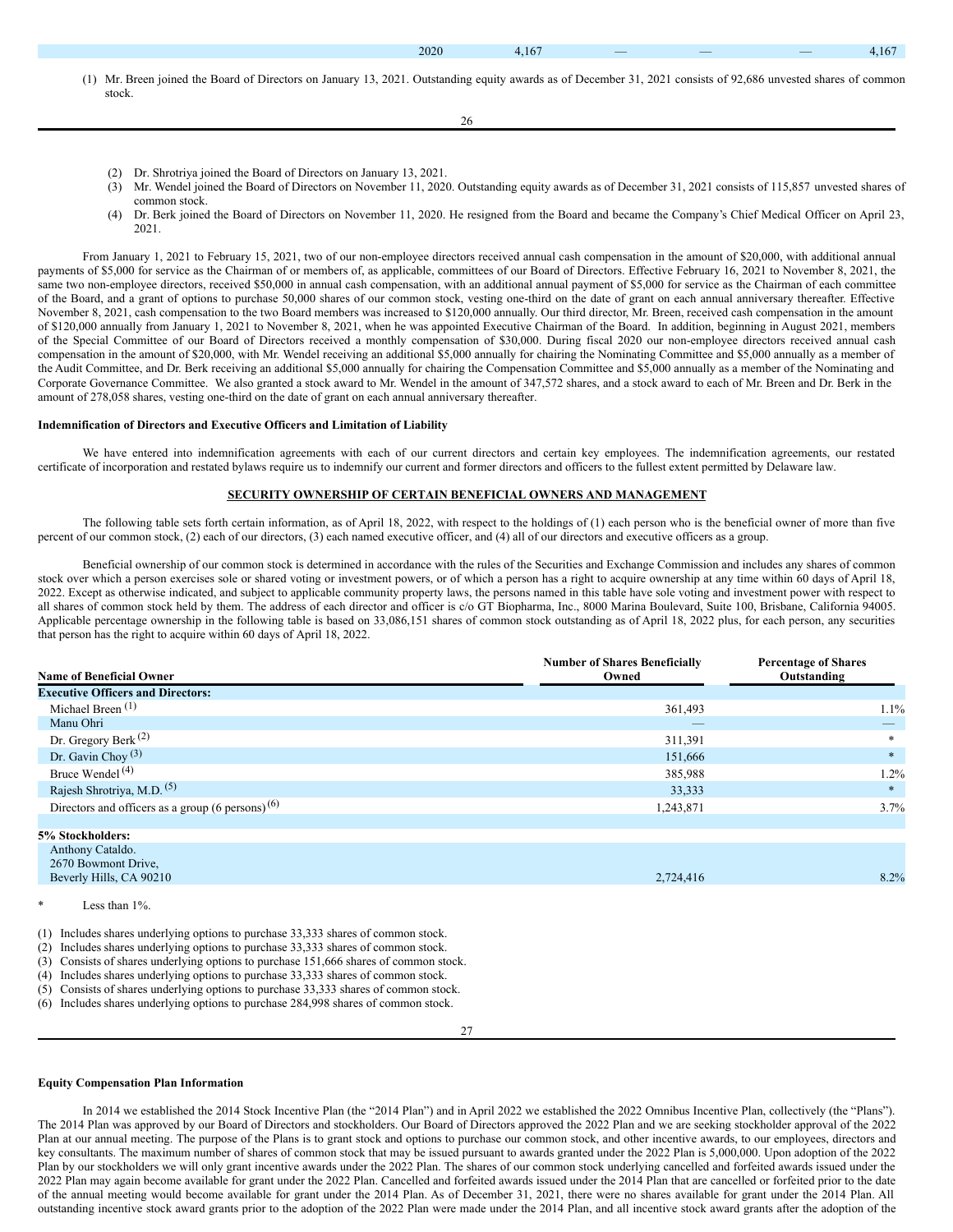| | 2020 | 4,167 | — | — | — | 4,167 |
|---|---|---|---|---|---|---|

(1) Mr. Breen joined the Board of Directors on January 13, 2021. Outstanding equity awards as of December 31, 2021 consists of 92,686 unvested shares of common stock.

(2) Dr. Shrotriya joined the Board of Directors on January 13, 2021.

(3) Mr. Wendel joined the Board of Directors on November 11, 2020. Outstanding equity awards as of December 31, 2021 consists of 115,857 unvested shares of common stock.

(4) Dr. Berk joined the Board of Directors on November 11, 2020. He resigned from the Board and became the Company's Chief Medical Officer on April 23, 2021.

From January 1, 2021 to February 15, 2021, two of our non-employee directors received annual cash compensation in the amount of $20,000, with additional annual payments of $5,000 for service as the Chairman of or members of, as applicable, committees of our Board of Directors. Effective February 16, 2021 to November 8, 2021, the same two non-employee directors, received $50,000 in annual cash compensation, with an additional annual payment of $5,000 for service as the Chairman of each committee of the Board, and a grant of options to purchase 50,000 shares of our common stock, vesting one-third on the date of grant on each annual anniversary thereafter. Effective November 8, 2021, cash compensation to the two Board members was increased to $120,000 annually. Our third director, Mr. Breen, received cash compensation in the amount of $120,000 annually from January 1, 2021 to November 8, 2021, when he was appointed Executive Chairman of the Board. In addition, beginning in August 2021, members of the Special Committee of our Board of Directors received a monthly compensation of $30,000. During fiscal 2020 our non-employee directors received annual cash compensation in the amount of $20,000, with Mr. Wendel receiving an additional $5,000 annually for chairing the Nominating Committee and $5,000 annually as a member of the Audit Committee, and Dr. Berk receiving an additional $5,000 annually for chairing the Compensation Committee and $5,000 annually as a member of the Nominating and Corporate Governance Committee. We also granted a stock award to Mr. Wendel in the amount of 347,572 shares, and a stock award to each of Mr. Breen and Dr. Berk in the amount of 278,058 shares, vesting one-third on the date of grant on each annual anniversary thereafter.

**Indemnification of Directors and Executive Officers and Limitation of Liability**

We have entered into indemnification agreements with each of our current directors and certain key employees. The indemnification agreements, our restated certificate of incorporation and restated bylaws require us to indemnify our current and former directors and officers to the fullest extent permitted by Delaware law.

## SECURITY OWNERSHIP OF CERTAIN BENEFICIAL OWNERS AND MANAGEMENT

The following table sets forth certain information, as of April 18, 2022, with respect to the holdings of (1) each person who is the beneficial owner of more than five percent of our common stock, (2) each of our directors, (3) each named executive officer, and (4) all of our directors and executive officers as a group.

Beneficial ownership of our common stock is determined in accordance with the rules of the Securities and Exchange Commission and includes any shares of common stock over which a person exercises sole or shared voting or investment powers, or of which a person has a right to acquire ownership at any time within 60 days of April 18, 2022. Except as otherwise indicated, and subject to applicable community property laws, the persons named in this table have sole voting and investment power with respect to all shares of common stock held by them. The address of each director and officer is c/o GT Biopharma, Inc., 8000 Marina Boulevard, Suite 100, Brisbane, California 94005. Applicable percentage ownership in the following table is based on 33,086,151 shares of common stock outstanding as of April 18, 2022 plus, for each person, any securities that person has the right to acquire within 60 days of April 18, 2022.

| Name of Beneficial Owner | Number of Shares Beneficially Owned | Percentage of Shares Outstanding |
|---|---|---|
| **Executive Officers and Directors:** | | |
| Michael Breen (1) | 361,493 | 1.1% |
| Manu Ohri | — | — |
| Dr. Gregory Berk (2) | 311,391 | * |
| Dr. Gavin Choy (3) | 151,666 | * |
| Bruce Wendel (4) | 385,988 | 1.2% |
| Rajesh Shrotriya, M.D. (5) | 33,333 | * |
| Directors and officers as a group (6 persons) (6) | 1,243,871 | 3.7% |
| | | |
| **5% Stockholders:** | | |
| Anthony Cataldo.<br>2670 Bowmont Drive,<br>Beverly Hills, CA 90210 | 2,724,416 | 8.2% |

\* Less than 1%.

(1) Includes shares underlying options to purchase 33,333 shares of common stock.
(2) Includes shares underlying options to purchase 33,333 shares of common stock.
(3) Consists of shares underlying options to purchase 151,666 shares of common stock.
(4) Includes shares underlying options to purchase 33,333 shares of common stock.
(5) Consists of shares underlying options to purchase 33,333 shares of common stock.
(6) Includes shares underlying options to purchase 284,998 shares of common stock.

**Equity Compensation Plan Information**

In 2014 we established the 2014 Stock Incentive Plan (the "2014 Plan") and in April 2022 we established the 2022 Omnibus Incentive Plan, collectively (the "Plans"). The 2014 Plan was approved by our Board of Directors and stockholders. Our Board of Directors approved the 2022 Plan and we are seeking stockholder approval of the 2022 Plan at our annual meeting. The purpose of the Plans is to grant stock and options to purchase our common stock, and other incentive awards, to our employees, directors and key consultants. The maximum number of shares of common stock that may be issued pursuant to awards granted under the 2022 Plan is 5,000,000. Upon adoption of the 2022 Plan by our stockholders we will only grant incentive awards under the 2022 Plan. The shares of our common stock underlying cancelled and forfeited awards issued under the 2022 Plan may again become available for grant under the 2022 Plan. Cancelled and forfeited awards issued under the 2014 Plan that are cancelled or forfeited prior to the date of the annual meeting would become available for grant under the 2014 Plan. As of December 31, 2021, there were no shares available for grant under the 2014 Plan. All outstanding incentive stock award grants prior to the adoption of the 2022 Plan were made under the 2014 Plan, and all incentive stock award grants after the adoption of the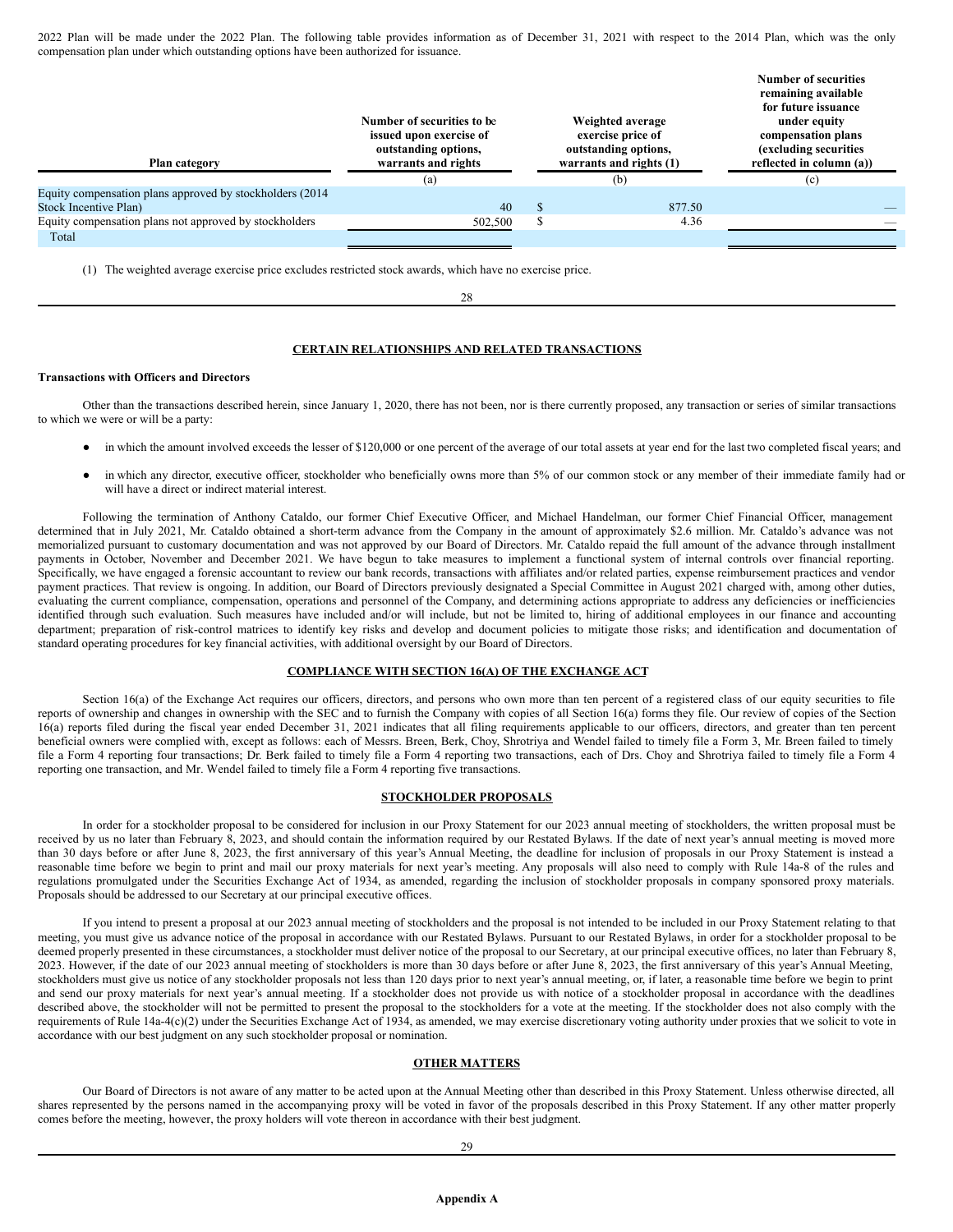2022 Plan will be made under the 2022 Plan. The following table provides information as of December 31, 2021 with respect to the 2014 Plan, which was the only compensation plan under which outstanding options have been authorized for issuance.

| Plan category | Number of securities to be issued upon exercise of outstanding options, warrants and rights | Weighted average exercise price of outstanding options, warrants and rights (1) | Number of securities remaining available for future issuance under equity compensation plans (excluding securities reflected in column (a)) |
|---|---|---|---|
| | (a) | (b) | (c) |
| Equity compensation plans approved by stockholders (2014 Stock Incentive Plan) | 40 | $ 877.50 | — |
| Equity compensation plans not approved by stockholders | 502,500 | $ 4.36 | — |
| Total | | | |

(1) The weighted average exercise price excludes restricted stock awards, which have no exercise price.

## CERTAIN RELATIONSHIPS AND RELATED TRANSACTIONS

**Transactions with Officers and Directors**

Other than the transactions described herein, since January 1, 2020, there has not been, nor is there currently proposed, any transaction or series of similar transactions to which we were or will be a party:

- in which the amount involved exceeds the lesser of $120,000 or one percent of the average of our total assets at year end for the last two completed fiscal years; and
- in which any director, executive officer, stockholder who beneficially owns more than 5% of our common stock or any member of their immediate family had or will have a direct or indirect material interest.

Following the termination of Anthony Cataldo, our former Chief Executive Officer, and Michael Handelman, our former Chief Financial Officer, management determined that in July 2021, Mr. Cataldo obtained a short-term advance from the Company in the amount of approximately $2.6 million. Mr. Cataldo's advance was not memorialized pursuant to customary documentation and was not approved by our Board of Directors. Mr. Cataldo repaid the full amount of the advance through installment payments in October, November and December 2021. We have begun to take measures to implement a functional system of internal controls over financial reporting. Specifically, we have engaged a forensic accountant to review our bank records, transactions with affiliates and/or related parties, expense reimbursement practices and vendor payment practices. That review is ongoing. In addition, our Board of Directors previously designated a Special Committee in August 2021 charged with, among other duties, evaluating the current compliance, compensation, operations and personnel of the Company, and determining actions appropriate to address any deficiencies or inefficiencies identified through such evaluation. Such measures have included and/or will include, but not be limited to, hiring of additional employees in our finance and accounting department; preparation of risk-control matrices to identify key risks and develop and document policies to mitigate those risks; and identification and documentation of standard operating procedures for key financial activities, with additional oversight by our Board of Directors.

## COMPLIANCE WITH SECTION 16(A) OF THE EXCHANGE ACT

Section 16(a) of the Exchange Act requires our officers, directors, and persons who own more than ten percent of a registered class of our equity securities to file reports of ownership and changes in ownership with the SEC and to furnish the Company with copies of all Section 16(a) forms they file. Our review of copies of the Section 16(a) reports filed during the fiscal year ended December 31, 2021 indicates that all filing requirements applicable to our officers, directors, and greater than ten percent beneficial owners were complied with, except as follows: each of Messrs. Breen, Berk, Choy, Shrotriya and Wendel failed to timely file a Form 3, Mr. Breen failed to timely file a Form 4 reporting four transactions; Dr. Berk failed to timely file a Form 4 reporting two transactions, each of Drs. Choy and Shrotriya failed to timely file a Form 4 reporting one transaction, and Mr. Wendel failed to timely file a Form 4 reporting five transactions.

## STOCKHOLDER PROPOSALS

In order for a stockholder proposal to be considered for inclusion in our Proxy Statement for our 2023 annual meeting of stockholders, the written proposal must be received by us no later than February 8, 2023, and should contain the information required by our Restated Bylaws. If the date of next year's annual meeting is moved more than 30 days before or after June 8, 2023, the first anniversary of this year's Annual Meeting, the deadline for inclusion of proposals in our Proxy Statement is instead a reasonable time before we begin to print and mail our proxy materials for next year's meeting. Any proposals will also need to comply with Rule 14a-8 of the rules and regulations promulgated under the Securities Exchange Act of 1934, as amended, regarding the inclusion of stockholder proposals in company sponsored proxy materials. Proposals should be addressed to our Secretary at our principal executive offices.

If you intend to present a proposal at our 2023 annual meeting of stockholders and the proposal is not intended to be included in our Proxy Statement relating to that meeting, you must give us advance notice of the proposal in accordance with our Restated Bylaws. Pursuant to our Restated Bylaws, in order for a stockholder proposal to be deemed properly presented in these circumstances, a stockholder must deliver notice of the proposal to our Secretary, at our principal executive offices, no later than February 8, 2023. However, if the date of our 2023 annual meeting of stockholders is more than 30 days before or after June 8, 2023, the first anniversary of this year's Annual Meeting, stockholders must give us notice of any stockholder proposals not less than 120 days prior to next year's annual meeting, or, if later, a reasonable time before we begin to print and send our proxy materials for next year's annual meeting. If a stockholder does not provide us with notice of a stockholder proposal in accordance with the deadlines described above, the stockholder will not be permitted to present the proposal to the stockholders for a vote at the meeting. If the stockholder does not also comply with the requirements of Rule 14a-4(c)(2) under the Securities Exchange Act of 1934, as amended, we may exercise discretionary voting authority under proxies that we solicit to vote in accordance with our best judgment on any such stockholder proposal or nomination.

## OTHER MATTERS

Our Board of Directors is not aware of any matter to be acted upon at the Annual Meeting other than described in this Proxy Statement. Unless otherwise directed, all shares represented by the persons named in the accompanying proxy will be voted in favor of the proposals described in this Proxy Statement. If any other matter properly comes before the meeting, however, the proxy holders will vote thereon in accordance with their best judgment.

**Appendix A**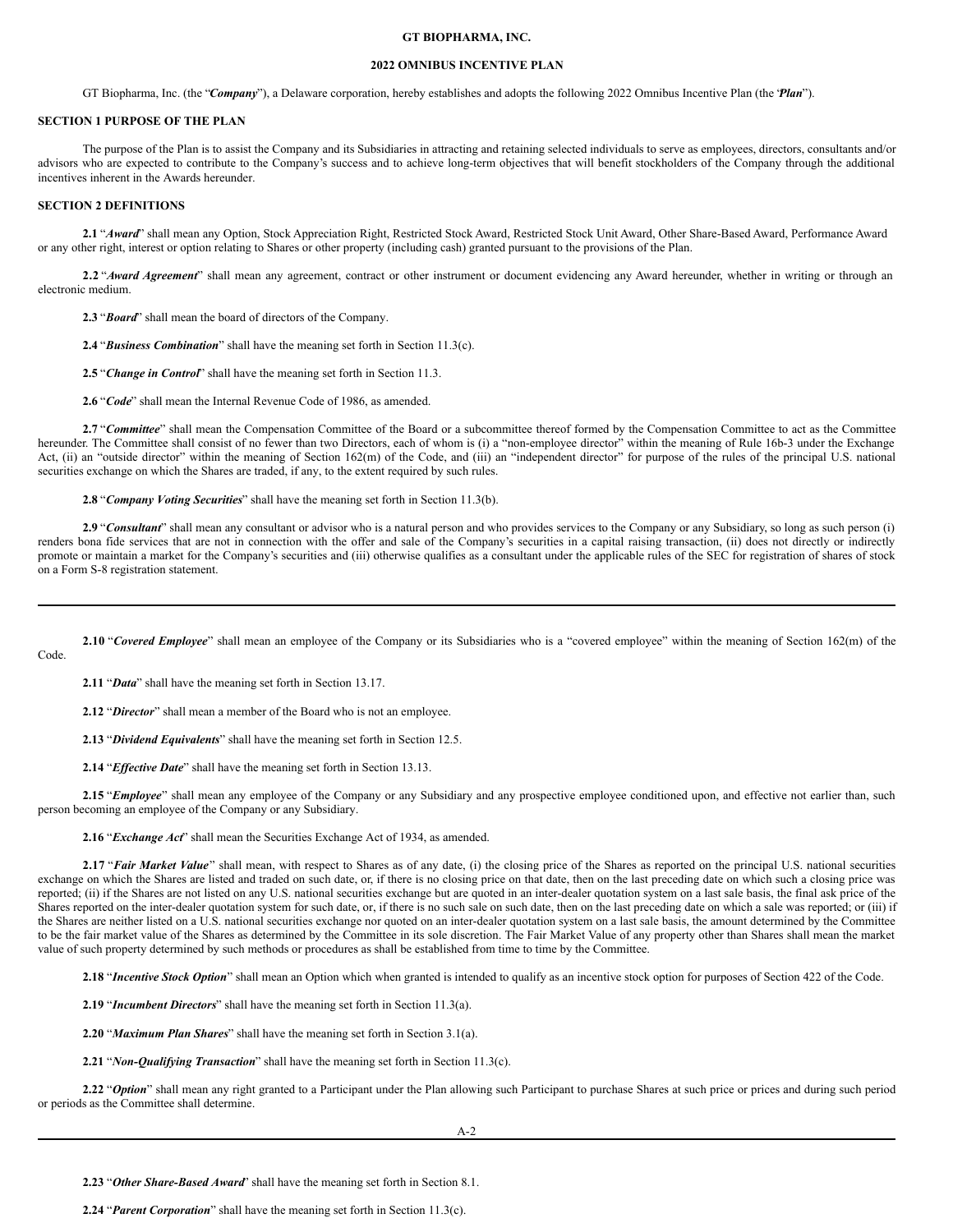**GT BIOPHARMA, INC.**

**2022 OMNIBUS INCENTIVE PLAN**

GT Biopharma, Inc. (the "***Company***"), a Delaware corporation, hereby establishes and adopts the following 2022 Omnibus Incentive Plan (the "***Plan***").

**SECTION 1 PURPOSE OF THE PLAN**

The purpose of the Plan is to assist the Company and its Subsidiaries in attracting and retaining selected individuals to serve as employees, directors, consultants and/or advisors who are expected to contribute to the Company's success and to achieve long-term objectives that will benefit stockholders of the Company through the additional incentives inherent in the Awards hereunder.

**SECTION 2 DEFINITIONS**

**2.1** "***Award***" shall mean any Option, Stock Appreciation Right, Restricted Stock Award, Restricted Stock Unit Award, Other Share-Based Award, Performance Award or any other right, interest or option relating to Shares or other property (including cash) granted pursuant to the provisions of the Plan.

**2.2** "***Award Agreement***" shall mean any agreement, contract or other instrument or document evidencing any Award hereunder, whether in writing or through an electronic medium.

**2.3** "***Board***" shall mean the board of directors of the Company.

**2.4** "***Business Combination***" shall have the meaning set forth in Section 11.3(c).

**2.5** "***Change in Control***" shall have the meaning set forth in Section 11.3.

**2.6** "***Code***" shall mean the Internal Revenue Code of 1986, as amended.

**2.7** "***Committee***" shall mean the Compensation Committee of the Board or a subcommittee thereof formed by the Compensation Committee to act as the Committee hereunder. The Committee shall consist of no fewer than two Directors, each of whom is (i) a "non-employee director" within the meaning of Rule 16b-3 under the Exchange Act, (ii) an "outside director" within the meaning of Section 162(m) of the Code, and (iii) an "independent director" for purpose of the rules of the principal U.S. national securities exchange on which the Shares are traded, if any, to the extent required by such rules.

**2.8** "***Company Voting Securities***" shall have the meaning set forth in Section 11.3(b).

**2.9** "***Consultant***" shall mean any consultant or advisor who is a natural person and who provides services to the Company or any Subsidiary, so long as such person (i) renders bona fide services that are not in connection with the offer and sale of the Company's securities in a capital raising transaction, (ii) does not directly or indirectly promote or maintain a market for the Company's securities and (iii) otherwise qualifies as a consultant under the applicable rules of the SEC for registration of shares of stock on a Form S-8 registration statement.

**2.10** "***Covered Employee***" shall mean an employee of the Company or its Subsidiaries who is a "covered employee" within the meaning of Section 162(m) of the Code.

**2.11** "***Data***" shall have the meaning set forth in Section 13.17.

**2.12** "***Director***" shall mean a member of the Board who is not an employee.

**2.13** "***Dividend Equivalents***" shall have the meaning set forth in Section 12.5.

**2.14** "***Effective Date***" shall have the meaning set forth in Section 13.13.

**2.15** "***Employee***" shall mean any employee of the Company or any Subsidiary and any prospective employee conditioned upon, and effective not earlier than, such person becoming an employee of the Company or any Subsidiary.

**2.16** "***Exchange Act***" shall mean the Securities Exchange Act of 1934, as amended.

**2.17** "***Fair Market Value***" shall mean, with respect to Shares as of any date, (i) the closing price of the Shares as reported on the principal U.S. national securities exchange on which the Shares are listed and traded on such date, or, if there is no closing price on that date, then on the last preceding date on which such a closing price was reported; (ii) if the Shares are not listed on any U.S. national securities exchange but are quoted in an inter-dealer quotation system on a last sale basis, the final ask price of the Shares reported on the inter-dealer quotation system for such date, or, if there is no such sale on such date, then on the last preceding date on which a sale was reported; or (iii) if the Shares are neither listed on a U.S. national securities exchange nor quoted on an inter-dealer quotation system on a last sale basis, the amount determined by the Committee to be the fair market value of the Shares as determined by the Committee in its sole discretion. The Fair Market Value of any property other than Shares shall mean the market value of such property determined by such methods or procedures as shall be established from time to time by the Committee.

**2.18** "***Incentive Stock Option***" shall mean an Option which when granted is intended to qualify as an incentive stock option for purposes of Section 422 of the Code.

**2.19** "***Incumbent Directors***" shall have the meaning set forth in Section 11.3(a).

**2.20** "***Maximum Plan Shares***" shall have the meaning set forth in Section 3.1(a).

**2.21** "***Non-Qualifying Transaction***" shall have the meaning set forth in Section 11.3(c).

**2.22** "***Option***" shall mean any right granted to a Participant under the Plan allowing such Participant to purchase Shares at such price or prices and during such period or periods as the Committee shall determine.

**2.23** "***Other Share-Based Award***" shall have the meaning set forth in Section 8.1.

**2.24** "***Parent Corporation***" shall have the meaning set forth in Section 11.3(c).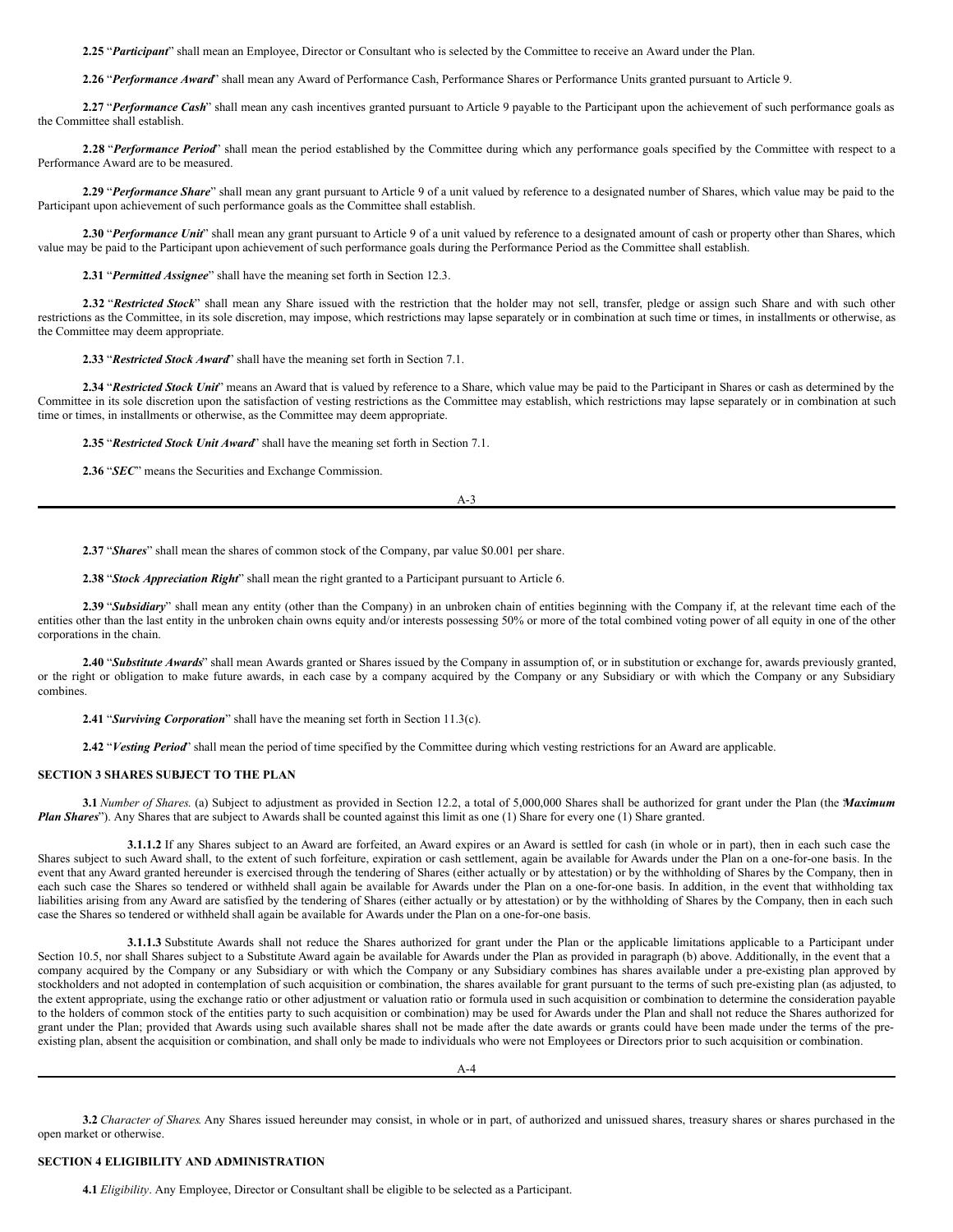**2.25** "***Participant***" shall mean an Employee, Director or Consultant who is selected by the Committee to receive an Award under the Plan.

**2.26** "***Performance Award***" shall mean any Award of Performance Cash, Performance Shares or Performance Units granted pursuant to Article 9.

**2.27** "***Performance Cash***" shall mean any cash incentives granted pursuant to Article 9 payable to the Participant upon the achievement of such performance goals as the Committee shall establish.

**2.28** "***Performance Period***" shall mean the period established by the Committee during which any performance goals specified by the Committee with respect to a Performance Award are to be measured.

**2.29** "***Performance Share***" shall mean any grant pursuant to Article 9 of a unit valued by reference to a designated number of Shares, which value may be paid to the Participant upon achievement of such performance goals as the Committee shall establish.

**2.30** "***Performance Unit***" shall mean any grant pursuant to Article 9 of a unit valued by reference to a designated amount of cash or property other than Shares, which value may be paid to the Participant upon achievement of such performance goals during the Performance Period as the Committee shall establish.

**2.31** "***Permitted Assignee***" shall have the meaning set forth in Section 12.3.

**2.32** "***Restricted Stock***" shall mean any Share issued with the restriction that the holder may not sell, transfer, pledge or assign such Share and with such other restrictions as the Committee, in its sole discretion, may impose, which restrictions may lapse separately or in combination at such time or times, in installments or otherwise, as the Committee may deem appropriate.

**2.33** "***Restricted Stock Award***" shall have the meaning set forth in Section 7.1.

**2.34** "***Restricted Stock Unit***" means an Award that is valued by reference to a Share, which value may be paid to the Participant in Shares or cash as determined by the Committee in its sole discretion upon the satisfaction of vesting restrictions as the Committee may establish, which restrictions may lapse separately or in combination at such time or times, in installments or otherwise, as the Committee may deem appropriate.

**2.35** "***Restricted Stock Unit Award***" shall have the meaning set forth in Section 7.1.

**2.36** "***SEC***" means the Securities and Exchange Commission.

**2.37** "***Shares***" shall mean the shares of common stock of the Company, par value $0.001 per share.

**2.38** "***Stock Appreciation Right***" shall mean the right granted to a Participant pursuant to Article 6.

**2.39** "***Subsidiary***" shall mean any entity (other than the Company) in an unbroken chain of entities beginning with the Company if, at the relevant time each of the entities other than the last entity in the unbroken chain owns equity and/or interests possessing 50% or more of the total combined voting power of all equity in one of the other corporations in the chain.

**2.40** "***Substitute Awards***" shall mean Awards granted or Shares issued by the Company in assumption of, or in substitution or exchange for, awards previously granted, or the right or obligation to make future awards, in each case by a company acquired by the Company or any Subsidiary or with which the Company or any Subsidiary combines.

**2.41** "***Surviving Corporation***" shall have the meaning set forth in Section 11.3(c).

**2.42** "***Vesting Period***" shall mean the period of time specified by the Committee during which vesting restrictions for an Award are applicable.

**SECTION 3 SHARES SUBJECT TO THE PLAN**

**3.1** *Number of Shares.* (a) Subject to adjustment as provided in Section 12.2, a total of 5,000,000 Shares shall be authorized for grant under the Plan (the "***Maximum Plan Shares***"). Any Shares that are subject to Awards shall be counted against this limit as one (1) Share for every one (1) Share granted.

**3.1.1.2** If any Shares subject to an Award are forfeited, an Award expires or an Award is settled for cash (in whole or in part), then in each such case the Shares subject to such Award shall, to the extent of such forfeiture, expiration or cash settlement, again be available for Awards under the Plan on a one-for-one basis. In the event that any Award granted hereunder is exercised through the tendering of Shares (either actually or by attestation) or by the withholding of Shares by the Company, then in each such case the Shares so tendered or withheld shall again be available for Awards under the Plan on a one-for-one basis. In addition, in the event that withholding tax liabilities arising from any Award are satisfied by the tendering of Shares (either actually or by attestation) or by the withholding of Shares by the Company, then in each such case the Shares so tendered or withheld shall again be available for Awards under the Plan on a one-for-one basis.

**3.1.1.3** Substitute Awards shall not reduce the Shares authorized for grant under the Plan or the applicable limitations applicable to a Participant under Section 10.5, nor shall Shares subject to a Substitute Award again be available for Awards under the Plan as provided in paragraph (b) above. Additionally, in the event that a company acquired by the Company or any Subsidiary or with which the Company or any Subsidiary combines has shares available under a pre-existing plan approved by stockholders and not adopted in contemplation of such acquisition or combination, the shares available for grant pursuant to the terms of such pre-existing plan (as adjusted, to the extent appropriate, using the exchange ratio or other adjustment or valuation ratio or formula used in such acquisition or combination to determine the consideration payable to the holders of common stock of the entities party to such acquisition or combination) may be used for Awards under the Plan and shall not reduce the Shares authorized for grant under the Plan; provided that Awards using such available shares shall not be made after the date awards or grants could have been made under the terms of the pre-existing plan, absent the acquisition or combination, and shall only be made to individuals who were not Employees or Directors prior to such acquisition or combination.

**3.2** *Character of Shares*. Any Shares issued hereunder may consist, in whole or in part, of authorized and unissued shares, treasury shares or shares purchased in the open market or otherwise.

**SECTION 4 ELIGIBILITY AND ADMINISTRATION**

**4.1** *Eligibility*. Any Employee, Director or Consultant shall be eligible to be selected as a Participant.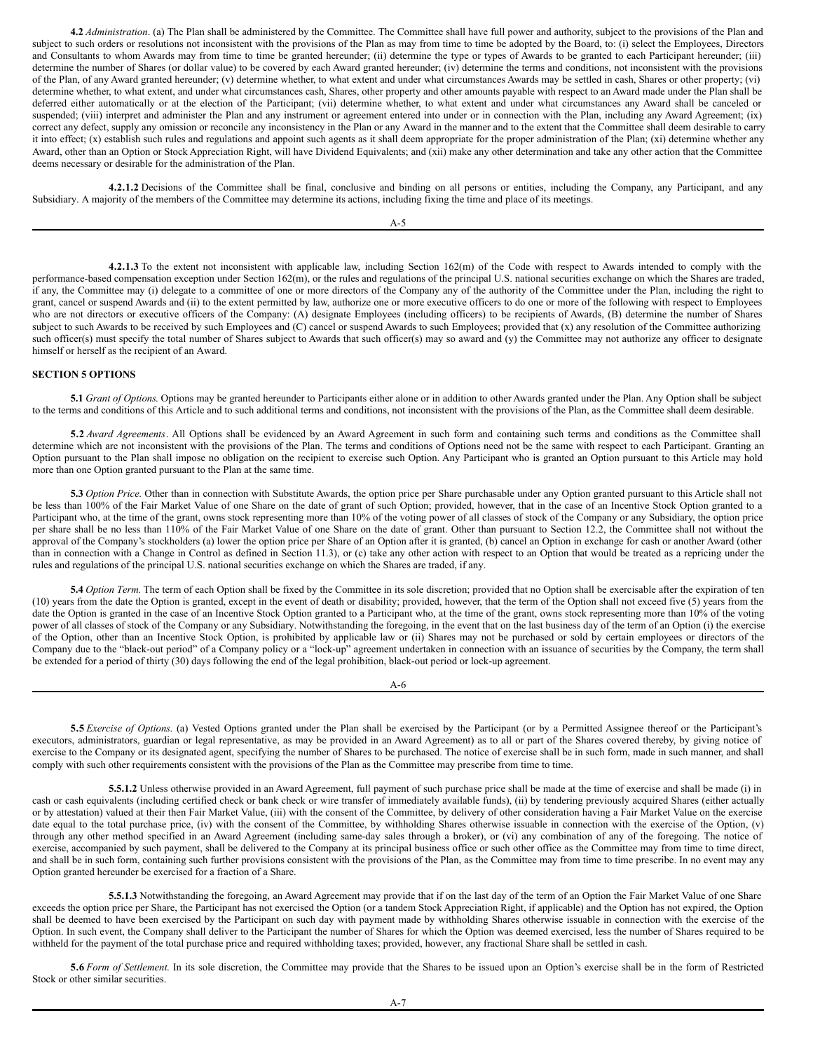**4.2** *Administration*. (a) The Plan shall be administered by the Committee. The Committee shall have full power and authority, subject to the provisions of the Plan and subject to such orders or resolutions not inconsistent with the provisions of the Plan as may from time to time be adopted by the Board, to: (i) select the Employees, Directors and Consultants to whom Awards may from time to time be granted hereunder; (ii) determine the type or types of Awards to be granted to each Participant hereunder; (iii) determine the number of Shares (or dollar value) to be covered by each Award granted hereunder; (iv) determine the terms and conditions, not inconsistent with the provisions of the Plan, of any Award granted hereunder; (v) determine whether, to what extent and under what circumstances Awards may be settled in cash, Shares or other property; (vi) determine whether, to what extent, and under what circumstances cash, Shares, other property and other amounts payable with respect to an Award made under the Plan shall be deferred either automatically or at the election of the Participant; (vii) determine whether, to what extent and under what circumstances any Award shall be canceled or suspended; (viii) interpret and administer the Plan and any instrument or agreement entered into under or in connection with the Plan, including any Award Agreement; (ix) correct any defect, supply any omission or reconcile any inconsistency in the Plan or any Award in the manner and to the extent that the Committee shall deem desirable to carry it into effect; (x) establish such rules and regulations and appoint such agents as it shall deem appropriate for the proper administration of the Plan; (xi) determine whether any Award, other than an Option or Stock Appreciation Right, will have Dividend Equivalents; and (xii) make any other determination and take any other action that the Committee deems necessary or desirable for the administration of the Plan.

**4.2.1.2** Decisions of the Committee shall be final, conclusive and binding on all persons or entities, including the Company, any Participant, and any Subsidiary. A majority of the members of the Committee may determine its actions, including fixing the time and place of its meetings.

**4.2.1.3** To the extent not inconsistent with applicable law, including Section 162(m) of the Code with respect to Awards intended to comply with the performance-based compensation exception under Section 162(m), or the rules and regulations of the principal U.S. national securities exchange on which the Shares are traded, if any, the Committee may (i) delegate to a committee of one or more directors of the Company any of the authority of the Committee under the Plan, including the right to grant, cancel or suspend Awards and (ii) to the extent permitted by law, authorize one or more executive officers to do one or more of the following with respect to Employees who are not directors or executive officers of the Company: (A) designate Employees (including officers) to be recipients of Awards, (B) determine the number of Shares subject to such Awards to be received by such Employees and (C) cancel or suspend Awards to such Employees; provided that (x) any resolution of the Committee authorizing such officer(s) must specify the total number of Shares subject to Awards that such officer(s) may so award and (y) the Committee may not authorize any officer to designate himself or herself as the recipient of an Award.

**SECTION 5 OPTIONS**

**5.1** *Grant of Options.* Options may be granted hereunder to Participants either alone or in addition to other Awards granted under the Plan. Any Option shall be subject to the terms and conditions of this Article and to such additional terms and conditions, not inconsistent with the provisions of the Plan, as the Committee shall deem desirable.

**5.2** *Award Agreements*. All Options shall be evidenced by an Award Agreement in such form and containing such terms and conditions as the Committee shall determine which are not inconsistent with the provisions of the Plan. The terms and conditions of Options need not be the same with respect to each Participant. Granting an Option pursuant to the Plan shall impose no obligation on the recipient to exercise such Option. Any Participant who is granted an Option pursuant to this Article may hold more than one Option granted pursuant to the Plan at the same time.

**5.3** *Option Price.* Other than in connection with Substitute Awards, the option price per Share purchasable under any Option granted pursuant to this Article shall not be less than 100% of the Fair Market Value of one Share on the date of grant of such Option; provided, however, that in the case of an Incentive Stock Option granted to a Participant who, at the time of the grant, owns stock representing more than 10% of the voting power of all classes of stock of the Company or any Subsidiary, the option price per share shall be no less than 110% of the Fair Market Value of one Share on the date of grant. Other than pursuant to Section 12.2, the Committee shall not without the approval of the Company's stockholders (a) lower the option price per Share of an Option after it is granted, (b) cancel an Option in exchange for cash or another Award (other than in connection with a Change in Control as defined in Section 11.3), or (c) take any other action with respect to an Option that would be treated as a repricing under the rules and regulations of the principal U.S. national securities exchange on which the Shares are traded, if any.

**5.4** *Option Term.* The term of each Option shall be fixed by the Committee in its sole discretion; provided that no Option shall be exercisable after the expiration of ten (10) years from the date the Option is granted, except in the event of death or disability; provided, however, that the term of the Option shall not exceed five (5) years from the date the Option is granted in the case of an Incentive Stock Option granted to a Participant who, at the time of the grant, owns stock representing more than 10% of the voting power of all classes of stock of the Company or any Subsidiary. Notwithstanding the foregoing, in the event that on the last business day of the term of an Option (i) the exercise of the Option, other than an Incentive Stock Option, is prohibited by applicable law or (ii) Shares may not be purchased or sold by certain employees or directors of the Company due to the "black-out period" of a Company policy or a "lock-up" agreement undertaken in connection with an issuance of securities by the Company, the term shall be extended for a period of thirty (30) days following the end of the legal prohibition, black-out period or lock-up agreement.

**5.5** *Exercise of Options.* (a) Vested Options granted under the Plan shall be exercised by the Participant (or by a Permitted Assignee thereof or the Participant's executors, administrators, guardian or legal representative, as may be provided in an Award Agreement) as to all or part of the Shares covered thereby, by giving notice of exercise to the Company or its designated agent, specifying the number of Shares to be purchased. The notice of exercise shall be in such form, made in such manner, and shall comply with such other requirements consistent with the provisions of the Plan as the Committee may prescribe from time to time.

**5.5.1.2** Unless otherwise provided in an Award Agreement, full payment of such purchase price shall be made at the time of exercise and shall be made (i) in cash or cash equivalents (including certified check or bank check or wire transfer of immediately available funds), (ii) by tendering previously acquired Shares (either actually or by attestation) valued at their then Fair Market Value, (iii) with the consent of the Committee, by delivery of other consideration having a Fair Market Value on the exercise date equal to the total purchase price, (iv) with the consent of the Committee, by withholding Shares otherwise issuable in connection with the exercise of the Option, (v) through any other method specified in an Award Agreement (including same-day sales through a broker), or (vi) any combination of any of the foregoing. The notice of exercise, accompanied by such payment, shall be delivered to the Company at its principal business office or such other office as the Committee may from time to time direct, and shall be in such form, containing such further provisions consistent with the provisions of the Plan, as the Committee may from time to time prescribe. In no event may any Option granted hereunder be exercised for a fraction of a Share.

**5.5.1.3** Notwithstanding the foregoing, an Award Agreement may provide that if on the last day of the term of an Option the Fair Market Value of one Share exceeds the option price per Share, the Participant has not exercised the Option (or a tandem Stock Appreciation Right, if applicable) and the Option has not expired, the Option shall be deemed to have been exercised by the Participant on such day with payment made by withholding Shares otherwise issuable in connection with the exercise of the Option. In such event, the Company shall deliver to the Participant the number of Shares for which the Option was deemed exercised, less the number of Shares required to be withheld for the payment of the total purchase price and required withholding taxes; provided, however, any fractional Share shall be settled in cash.

**5.6** *Form of Settlement.* In its sole discretion, the Committee may provide that the Shares to be issued upon an Option's exercise shall be in the form of Restricted Stock or other similar securities.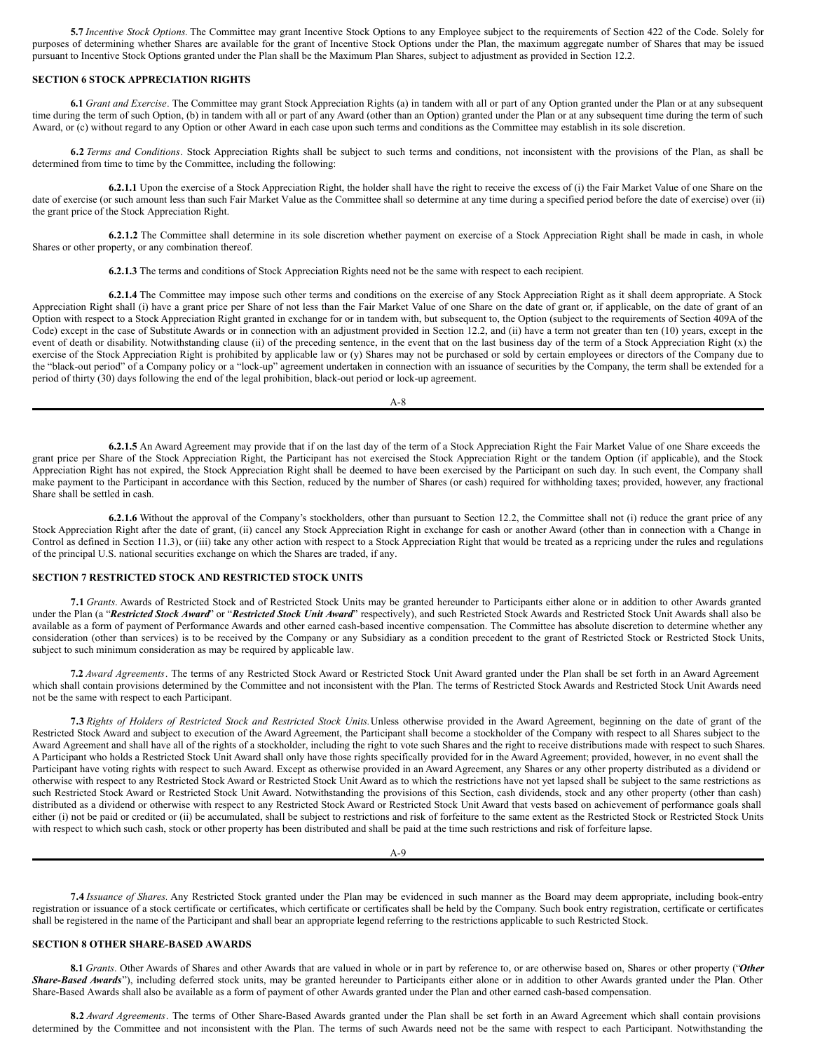**5.7** *Incentive Stock Options.* The Committee may grant Incentive Stock Options to any Employee subject to the requirements of Section 422 of the Code. Solely for purposes of determining whether Shares are available for the grant of Incentive Stock Options under the Plan, the maximum aggregate number of Shares that may be issued pursuant to Incentive Stock Options granted under the Plan shall be the Maximum Plan Shares, subject to adjustment as provided in Section 12.2.

## SECTION 6 STOCK APPRECIATION RIGHTS

**6.1** *Grant and Exercise*. The Committee may grant Stock Appreciation Rights (a) in tandem with all or part of any Option granted under the Plan or at any subsequent time during the term of such Option, (b) in tandem with all or part of any Award (other than an Option) granted under the Plan or at any subsequent time during the term of such Award, or (c) without regard to any Option or other Award in each case upon such terms and conditions as the Committee may establish in its sole discretion.

**6.2** *Terms and Conditions*. Stock Appreciation Rights shall be subject to such terms and conditions, not inconsistent with the provisions of the Plan, as shall be determined from time to time by the Committee, including the following:

**6.2.1.1** Upon the exercise of a Stock Appreciation Right, the holder shall have the right to receive the excess of (i) the Fair Market Value of one Share on the date of exercise (or such amount less than such Fair Market Value as the Committee shall so determine at any time during a specified period before the date of exercise) over (ii) the grant price of the Stock Appreciation Right.

**6.2.1.2** The Committee shall determine in its sole discretion whether payment on exercise of a Stock Appreciation Right shall be made in cash, in whole Shares or other property, or any combination thereof.

**6.2.1.3** The terms and conditions of Stock Appreciation Rights need not be the same with respect to each recipient.

**6.2.1.4** The Committee may impose such other terms and conditions on the exercise of any Stock Appreciation Right as it shall deem appropriate. A Stock Appreciation Right shall (i) have a grant price per Share of not less than the Fair Market Value of one Share on the date of grant or, if applicable, on the date of grant of an Option with respect to a Stock Appreciation Right granted in exchange for or in tandem with, but subsequent to, the Option (subject to the requirements of Section 409A of the Code) except in the case of Substitute Awards or in connection with an adjustment provided in Section 12.2, and (ii) have a term not greater than ten (10) years, except in the event of death or disability. Notwithstanding clause (ii) of the preceding sentence, in the event that on the last business day of the term of a Stock Appreciation Right (x) the exercise of the Stock Appreciation Right is prohibited by applicable law or (y) Shares may not be purchased or sold by certain employees or directors of the Company due to the "black-out period" of a Company policy or a "lock-up" agreement undertaken in connection with an issuance of securities by the Company, the term shall be extended for a period of thirty (30) days following the end of the legal prohibition, black-out period or lock-up agreement.

**6.2.1.5** An Award Agreement may provide that if on the last day of the term of a Stock Appreciation Right the Fair Market Value of one Share exceeds the grant price per Share of the Stock Appreciation Right, the Participant has not exercised the Stock Appreciation Right or the tandem Option (if applicable), and the Stock Appreciation Right has not expired, the Stock Appreciation Right shall be deemed to have been exercised by the Participant on such day. In such event, the Company shall make payment to the Participant in accordance with this Section, reduced by the number of Shares (or cash) required for withholding taxes; provided, however, any fractional Share shall be settled in cash.

**6.2.1.6** Without the approval of the Company's stockholders, other than pursuant to Section 12.2, the Committee shall not (i) reduce the grant price of any Stock Appreciation Right after the date of grant, (ii) cancel any Stock Appreciation Right in exchange for cash or another Award (other than in connection with a Change in Control as defined in Section 11.3), or (iii) take any other action with respect to a Stock Appreciation Right that would be treated as a repricing under the rules and regulations of the principal U.S. national securities exchange on which the Shares are traded, if any.

## SECTION 7 RESTRICTED STOCK AND RESTRICTED STOCK UNITS

**7.1** *Grants*. Awards of Restricted Stock and of Restricted Stock Units may be granted hereunder to Participants either alone or in addition to other Awards granted under the Plan (a "***Restricted Stock Award***" or "***Restricted Stock Unit Award***" respectively), and such Restricted Stock Awards and Restricted Stock Unit Awards shall also be available as a form of payment of Performance Awards and other earned cash-based incentive compensation. The Committee has absolute discretion to determine whether any consideration (other than services) is to be received by the Company or any Subsidiary as a condition precedent to the grant of Restricted Stock or Restricted Stock Units, subject to such minimum consideration as may be required by applicable law.

**7.2** *Award Agreements*. The terms of any Restricted Stock Award or Restricted Stock Unit Award granted under the Plan shall be set forth in an Award Agreement which shall contain provisions determined by the Committee and not inconsistent with the Plan. The terms of Restricted Stock Awards and Restricted Stock Unit Awards need not be the same with respect to each Participant.

**7.3** *Rights of Holders of Restricted Stock and Restricted Stock Units.* Unless otherwise provided in the Award Agreement, beginning on the date of grant of the Restricted Stock Award and subject to execution of the Award Agreement, the Participant shall become a stockholder of the Company with respect to all Shares subject to the Award Agreement and shall have all of the rights of a stockholder, including the right to vote such Shares and the right to receive distributions made with respect to such Shares. A Participant who holds a Restricted Stock Unit Award shall only have those rights specifically provided for in the Award Agreement; provided, however, in no event shall the Participant have voting rights with respect to such Award. Except as otherwise provided in an Award Agreement, any Shares or any other property distributed as a dividend or otherwise with respect to any Restricted Stock Award or Restricted Stock Unit Award as to which the restrictions have not yet lapsed shall be subject to the same restrictions as such Restricted Stock Award or Restricted Stock Unit Award. Notwithstanding the provisions of this Section, cash dividends, stock and any other property (other than cash) distributed as a dividend or otherwise with respect to any Restricted Stock Award or Restricted Stock Unit Award that vests based on achievement of performance goals shall either (i) not be paid or credited or (ii) be accumulated, shall be subject to restrictions and risk of forfeiture to the same extent as the Restricted Stock or Restricted Stock Units with respect to which such cash, stock or other property has been distributed and shall be paid at the time such restrictions and risk of forfeiture lapse.

**7.4** *Issuance of Shares.* Any Restricted Stock granted under the Plan may be evidenced in such manner as the Board may deem appropriate, including book-entry registration or issuance of a stock certificate or certificates, which certificate or certificates shall be held by the Company. Such book entry registration, certificate or certificates shall be registered in the name of the Participant and shall bear an appropriate legend referring to the restrictions applicable to such Restricted Stock.

## SECTION 8 OTHER SHARE-BASED AWARDS

**8.1** *Grants*. Other Awards of Shares and other Awards that are valued in whole or in part by reference to, or are otherwise based on, Shares or other property ("***Other Share-Based Awards***"), including deferred stock units, may be granted hereunder to Participants either alone or in addition to other Awards granted under the Plan. Other Share-Based Awards shall also be available as a form of payment of other Awards granted under the Plan and other earned cash-based compensation.

**8.2** *Award Agreements*. The terms of Other Share-Based Awards granted under the Plan shall be set forth in an Award Agreement which shall contain provisions determined by the Committee and not inconsistent with the Plan. The terms of such Awards need not be the same with respect to each Participant. Notwithstanding the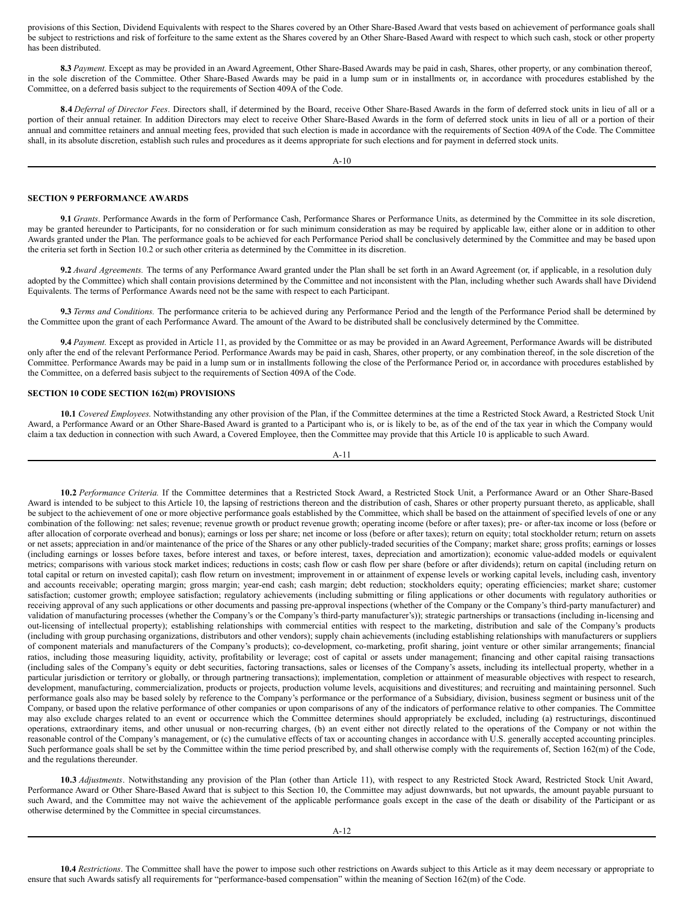provisions of this Section, Dividend Equivalents with respect to the Shares covered by an Other Share-Based Award that vests based on achievement of performance goals shall be subject to restrictions and risk of forfeiture to the same extent as the Shares covered by an Other Share-Based Award with respect to which such cash, stock or other property has been distributed.

**8.3** *Payment*. Except as may be provided in an Award Agreement, Other Share-Based Awards may be paid in cash, Shares, other property, or any combination thereof, in the sole discretion of the Committee. Other Share-Based Awards may be paid in a lump sum or in installments or, in accordance with procedures established by the Committee, on a deferred basis subject to the requirements of Section 409A of the Code.

**8.4** *Deferral of Director Fees*. Directors shall, if determined by the Board, receive Other Share-Based Awards in the form of deferred stock units in lieu of all or a portion of their annual retainer. In addition Directors may elect to receive Other Share-Based Awards in the form of deferred stock units in lieu of all or a portion of their annual and committee retainers and annual meeting fees, provided that such election is made in accordance with the requirements of Section 409A of the Code. The Committee shall, in its absolute discretion, establish such rules and procedures as it deems appropriate for such elections and for payment in deferred stock units.

**SECTION 9 PERFORMANCE AWARDS**

**9.1** *Grants*. Performance Awards in the form of Performance Cash, Performance Shares or Performance Units, as determined by the Committee in its sole discretion, may be granted hereunder to Participants, for no consideration or for such minimum consideration as may be required by applicable law, either alone or in addition to other Awards granted under the Plan. The performance goals to be achieved for each Performance Period shall be conclusively determined by the Committee and may be based upon the criteria set forth in Section 10.2 or such other criteria as determined by the Committee in its discretion.

**9.2** *Award Agreements.* The terms of any Performance Award granted under the Plan shall be set forth in an Award Agreement (or, if applicable, in a resolution duly adopted by the Committee) which shall contain provisions determined by the Committee and not inconsistent with the Plan, including whether such Awards shall have Dividend Equivalents. The terms of Performance Awards need not be the same with respect to each Participant.

**9.3** *Terms and Conditions.* The performance criteria to be achieved during any Performance Period and the length of the Performance Period shall be determined by the Committee upon the grant of each Performance Award. The amount of the Award to be distributed shall be conclusively determined by the Committee.

**9.4** *Payment.* Except as provided in Article 11, as provided by the Committee or as may be provided in an Award Agreement, Performance Awards will be distributed only after the end of the relevant Performance Period. Performance Awards may be paid in cash, Shares, other property, or any combination thereof, in the sole discretion of the Committee. Performance Awards may be paid in a lump sum or in installments following the close of the Performance Period or, in accordance with procedures established by the Committee, on a deferred basis subject to the requirements of Section 409A of the Code.

**SECTION 10 CODE SECTION 162(m) PROVISIONS**

**10.1** *Covered Employees.* Notwithstanding any other provision of the Plan, if the Committee determines at the time a Restricted Stock Award, a Restricted Stock Unit Award, a Performance Award or an Other Share-Based Award is granted to a Participant who is, or is likely to be, as of the end of the tax year in which the Company would claim a tax deduction in connection with such Award, a Covered Employee, then the Committee may provide that this Article 10 is applicable to such Award.

**10.2** *Performance Criteria.* If the Committee determines that a Restricted Stock Award, a Restricted Stock Unit, a Performance Award or an Other Share-Based Award is intended to be subject to this Article 10, the lapsing of restrictions thereon and the distribution of cash, Shares or other property pursuant thereto, as applicable, shall be subject to the achievement of one or more objective performance goals established by the Committee, which shall be based on the attainment of specified levels of one or any combination of the following: net sales; revenue; revenue growth or product revenue growth; operating income (before or after taxes); pre- or after-tax income or loss (before or after allocation of corporate overhead and bonus); earnings or loss per share; net income or loss (before or after taxes); return on equity; total stockholder return; return on assets or net assets; appreciation in and/or maintenance of the price of the Shares or any other publicly-traded securities of the Company; market share; gross profits; earnings or losses (including earnings or losses before taxes, before interest and taxes, or before interest, taxes, depreciation and amortization); economic value-added models or equivalent metrics; comparisons with various stock market indices; reductions in costs; cash flow or cash flow per share (before or after dividends); return on capital (including return on total capital or return on invested capital); cash flow return on investment; improvement in or attainment of expense levels or working capital levels, including cash, inventory and accounts receivable; operating margin; gross margin; year-end cash; cash margin; debt reduction; stockholders equity; operating efficiencies; market share; customer satisfaction; customer growth; employee satisfaction; regulatory achievements (including submitting or filing applications or other documents with regulatory authorities or receiving approval of any such applications or other documents and passing pre-approval inspections (whether of the Company or the Company's third-party manufacturer) and validation of manufacturing processes (whether the Company's or the Company's third-party manufacturer's)); strategic partnerships or transactions (including in-licensing and out-licensing of intellectual property); establishing relationships with commercial entities with respect to the marketing, distribution and sale of the Company's products (including with group purchasing organizations, distributors and other vendors); supply chain achievements (including establishing relationships with manufacturers or suppliers of component materials and manufacturers of the Company's products); co-development, co-marketing, profit sharing, joint venture or other similar arrangements; financial ratios, including those measuring liquidity, activity, profitability or leverage; cost of capital or assets under management; financing and other capital raising transactions (including sales of the Company's equity or debt securities, factoring transactions, sales or licenses of the Company's assets, including its intellectual property, whether in a particular jurisdiction or territory or globally, or through partnering transactions); implementation, completion or attainment of measurable objectives with respect to research, development, manufacturing, commercialization, products or projects, production volume levels, acquisitions and divestitures; and recruiting and maintaining personnel. Such performance goals also may be based solely by reference to the Company's performance or the performance of a Subsidiary, division, business segment or business unit of the Company, or based upon the relative performance of other companies or upon comparisons of any of the indicators of performance relative to other companies. The Committee may also exclude charges related to an event or occurrence which the Committee determines should appropriately be excluded, including (a) restructurings, discontinued operations, extraordinary items, and other unusual or non-recurring charges, (b) an event either not directly related to the operations of the Company or not within the reasonable control of the Company's management, or (c) the cumulative effects of tax or accounting changes in accordance with U.S. generally accepted accounting principles. Such performance goals shall be set by the Committee within the time period prescribed by, and shall otherwise comply with the requirements of, Section 162(m) of the Code, and the regulations thereunder.

**10.3** *Adjustments*. Notwithstanding any provision of the Plan (other than Article 11), with respect to any Restricted Stock Award, Restricted Stock Unit Award, Performance Award or Other Share-Based Award that is subject to this Section 10, the Committee may adjust downwards, but not upwards, the amount payable pursuant to such Award, and the Committee may not waive the achievement of the applicable performance goals except in the case of the death or disability of the Participant or as otherwise determined by the Committee in special circumstances.

**10.4** *Restrictions*. The Committee shall have the power to impose such other restrictions on Awards subject to this Article as it may deem necessary or appropriate to ensure that such Awards satisfy all requirements for "performance-based compensation" within the meaning of Section 162(m) of the Code.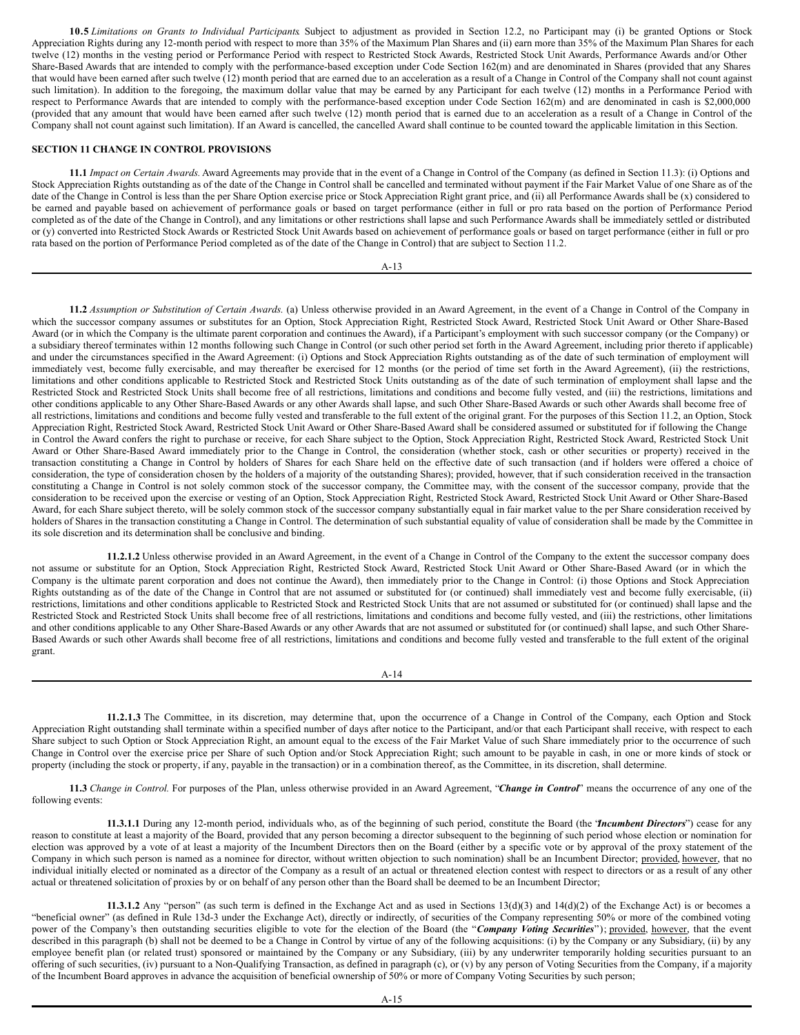**10.5** *Limitations on Grants to Individual Participants.* Subject to adjustment as provided in Section 12.2, no Participant may (i) be granted Options or Stock Appreciation Rights during any 12-month period with respect to more than 35% of the Maximum Plan Shares and (ii) earn more than 35% of the Maximum Plan Shares for each twelve (12) months in the vesting period or Performance Period with respect to Restricted Stock Awards, Restricted Stock Unit Awards, Performance Awards and/or Other Share-Based Awards that are intended to comply with the performance-based exception under Code Section 162(m) and are denominated in Shares (provided that any Shares that would have been earned after such twelve (12) month period that are earned due to an acceleration as a result of a Change in Control of the Company shall not count against such limitation). In addition to the foregoing, the maximum dollar value that may be earned by any Participant for each twelve (12) months in a Performance Period with respect to Performance Awards that are intended to comply with the performance-based exception under Code Section 162(m) and are denominated in cash is $2,000,000 (provided that any amount that would have been earned after such twelve (12) month period that is earned due to an acceleration as a result of a Change in Control of the Company shall not count against such limitation). If an Award is cancelled, the cancelled Award shall continue to be counted toward the applicable limitation in this Section.

**SECTION 11 CHANGE IN CONTROL PROVISIONS**

**11.1** *Impact on Certain Awards.* Award Agreements may provide that in the event of a Change in Control of the Company (as defined in Section 11.3): (i) Options and Stock Appreciation Rights outstanding as of the date of the Change in Control shall be cancelled and terminated without payment if the Fair Market Value of one Share as of the date of the Change in Control is less than the per Share Option exercise price or Stock Appreciation Right grant price, and (ii) all Performance Awards shall be (x) considered to be earned and payable based on achievement of performance goals or based on target performance (either in full or pro rata based on the portion of Performance Period completed as of the date of the Change in Control), and any limitations or other restrictions shall lapse and such Performance Awards shall be immediately settled or distributed or (y) converted into Restricted Stock Awards or Restricted Stock Unit Awards based on achievement of performance goals or based on target performance (either in full or pro rata based on the portion of Performance Period completed as of the date of the Change in Control) that are subject to Section 11.2.

**11.2** *Assumption or Substitution of Certain Awards.* (a) Unless otherwise provided in an Award Agreement, in the event of a Change in Control of the Company in which the successor company assumes or substitutes for an Option, Stock Appreciation Right, Restricted Stock Award, Restricted Stock Unit Award or Other Share-Based Award (or in which the Company is the ultimate parent corporation and continues the Award), if a Participant's employment with such successor company (or the Company) or a subsidiary thereof terminates within 12 months following such Change in Control (or such other period set forth in the Award Agreement, including prior thereto if applicable) and under the circumstances specified in the Award Agreement: (i) Options and Stock Appreciation Rights outstanding as of the date of such termination of employment will immediately vest, become fully exercisable, and may thereafter be exercised for 12 months (or the period of time set forth in the Award Agreement), (ii) the restrictions, limitations and other conditions applicable to Restricted Stock and Restricted Stock Units outstanding as of the date of such termination of employment shall lapse and the Restricted Stock and Restricted Stock Units shall become free of all restrictions, limitations and conditions and become fully vested, and (iii) the restrictions, limitations and other conditions applicable to any Other Share-Based Awards or any other Awards shall lapse, and such Other Share-Based Awards or such other Awards shall become free of all restrictions, limitations and conditions and become fully vested and transferable to the full extent of the original grant. For the purposes of this Section 11.2, an Option, Stock Appreciation Right, Restricted Stock Award, Restricted Stock Unit Award or Other Share-Based Award shall be considered assumed or substituted for if following the Change in Control the Award confers the right to purchase or receive, for each Share subject to the Option, Stock Appreciation Right, Restricted Stock Award, Restricted Stock Unit Award or Other Share-Based Award immediately prior to the Change in Control, the consideration (whether stock, cash or other securities or property) received in the transaction constituting a Change in Control by holders of Shares for each Share held on the effective date of such transaction (and if holders were offered a choice of consideration, the type of consideration chosen by the holders of a majority of the outstanding Shares); provided, however, that if such consideration received in the transaction constituting a Change in Control is not solely common stock of the successor company, the Committee may, with the consent of the successor company, provide that the consideration to be received upon the exercise or vesting of an Option, Stock Appreciation Right, Restricted Stock Award, Restricted Stock Unit Award or Other Share-Based Award, for each Share subject thereto, will be solely common stock of the successor company substantially equal in fair market value to the per Share consideration received by holders of Shares in the transaction constituting a Change in Control. The determination of such substantial equality of value of consideration shall be made by the Committee in its sole discretion and its determination shall be conclusive and binding.

**11.2.1.2** Unless otherwise provided in an Award Agreement, in the event of a Change in Control of the Company to the extent the successor company does not assume or substitute for an Option, Stock Appreciation Right, Restricted Stock Award, Restricted Stock Unit Award or Other Share-Based Award (or in which the Company is the ultimate parent corporation and does not continue the Award), then immediately prior to the Change in Control: (i) those Options and Stock Appreciation Rights outstanding as of the date of the Change in Control that are not assumed or substituted for (or continued) shall immediately vest and become fully exercisable, (ii) restrictions, limitations and other conditions applicable to Restricted Stock and Restricted Stock Units that are not assumed or substituted for (or continued) shall lapse and the Restricted Stock and Restricted Stock Units shall become free of all restrictions, limitations and conditions and become fully vested, and (iii) the restrictions, other limitations and other conditions applicable to any Other Share-Based Awards or any other Awards that are not assumed or substituted for (or continued) shall lapse, and such Other Share-Based Awards or such other Awards shall become free of all restrictions, limitations and conditions and become fully vested and transferable to the full extent of the original grant.

**11.2.1.3** The Committee, in its discretion, may determine that, upon the occurrence of a Change in Control of the Company, each Option and Stock Appreciation Right outstanding shall terminate within a specified number of days after notice to the Participant, and/or that each Participant shall receive, with respect to each Share subject to such Option or Stock Appreciation Right, an amount equal to the excess of the Fair Market Value of such Share immediately prior to the occurrence of such Change in Control over the exercise price per Share of such Option and/or Stock Appreciation Right; such amount to be payable in cash, in one or more kinds of stock or property (including the stock or property, if any, payable in the transaction) or in a combination thereof, as the Committee, in its discretion, shall determine.

**11.3** *Change in Control.* For purposes of the Plan, unless otherwise provided in an Award Agreement, "***Change in Control***" means the occurrence of any one of the following events:

**11.3.1.1** During any 12-month period, individuals who, as of the beginning of such period, constitute the Board (the "***Incumbent Directors***") cease for any reason to constitute at least a majority of the Board, provided that any person becoming a director subsequent to the beginning of such period whose election or nomination for election was approved by a vote of at least a majority of the Incumbent Directors then on the Board (either by a specific vote or by approval of the proxy statement of the Company in which such person is named as a nominee for director, without written objection to such nomination) shall be an Incumbent Director; provided, however, that no individual initially elected or nominated as a director of the Company as a result of an actual or threatened election contest with respect to directors or as a result of any other actual or threatened solicitation of proxies by or on behalf of any person other than the Board shall be deemed to be an Incumbent Director;

**11.3.1.2** Any "person" (as such term is defined in the Exchange Act and as used in Sections 13(d)(3) and 14(d)(2) of the Exchange Act) is or becomes a "beneficial owner" (as defined in Rule 13d-3 under the Exchange Act), directly or indirectly, of securities of the Company representing 50% or more of the combined voting power of the Company's then outstanding securities eligible to vote for the election of the Board (the "***Company Voting Securities***"); provided, however, that the event described in this paragraph (b) shall not be deemed to be a Change in Control by virtue of any of the following acquisitions: (i) by the Company or any Subsidiary, (ii) by any employee benefit plan (or related trust) sponsored or maintained by the Company or any Subsidiary, (iii) by any underwriter temporarily holding securities pursuant to an offering of such securities, (iv) pursuant to a Non-Qualifying Transaction, as defined in paragraph (c), or (v) by any person of Voting Securities from the Company, if a majority of the Incumbent Board approves in advance the acquisition of beneficial ownership of 50% or more of Company Voting Securities by such person;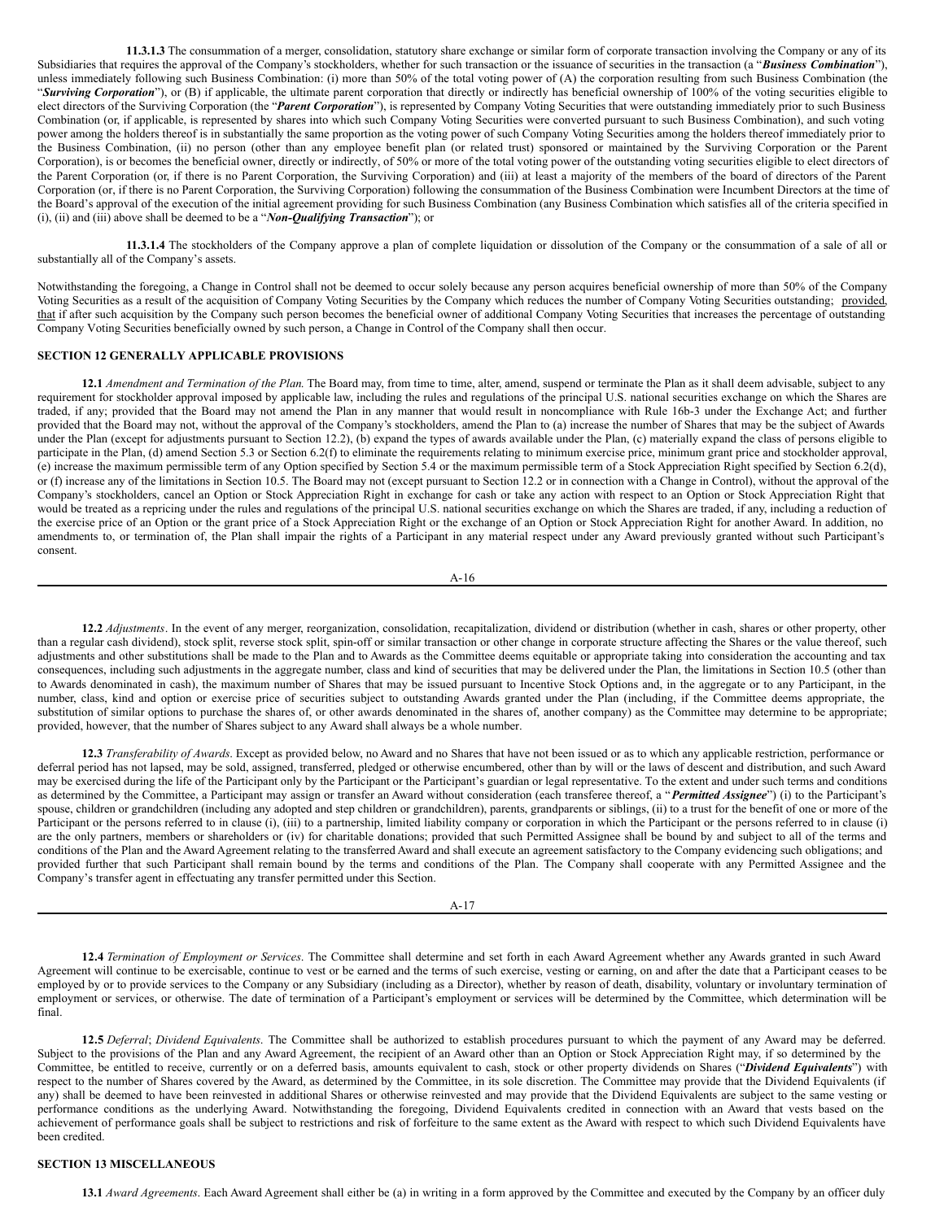**11.3.1.3** The consummation of a merger, consolidation, statutory share exchange or similar form of corporate transaction involving the Company or any of its Subsidiaries that requires the approval of the Company's stockholders, whether for such transaction or the issuance of securities in the transaction (a "***Business Combination***"), unless immediately following such Business Combination: (i) more than 50% of the total voting power of (A) the corporation resulting from such Business Combination (the "***Surviving Corporation***"), or (B) if applicable, the ultimate parent corporation that directly or indirectly has beneficial ownership of 100% of the voting securities eligible to elect directors of the Surviving Corporation (the "***Parent Corporation***"), is represented by Company Voting Securities that were outstanding immediately prior to such Business Combination (or, if applicable, is represented by shares into which such Company Voting Securities were converted pursuant to such Business Combination), and such voting power among the holders thereof is in substantially the same proportion as the voting power of such Company Voting Securities among the holders thereof immediately prior to the Business Combination, (ii) no person (other than any employee benefit plan (or related trust) sponsored or maintained by the Surviving Corporation or the Parent Corporation), is or becomes the beneficial owner, directly or indirectly, of 50% or more of the total voting power of the outstanding voting securities eligible to elect directors of the Parent Corporation (or, if there is no Parent Corporation, the Surviving Corporation) and (iii) at least a majority of the members of the board of directors of the Parent Corporation (or, if there is no Parent Corporation, the Surviving Corporation) following the consummation of the Business Combination were Incumbent Directors at the time of the Board's approval of the execution of the initial agreement providing for such Business Combination (any Business Combination which satisfies all of the criteria specified in (i), (ii) and (iii) above shall be deemed to be a "***Non-Qualifying Transaction***"); or

**11.3.1.4** The stockholders of the Company approve a plan of complete liquidation or dissolution of the Company or the consummation of a sale of all or substantially all of the Company's assets.

Notwithstanding the foregoing, a Change in Control shall not be deemed to occur solely because any person acquires beneficial ownership of more than 50% of the Company Voting Securities as a result of the acquisition of Company Voting Securities by the Company which reduces the number of Company Voting Securities outstanding; provided, that if after such acquisition by the Company such person becomes the beneficial owner of additional Company Voting Securities that increases the percentage of outstanding Company Voting Securities beneficially owned by such person, a Change in Control of the Company shall then occur.

## SECTION 12 GENERALLY APPLICABLE PROVISIONS

**12.1** *Amendment and Termination of the Plan.* The Board may, from time to time, alter, amend, suspend or terminate the Plan as it shall deem advisable, subject to any requirement for stockholder approval imposed by applicable law, including the rules and regulations of the principal U.S. national securities exchange on which the Shares are traded, if any; provided that the Board may not amend the Plan in any manner that would result in noncompliance with Rule 16b-3 under the Exchange Act; and further provided that the Board may not, without the approval of the Company's stockholders, amend the Plan to (a) increase the number of Shares that may be the subject of Awards under the Plan (except for adjustments pursuant to Section 12.2), (b) expand the types of awards available under the Plan, (c) materially expand the class of persons eligible to participate in the Plan, (d) amend Section 5.3 or Section 6.2(f) to eliminate the requirements relating to minimum exercise price, minimum grant price and stockholder approval, (e) increase the maximum permissible term of any Option specified by Section 5.4 or the maximum permissible term of a Stock Appreciation Right specified by Section 6.2(d), or (f) increase any of the limitations in Section 10.5. The Board may not (except pursuant to Section 12.2 or in connection with a Change in Control), without the approval of the Company's stockholders, cancel an Option or Stock Appreciation Right in exchange for cash or take any action with respect to an Option or Stock Appreciation Right that would be treated as a repricing under the rules and regulations of the principal U.S. national securities exchange on which the Shares are traded, if any, including a reduction of the exercise price of an Option or the grant price of a Stock Appreciation Right or the exchange of an Option or Stock Appreciation Right for another Award. In addition, no amendments to, or termination of, the Plan shall impair the rights of a Participant in any material respect under any Award previously granted without such Participant's consent.

**12.2** *Adjustments*. In the event of any merger, reorganization, consolidation, recapitalization, dividend or distribution (whether in cash, shares or other property, other than a regular cash dividend), stock split, reverse stock split, spin-off or similar transaction or other change in corporate structure affecting the Shares or the value thereof, such adjustments and other substitutions shall be made to the Plan and to Awards as the Committee deems equitable or appropriate taking into consideration the accounting and tax consequences, including such adjustments in the aggregate number, class and kind of securities that may be delivered under the Plan, the limitations in Section 10.5 (other than to Awards denominated in cash), the maximum number of Shares that may be issued pursuant to Incentive Stock Options and, in the aggregate or to any Participant, in the number, class, kind and option or exercise price of securities subject to outstanding Awards granted under the Plan (including, if the Committee deems appropriate, the substitution of similar options to purchase the shares of, or other awards denominated in the shares of, another company) as the Committee may determine to be appropriate; provided, however, that the number of Shares subject to any Award shall always be a whole number.

**12.3** *Transferability of Awards*. Except as provided below, no Award and no Shares that have not been issued or as to which any applicable restriction, performance or deferral period has not lapsed, may be sold, assigned, transferred, pledged or otherwise encumbered, other than by will or the laws of descent and distribution, and such Award may be exercised during the life of the Participant only by the Participant or the Participant's guardian or legal representative. To the extent and under such terms and conditions as determined by the Committee, a Participant may assign or transfer an Award without consideration (each transferee thereof, a "***Permitted Assignee***") (i) to the Participant's spouse, children or grandchildren (including any adopted and step children or grandchildren), parents, grandparents or siblings, (ii) to a trust for the benefit of one or more of the Participant or the persons referred to in clause (i), (iii) to a partnership, limited liability company or corporation in which the Participant or the persons referred to in clause (i) are the only partners, members or shareholders or (iv) for charitable donations; provided that such Permitted Assignee shall be bound by and subject to all of the terms and conditions of the Plan and the Award Agreement relating to the transferred Award and shall execute an agreement satisfactory to the Company evidencing such obligations; and provided further that such Participant shall remain bound by the terms and conditions of the Plan. The Company shall cooperate with any Permitted Assignee and the Company's transfer agent in effectuating any transfer permitted under this Section.

**12.4** *Termination of Employment or Services*. The Committee shall determine and set forth in each Award Agreement whether any Awards granted in such Award Agreement will continue to be exercisable, continue to vest or be earned and the terms of such exercise, vesting or earning, on and after the date that a Participant ceases to be employed by or to provide services to the Company or any Subsidiary (including as a Director), whether by reason of death, disability, voluntary or involuntary termination of employment or services, or otherwise. The date of termination of a Participant's employment or services will be determined by the Committee, which determination will be final.

**12.5** *Deferral*; *Dividend Equivalents*. The Committee shall be authorized to establish procedures pursuant to which the payment of any Award may be deferred. Subject to the provisions of the Plan and any Award Agreement, the recipient of an Award other than an Option or Stock Appreciation Right may, if so determined by the Committee, be entitled to receive, currently or on a deferred basis, amounts equivalent to cash, stock or other property dividends on Shares ("***Dividend Equivalents***") with respect to the number of Shares covered by the Award, as determined by the Committee, in its sole discretion. The Committee may provide that the Dividend Equivalents (if any) shall be deemed to have been reinvested in additional Shares or otherwise reinvested and may provide that the Dividend Equivalents are subject to the same vesting or performance conditions as the underlying Award. Notwithstanding the foregoing, Dividend Equivalents credited in connection with an Award that vests based on the achievement of performance goals shall be subject to restrictions and risk of forfeiture to the same extent as the Award with respect to which such Dividend Equivalents have been credited.

## SECTION 13 MISCELLANEOUS

**13.1** *Award Agreements*. Each Award Agreement shall either be (a) in writing in a form approved by the Committee and executed by the Company by an officer duly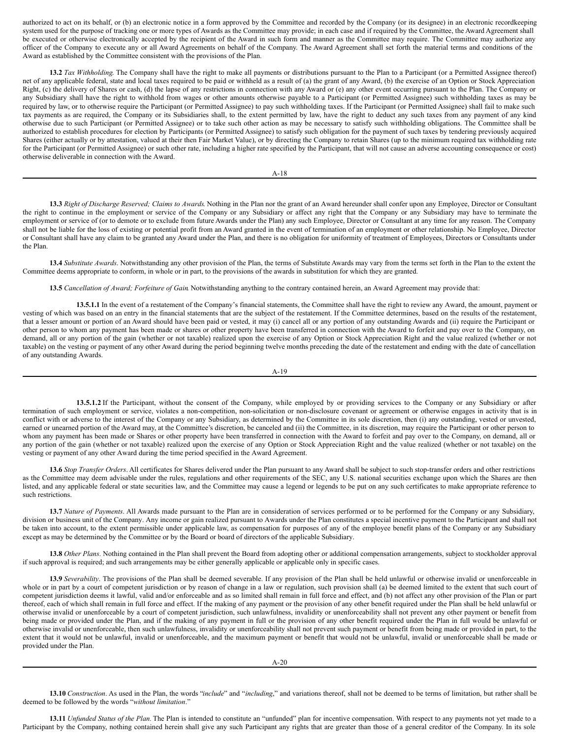authorized to act on its behalf, or (b) an electronic notice in a form approved by the Committee and recorded by the Company (or its designee) in an electronic recordkeeping system used for the purpose of tracking one or more types of Awards as the Committee may provide; in each case and if required by the Committee, the Award Agreement shall be executed or otherwise electronically accepted by the recipient of the Award in such form and manner as the Committee may require. The Committee may authorize any officer of the Company to execute any or all Award Agreements on behalf of the Company. The Award Agreement shall set forth the material terms and conditions of the Award as established by the Committee consistent with the provisions of the Plan.

**13.2** *Tax Withholding*. The Company shall have the right to make all payments or distributions pursuant to the Plan to a Participant (or a Permitted Assignee thereof) net of any applicable federal, state and local taxes required to be paid or withheld as a result of (a) the grant of any Award, (b) the exercise of an Option or Stock Appreciation Right, (c) the delivery of Shares or cash, (d) the lapse of any restrictions in connection with any Award or (e) any other event occurring pursuant to the Plan. The Company or any Subsidiary shall have the right to withhold from wages or other amounts otherwise payable to a Participant (or Permitted Assignee) such withholding taxes as may be required by law, or to otherwise require the Participant (or Permitted Assignee) to pay such withholding taxes. If the Participant (or Permitted Assignee) shall fail to make such tax payments as are required, the Company or its Subsidiaries shall, to the extent permitted by law, have the right to deduct any such taxes from any payment of any kind otherwise due to such Participant (or Permitted Assignee) or to take such other action as may be necessary to satisfy such withholding obligations. The Committee shall be authorized to establish procedures for election by Participants (or Permitted Assignee) to satisfy such obligation for the payment of such taxes by tendering previously acquired Shares (either actually or by attestation, valued at their then Fair Market Value), or by directing the Company to retain Shares (up to the minimum required tax withholding rate for the Participant (or Permitted Assignee) or such other rate, including a higher rate specified by the Participant, that will not cause an adverse accounting consequence or cost) otherwise deliverable in connection with the Award.

**13.3** *Right of Discharge Reserved; Claims to Awards*. Nothing in the Plan nor the grant of an Award hereunder shall confer upon any Employee, Director or Consultant the right to continue in the employment or service of the Company or any Subsidiary or affect any right that the Company or any Subsidiary may have to terminate the employment or service of (or to demote or to exclude from future Awards under the Plan) any such Employee, Director or Consultant at any time for any reason. The Company shall not be liable for the loss of existing or potential profit from an Award granted in the event of termination of an employment or other relationship. No Employee, Director or Consultant shall have any claim to be granted any Award under the Plan, and there is no obligation for uniformity of treatment of Employees, Directors or Consultants under the Plan.

**13.4** *Substitute Awards*. Notwithstanding any other provision of the Plan, the terms of Substitute Awards may vary from the terms set forth in the Plan to the extent the Committee deems appropriate to conform, in whole or in part, to the provisions of the awards in substitution for which they are granted.

**13.5** *Cancellation of Award; Forfeiture of Gain*. Notwithstanding anything to the contrary contained herein, an Award Agreement may provide that:

**13.5.1.1** In the event of a restatement of the Company's financial statements, the Committee shall have the right to review any Award, the amount, payment or vesting of which was based on an entry in the financial statements that are the subject of the restatement. If the Committee determines, based on the results of the restatement, that a lesser amount or portion of an Award should have been paid or vested, it may (i) cancel all or any portion of any outstanding Awards and (ii) require the Participant or other person to whom any payment has been made or shares or other property have been transferred in connection with the Award to forfeit and pay over to the Company, on demand, all or any portion of the gain (whether or not taxable) realized upon the exercise of any Option or Stock Appreciation Right and the value realized (whether or not taxable) on the vesting or payment of any other Award during the period beginning twelve months preceding the date of the restatement and ending with the date of cancellation of any outstanding Awards.

**13.5.1.2** If the Participant, without the consent of the Company, while employed by or providing services to the Company or any Subsidiary or after termination of such employment or service, violates a non-competition, non-solicitation or non-disclosure covenant or agreement or otherwise engages in activity that is in conflict with or adverse to the interest of the Company or any Subsidiary, as determined by the Committee in its sole discretion, then (i) any outstanding, vested or unvested, earned or unearned portion of the Award may, at the Committee's discretion, be canceled and (ii) the Committee, in its discretion, may require the Participant or other person to whom any payment has been made or Shares or other property have been transferred in connection with the Award to forfeit and pay over to the Company, on demand, all or any portion of the gain (whether or not taxable) realized upon the exercise of any Option or Stock Appreciation Right and the value realized (whether or not taxable) on the vesting or payment of any other Award during the time period specified in the Award Agreement.

**13.6** *Stop Transfer Orders*. All certificates for Shares delivered under the Plan pursuant to any Award shall be subject to such stop-transfer orders and other restrictions as the Committee may deem advisable under the rules, regulations and other requirements of the SEC, any U.S. national securities exchange upon which the Shares are then listed, and any applicable federal or state securities law, and the Committee may cause a legend or legends to be put on any such certificates to make appropriate reference to such restrictions.

**13.7** *Nature of Payments*. All Awards made pursuant to the Plan are in consideration of services performed or to be performed for the Company or any Subsidiary, division or business unit of the Company. Any income or gain realized pursuant to Awards under the Plan constitutes a special incentive payment to the Participant and shall not be taken into account, to the extent permissible under applicable law, as compensation for purposes of any of the employee benefit plans of the Company or any Subsidiary except as may be determined by the Committee or by the Board or board of directors of the applicable Subsidiary.

**13.8** *Other Plans*. Nothing contained in the Plan shall prevent the Board from adopting other or additional compensation arrangements, subject to stockholder approval if such approval is required; and such arrangements may be either generally applicable or applicable only in specific cases.

**13.9** *Severability*. The provisions of the Plan shall be deemed severable. If any provision of the Plan shall be held unlawful or otherwise invalid or unenforceable in whole or in part by a court of competent jurisdiction or by reason of change in a law or regulation, such provision shall (a) be deemed limited to the extent that such court of competent jurisdiction deems it lawful, valid and/or enforceable and as so limited shall remain in full force and effect, and (b) not affect any other provision of the Plan or part thereof, each of which shall remain in full force and effect. If the making of any payment or the provision of any other benefit required under the Plan shall be held unlawful or otherwise invalid or unenforceable by a court of competent jurisdiction, such unlawfulness, invalidity or unenforceability shall not prevent any other payment or benefit from being made or provided under the Plan, and if the making of any payment in full or the provision of any other benefit required under the Plan in full would be unlawful or otherwise invalid or unenforceable, then such unlawfulness, invalidity or unenforceability shall not prevent such payment or benefit from being made or provided in part, to the extent that it would not be unlawful, invalid or unenforceable, and the maximum payment or benefit that would not be unlawful, invalid or unenforceable shall be made or provided under the Plan.

**13.10** *Construction*. As used in the Plan, the words "*include*" and "*including*," and variations thereof, shall not be deemed to be terms of limitation, but rather shall be deemed to be followed by the words "*without limitation*."

**13.11** *Unfunded Status of the Plan*. The Plan is intended to constitute an "unfunded" plan for incentive compensation. With respect to any payments not yet made to a Participant by the Company, nothing contained herein shall give any such Participant any rights that are greater than those of a general creditor of the Company. In its sole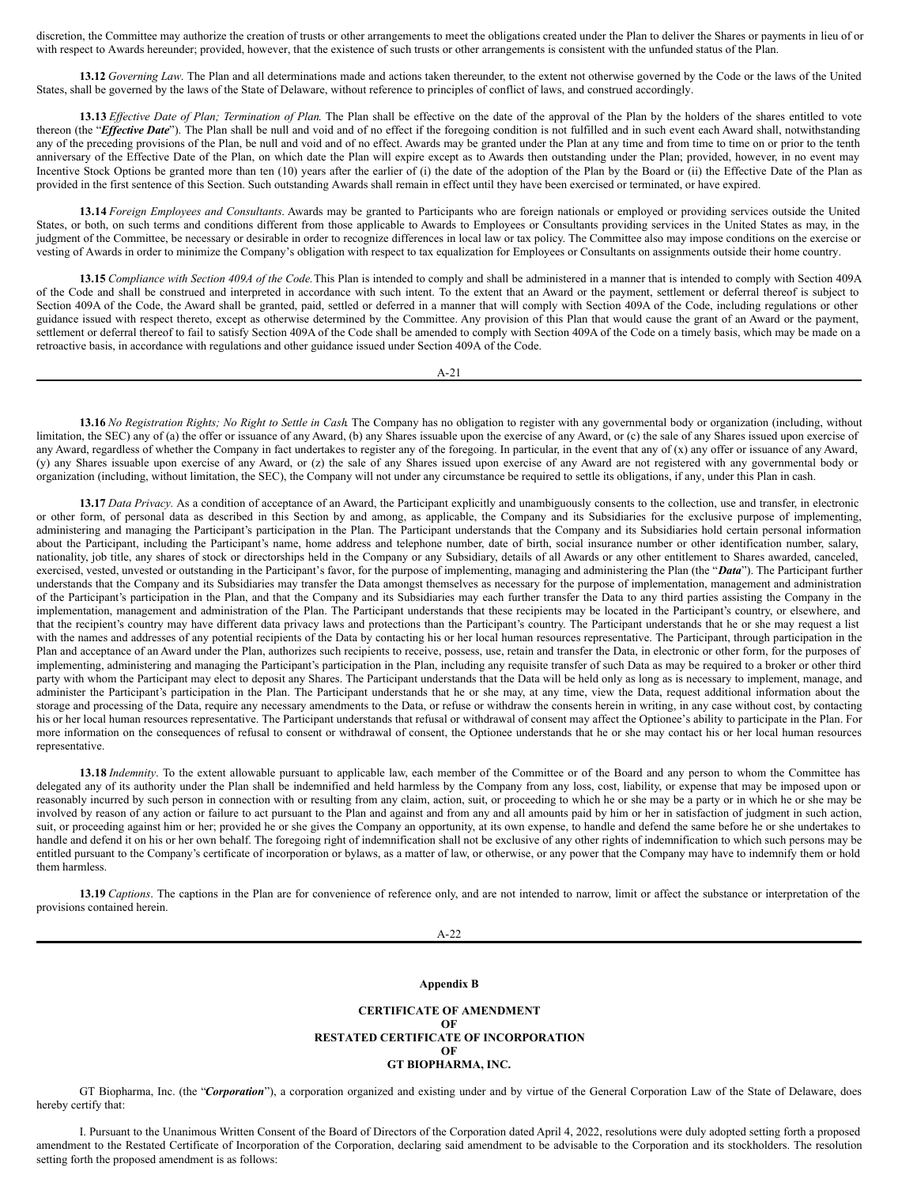discretion, the Committee may authorize the creation of trusts or other arrangements to meet the obligations created under the Plan to deliver the Shares or payments in lieu of or with respect to Awards hereunder; provided, however, that the existence of such trusts or other arrangements is consistent with the unfunded status of the Plan.

**13.12** *Governing Law*. The Plan and all determinations made and actions taken thereunder, to the extent not otherwise governed by the Code or the laws of the United States, shall be governed by the laws of the State of Delaware, without reference to principles of conflict of laws, and construed accordingly.

**13.13** *Effective Date of Plan; Termination of Plan.* The Plan shall be effective on the date of the approval of the Plan by the holders of the shares entitled to vote thereon (the "***Effective Date***"). The Plan shall be null and void and of no effect if the foregoing condition is not fulfilled and in such event each Award shall, notwithstanding any of the preceding provisions of the Plan, be null and void and of no effect. Awards may be granted under the Plan at any time and from time to time on or prior to the tenth anniversary of the Effective Date of the Plan, on which date the Plan will expire except as to Awards then outstanding under the Plan; provided, however, in no event may Incentive Stock Options be granted more than ten (10) years after the earlier of (i) the date of the adoption of the Plan by the Board or (ii) the Effective Date of the Plan as provided in the first sentence of this Section. Such outstanding Awards shall remain in effect until they have been exercised or terminated, or have expired.

**13.14** *Foreign Employees and Consultants*. Awards may be granted to Participants who are foreign nationals or employed or providing services outside the United States, or both, on such terms and conditions different from those applicable to Awards to Employees or Consultants providing services in the United States as may, in the judgment of the Committee, be necessary or desirable in order to recognize differences in local law or tax policy. The Committee also may impose conditions on the exercise or vesting of Awards in order to minimize the Company's obligation with respect to tax equalization for Employees or Consultants on assignments outside their home country.

**13.15** *Compliance with Section 409A of the Code.* This Plan is intended to comply and shall be administered in a manner that is intended to comply with Section 409A of the Code and shall be construed and interpreted in accordance with such intent. To the extent that an Award or the payment, settlement or deferral thereof is subject to Section 409A of the Code, the Award shall be granted, paid, settled or deferred in a manner that will comply with Section 409A of the Code, including regulations or other guidance issued with respect thereto, except as otherwise determined by the Committee. Any provision of this Plan that would cause the grant of an Award or the payment, settlement or deferral thereof to fail to satisfy Section 409A of the Code shall be amended to comply with Section 409A of the Code on a timely basis, which may be made on a retroactive basis, in accordance with regulations and other guidance issued under Section 409A of the Code.

**13.16** *No Registration Rights; No Right to Settle in Cash*. The Company has no obligation to register with any governmental body or organization (including, without limitation, the SEC) any of (a) the offer or issuance of any Award, (b) any Shares issuable upon the exercise of any Award, or (c) the sale of any Shares issued upon exercise of any Award, regardless of whether the Company in fact undertakes to register any of the foregoing. In particular, in the event that any of (x) any offer or issuance of any Award, (y) any Shares issuable upon exercise of any Award, or (z) the sale of any Shares issued upon exercise of any Award are not registered with any governmental body or organization (including, without limitation, the SEC), the Company will not under any circumstance be required to settle its obligations, if any, under this Plan in cash.

**13.17** *Data Privacy*. As a condition of acceptance of an Award, the Participant explicitly and unambiguously consents to the collection, use and transfer, in electronic or other form, of personal data as described in this Section by and among, as applicable, the Company and its Subsidiaries for the exclusive purpose of implementing, administering and managing the Participant's participation in the Plan. The Participant understands that the Company and its Subsidiaries hold certain personal information about the Participant, including the Participant's name, home address and telephone number, date of birth, social insurance number or other identification number, salary, nationality, job title, any shares of stock or directorships held in the Company or any Subsidiary, details of all Awards or any other entitlement to Shares awarded, canceled, exercised, vested, unvested or outstanding in the Participant's favor, for the purpose of implementing, managing and administering the Plan (the "***Data***"). The Participant further understands that the Company and its Subsidiaries may transfer the Data amongst themselves as necessary for the purpose of implementation, management and administration of the Participant's participation in the Plan, and that the Company and its Subsidiaries may each further transfer the Data to any third parties assisting the Company in the implementation, management and administration of the Plan. The Participant understands that these recipients may be located in the Participant's country, or elsewhere, and that the recipient's country may have different data privacy laws and protections than the Participant's country. The Participant understands that he or she may request a list with the names and addresses of any potential recipients of the Data by contacting his or her local human resources representative. The Participant, through participation in the Plan and acceptance of an Award under the Plan, authorizes such recipients to receive, possess, use, retain and transfer the Data, in electronic or other form, for the purposes of implementing, administering and managing the Participant's participation in the Plan, including any requisite transfer of such Data as may be required to a broker or other third party with whom the Participant may elect to deposit any Shares. The Participant understands that the Data will be held only as long as is necessary to implement, manage, and administer the Participant's participation in the Plan. The Participant understands that he or she may, at any time, view the Data, request additional information about the storage and processing of the Data, require any necessary amendments to the Data, or refuse or withdraw the consents herein in writing, in any case without cost, by contacting his or her local human resources representative. The Participant understands that refusal or withdrawal of consent may affect the Optionee's ability to participate in the Plan. For more information on the consequences of refusal to consent or withdrawal of consent, the Optionee understands that he or she may contact his or her local human resources representative.

**13.18** *Indemnity*. To the extent allowable pursuant to applicable law, each member of the Committee or of the Board and any person to whom the Committee has delegated any of its authority under the Plan shall be indemnified and held harmless by the Company from any loss, cost, liability, or expense that may be imposed upon or reasonably incurred by such person in connection with or resulting from any claim, action, suit, or proceeding to which he or she may be a party or in which he or she may be involved by reason of any action or failure to act pursuant to the Plan and against and from any and all amounts paid by him or her in satisfaction of judgment in such action, suit, or proceeding against him or her; provided he or she gives the Company an opportunity, at its own expense, to handle and defend the same before he or she undertakes to handle and defend it on his or her own behalf. The foregoing right of indemnification shall not be exclusive of any other rights of indemnification to which such persons may be entitled pursuant to the Company's certificate of incorporation or bylaws, as a matter of law, or otherwise, or any power that the Company may have to indemnify them or hold them harmless.

**13.19** *Captions*. The captions in the Plan are for convenience of reference only, and are not intended to narrow, limit or affect the substance or interpretation of the provisions contained herein.

**Appendix B**

**CERTIFICATE OF AMENDMENT**
**OF**
**RESTATED CERTIFICATE OF INCORPORATION**
**OF**
**GT BIOPHARMA, INC.**

GT Biopharma, Inc. (the "***Corporation***"), a corporation organized and existing under and by virtue of the General Corporation Law of the State of Delaware, does hereby certify that:

I. Pursuant to the Unanimous Written Consent of the Board of Directors of the Corporation dated April 4, 2022, resolutions were duly adopted setting forth a proposed amendment to the Restated Certificate of Incorporation of the Corporation, declaring said amendment to be advisable to the Corporation and its stockholders. The resolution setting forth the proposed amendment is as follows: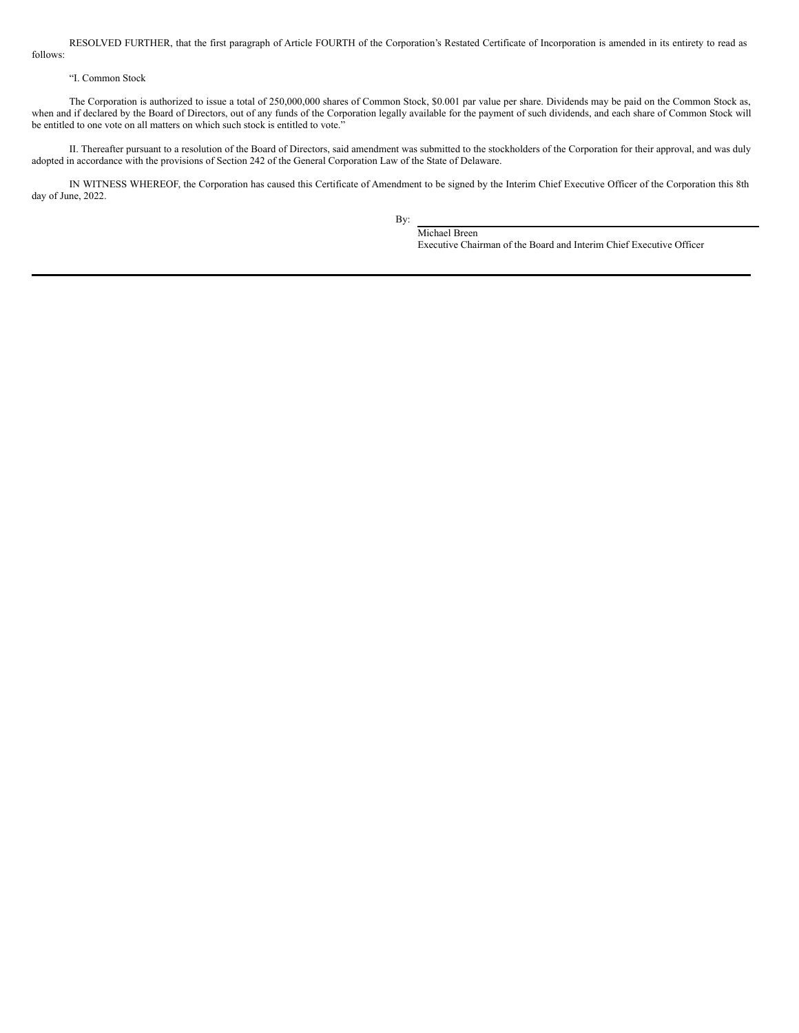RESOLVED FURTHER, that the first paragraph of Article FOURTH of the Corporation's Restated Certificate of Incorporation is amended in its entirety to read as follows:

"I. Common Stock

The Corporation is authorized to issue a total of 250,000,000 shares of Common Stock, $0.001 par value per share. Dividends may be paid on the Common Stock as, when and if declared by the Board of Directors, out of any funds of the Corporation legally available for the payment of such dividends, and each share of Common Stock will be entitled to one vote on all matters on which such stock is entitled to vote."

II. Thereafter pursuant to a resolution of the Board of Directors, said amendment was submitted to the stockholders of the Corporation for their approval, and was duly adopted in accordance with the provisions of Section 242 of the General Corporation Law of the State of Delaware.

IN WITNESS WHEREOF, the Corporation has caused this Certificate of Amendment to be signed by the Interim Chief Executive Officer of the Corporation this 8th day of June, 2022.

By: \_\_\_\_\_\_\_\_\_\_\_\_\_\_\_\_\_\_\_\_\_\_\_\_\_\_\_\_\_\_

Michael Breen
Executive Chairman of the Board and Interim Chief Executive Officer